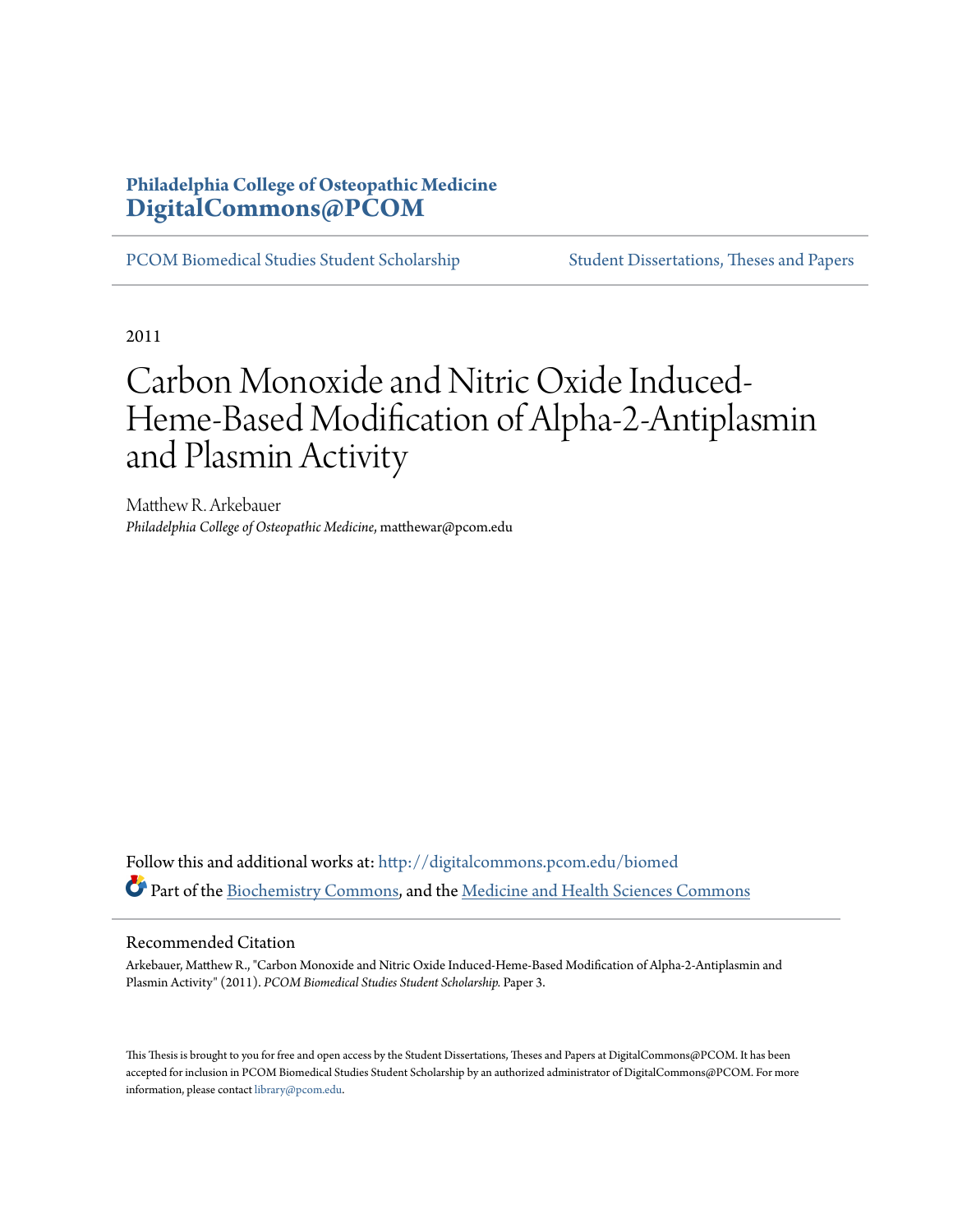**Philadelphia College of Osteopathic Medicine**
**DigitalCommons@PCOM**

PCOM Biomedical Studies Student Scholarship | Student Dissertations, Theses and Papers

2011

# Carbon Monoxide and Nitric Oxide Induced-Heme-Based Modification of Alpha-2-Antiplasmin and Plasmin Activity

Matthew R. Arkebauer
*Philadelphia College of Osteopathic Medicine*, matthewar@pcom.edu

Follow this and additional works at: http://digitalcommons.pcom.edu/biomed
Part of the Biochemistry Commons, and the Medicine and Health Sciences Commons

## Recommended Citation

Arkebauer, Matthew R., "Carbon Monoxide and Nitric Oxide Induced-Heme-Based Modification of Alpha-2-Antiplasmin and Plasmin Activity" (2011). *PCOM Biomedical Studies Student Scholarship.* Paper 3.

This Thesis is brought to you for free and open access by the Student Dissertations, Theses and Papers at DigitalCommons@PCOM. It has been accepted for inclusion in PCOM Biomedical Studies Student Scholarship by an authorized administrator of DigitalCommons@PCOM. For more information, please contact library@pcom.edu.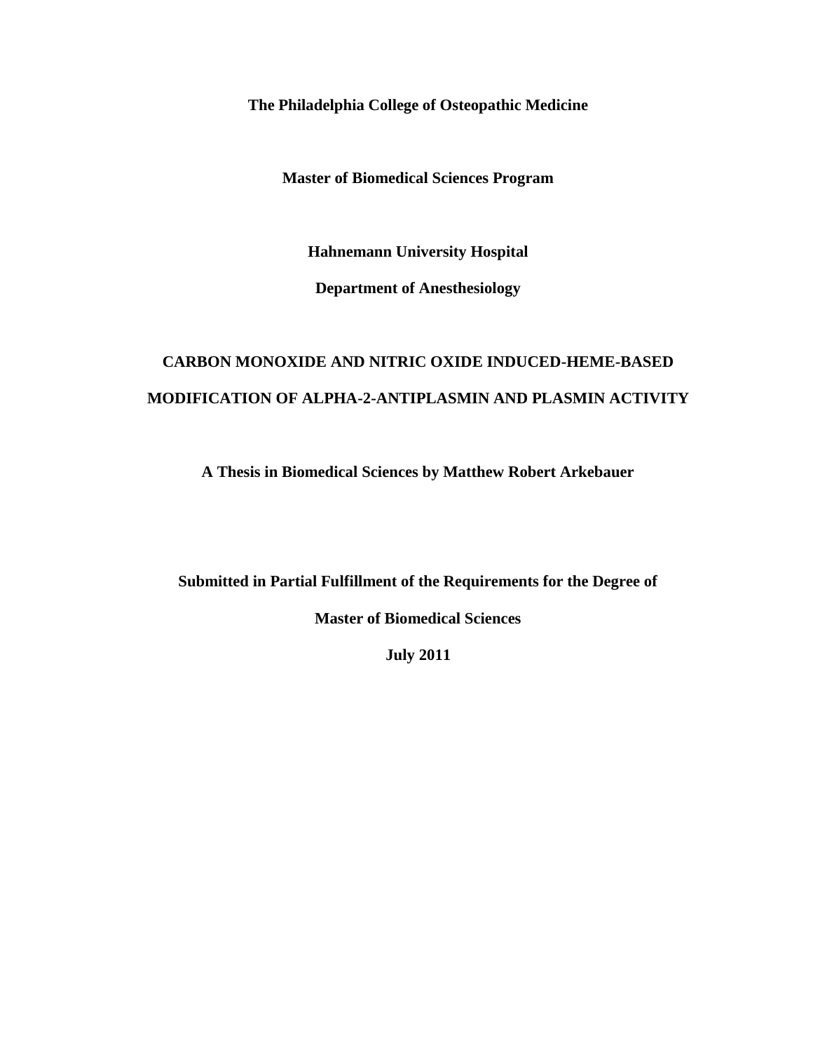**The Philadelphia College of Osteopathic Medicine**

**Master of Biomedical Sciences Program**

**Hahnemann University Hospital**

**Department of Anesthesiology**

# CARBON MONOXIDE AND NITRIC OXIDE INDUCED-HEME-BASED MODIFICATION OF ALPHA-2-ANTIPLASMIN AND PLASMIN ACTIVITY

**A Thesis in Biomedical Sciences by Matthew Robert Arkebauer**

**Submitted in Partial Fulfillment of the Requirements for the Degree of**

**Master of Biomedical Sciences**

**July 2011**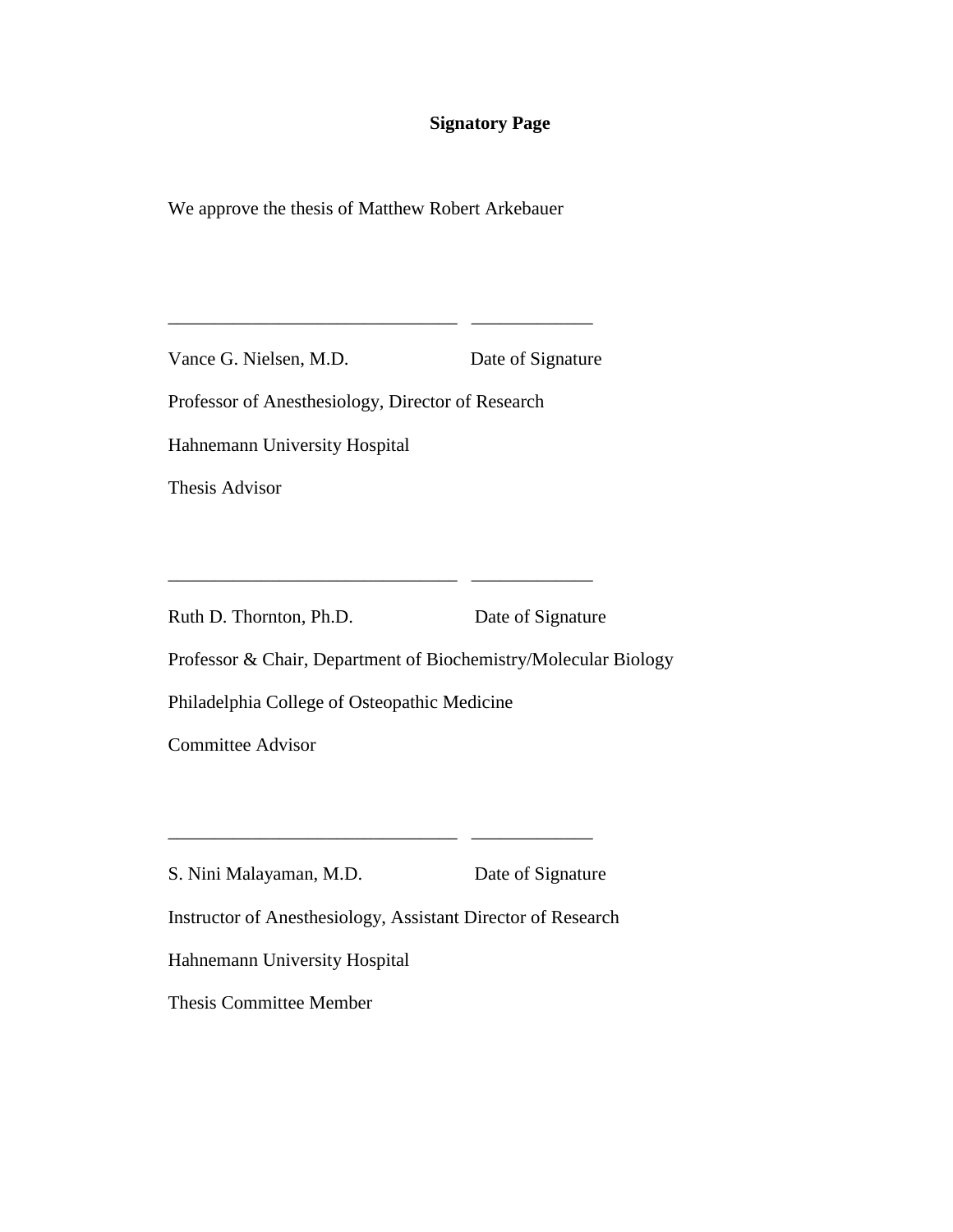**Signatory Page**

We approve the thesis of Matthew Robert Arkebauer

\_\_\_\_\_\_\_\_\_\_\_\_\_\_\_\_\_\_\_\_\_\_\_\_\_\_\_\_\_\_\_ \_\_\_\_\_\_\_\_\_\_\_\_\_

Vance G. Nielsen, M.D. Date of Signature

Professor of Anesthesiology, Director of Research

Hahnemann University Hospital

Thesis Advisor

\_\_\_\_\_\_\_\_\_\_\_\_\_\_\_\_\_\_\_\_\_\_\_\_\_\_\_\_\_\_\_ \_\_\_\_\_\_\_\_\_\_\_\_\_

Ruth D. Thornton, Ph.D. Date of Signature

Professor & Chair, Department of Biochemistry/Molecular Biology

Philadelphia College of Osteopathic Medicine

Committee Advisor

\_\_\_\_\_\_\_\_\_\_\_\_\_\_\_\_\_\_\_\_\_\_\_\_\_\_\_\_\_\_\_ \_\_\_\_\_\_\_\_\_\_\_\_\_

S. Nini Malayaman, M.D. Date of Signature

Instructor of Anesthesiology, Assistant Director of Research

Hahnemann University Hospital

Thesis Committee Member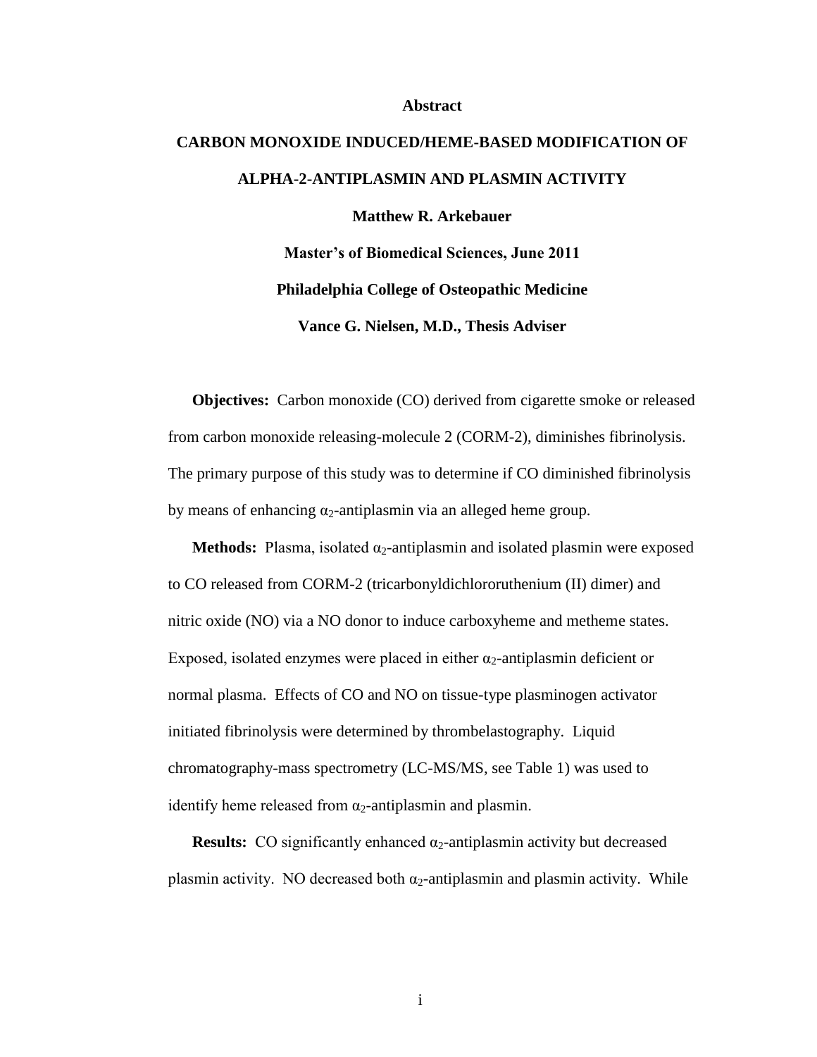# Abstract

## CARBON MONOXIDE INDUCED/HEME-BASED MODIFICATION OF ALPHA-2-ANTIPLASMIN AND PLASMIN ACTIVITY

**Matthew R. Arkebauer**

**Master's of Biomedical Sciences, June 2011**

**Philadelphia College of Osteopathic Medicine**

**Vance G. Nielsen, M.D., Thesis Adviser**

**Objectives:** Carbon monoxide (CO) derived from cigarette smoke or released from carbon monoxide releasing-molecule 2 (CORM-2), diminishes fibrinolysis. The primary purpose of this study was to determine if CO diminished fibrinolysis by means of enhancing $\alpha_2$-antiplasmin via an alleged heme group.

**Methods:** Plasma, isolated $\alpha_2$-antiplasmin and isolated plasmin were exposed to CO released from CORM-2 (tricarbonyldichlororuthenium (II) dimer) and nitric oxide (NO) via a NO donor to induce carboxyheme and metheme states. Exposed, isolated enzymes were placed in either $\alpha_2$-antiplasmin deficient or normal plasma. Effects of CO and NO on tissue-type plasminogen activator initiated fibrinolysis were determined by thrombelastography. Liquid chromatography-mass spectrometry (LC-MS/MS, see Table 1) was used to identify heme released from $\alpha_2$-antiplasmin and plasmin.

**Results:** CO significantly enhanced $\alpha_2$-antiplasmin activity but decreased plasmin activity. NO decreased both $\alpha_2$-antiplasmin and plasmin activity. While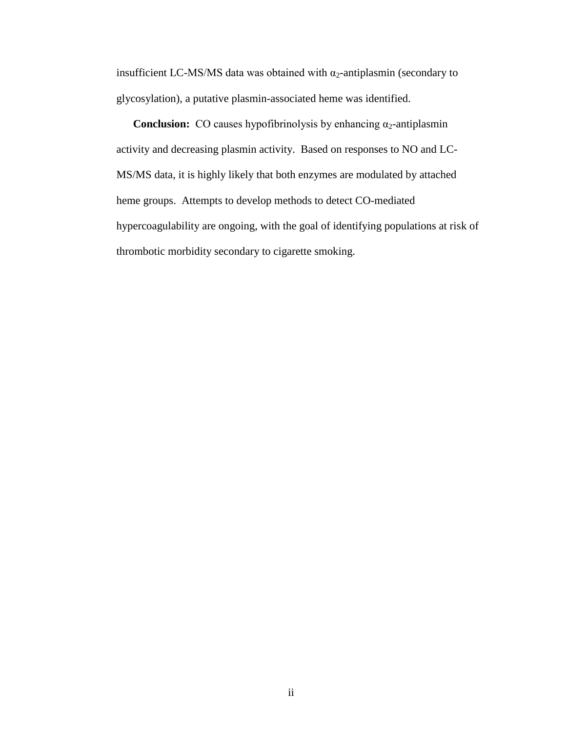insufficient LC-MS/MS data was obtained with $\alpha_2$-antiplasmin (secondary to glycosylation), a putative plasmin-associated heme was identified.

**Conclusion:** CO causes hypofibrinolysis by enhancing $\alpha_2$-antiplasmin activity and decreasing plasmin activity. Based on responses to NO and LC-MS/MS data, it is highly likely that both enzymes are modulated by attached heme groups. Attempts to develop methods to detect CO-mediated hypercoagulability are ongoing, with the goal of identifying populations at risk of thrombotic morbidity secondary to cigarette smoking.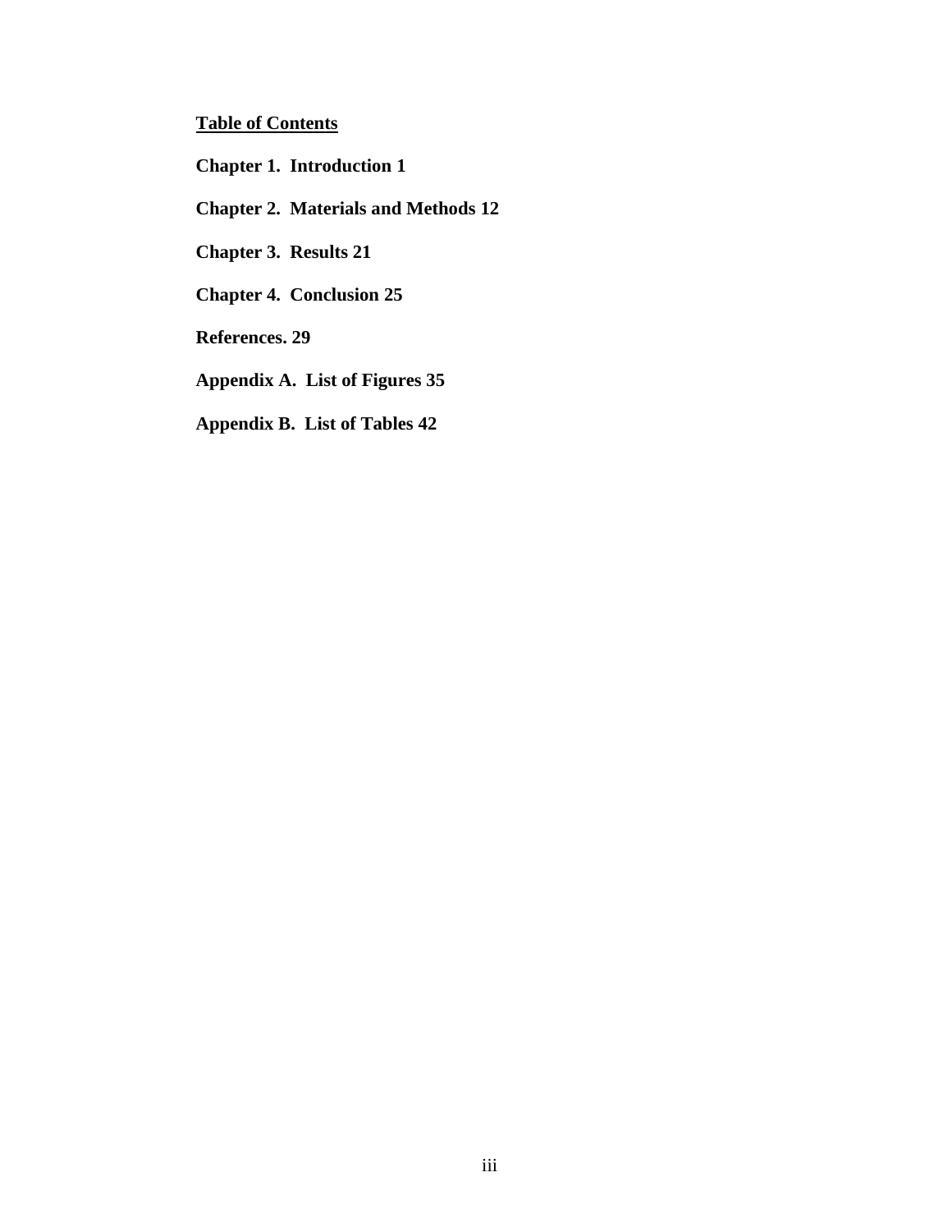**<u>Table of Contents</u>**

**Chapter 1.  Introduction 1**

**Chapter 2.  Materials and Methods 12**

**Chapter 3.  Results 21**

**Chapter 4.  Conclusion 25**

**References. 29**

**Appendix A.  List of Figures 35**

**Appendix B.  List of Tables 42**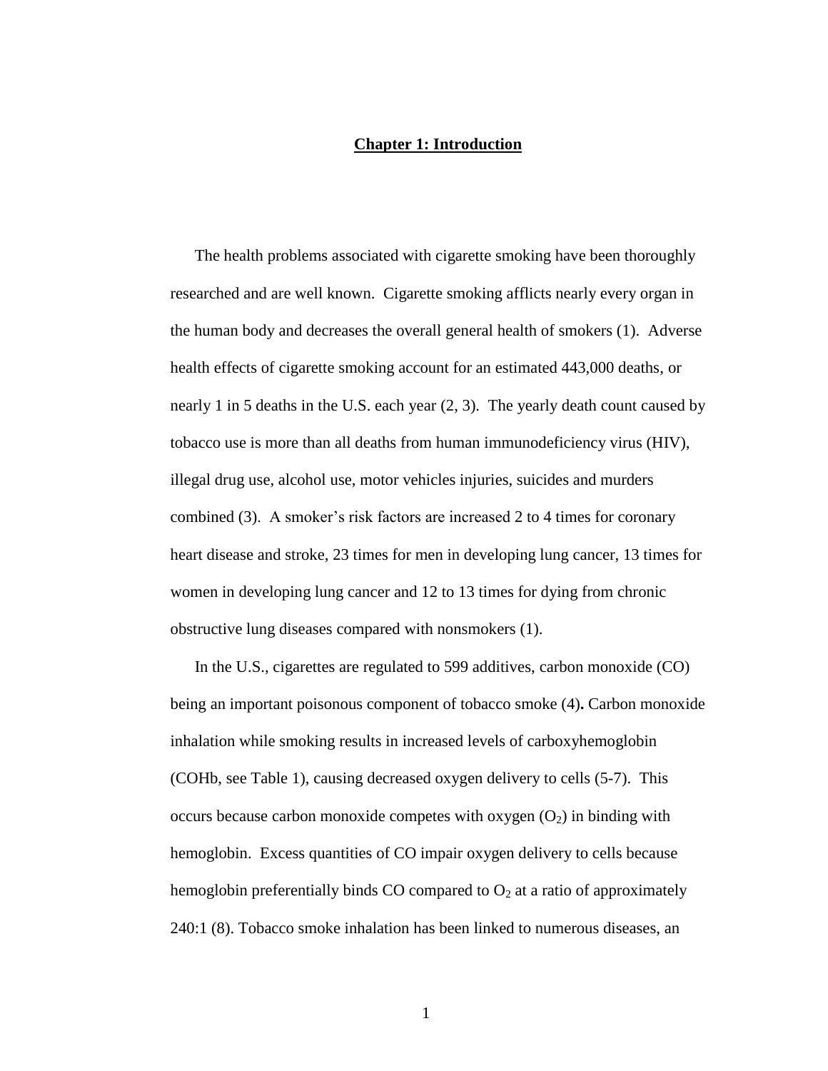# Chapter 1: Introduction

The health problems associated with cigarette smoking have been thoroughly researched and are well known. Cigarette smoking afflicts nearly every organ in the human body and decreases the overall general health of smokers (1). Adverse health effects of cigarette smoking account for an estimated 443,000 deaths, or nearly 1 in 5 deaths in the U.S. each year (2, 3). The yearly death count caused by tobacco use is more than all deaths from human immunodeficiency virus (HIV), illegal drug use, alcohol use, motor vehicles injuries, suicides and murders combined (3). A smoker's risk factors are increased 2 to 4 times for coronary heart disease and stroke, 23 times for men in developing lung cancer, 13 times for women in developing lung cancer and 12 to 13 times for dying from chronic obstructive lung diseases compared with nonsmokers (1).

In the U.S., cigarettes are regulated to 599 additives, carbon monoxide (CO) being an important poisonous component of tobacco smoke (4)**.** Carbon monoxide inhalation while smoking results in increased levels of carboxyhemoglobin (COHb, see Table 1), causing decreased oxygen delivery to cells (5-7). This occurs because carbon monoxide competes with oxygen ($O_2$) in binding with hemoglobin. Excess quantities of CO impair oxygen delivery to cells because hemoglobin preferentially binds CO compared to $O_2$ at a ratio of approximately 240:1 (8). Tobacco smoke inhalation has been linked to numerous diseases, an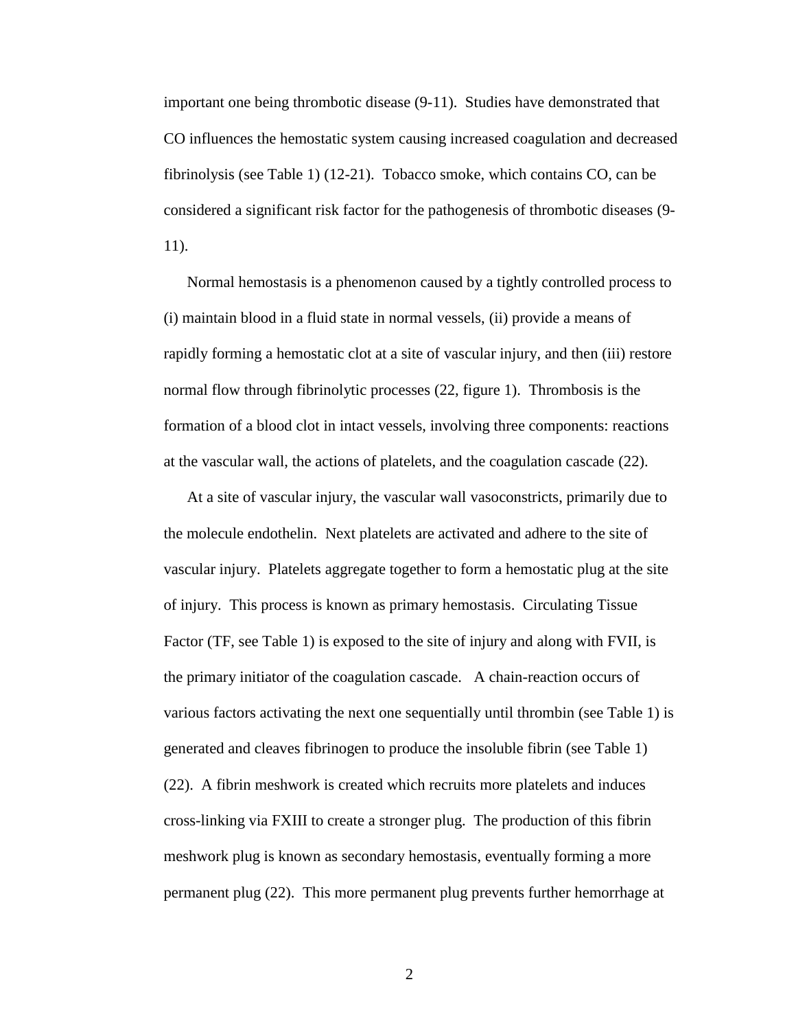important one being thrombotic disease (9-11). Studies have demonstrated that CO influences the hemostatic system causing increased coagulation and decreased fibrinolysis (see Table 1) (12-21). Tobacco smoke, which contains CO, can be considered a significant risk factor for the pathogenesis of thrombotic diseases (9-11).

Normal hemostasis is a phenomenon caused by a tightly controlled process to (i) maintain blood in a fluid state in normal vessels, (ii) provide a means of rapidly forming a hemostatic clot at a site of vascular injury, and then (iii) restore normal flow through fibrinolytic processes (22, figure 1). Thrombosis is the formation of a blood clot in intact vessels, involving three components: reactions at the vascular wall, the actions of platelets, and the coagulation cascade (22).

At a site of vascular injury, the vascular wall vasoconstricts, primarily due to the molecule endothelin. Next platelets are activated and adhere to the site of vascular injury. Platelets aggregate together to form a hemostatic plug at the site of injury. This process is known as primary hemostasis. Circulating Tissue Factor (TF, see Table 1) is exposed to the site of injury and along with FVII, is the primary initiator of the coagulation cascade. A chain-reaction occurs of various factors activating the next one sequentially until thrombin (see Table 1) is generated and cleaves fibrinogen to produce the insoluble fibrin (see Table 1) (22). A fibrin meshwork is created which recruits more platelets and induces cross-linking via FXIII to create a stronger plug. The production of this fibrin meshwork plug is known as secondary hemostasis, eventually forming a more permanent plug (22). This more permanent plug prevents further hemorrhage at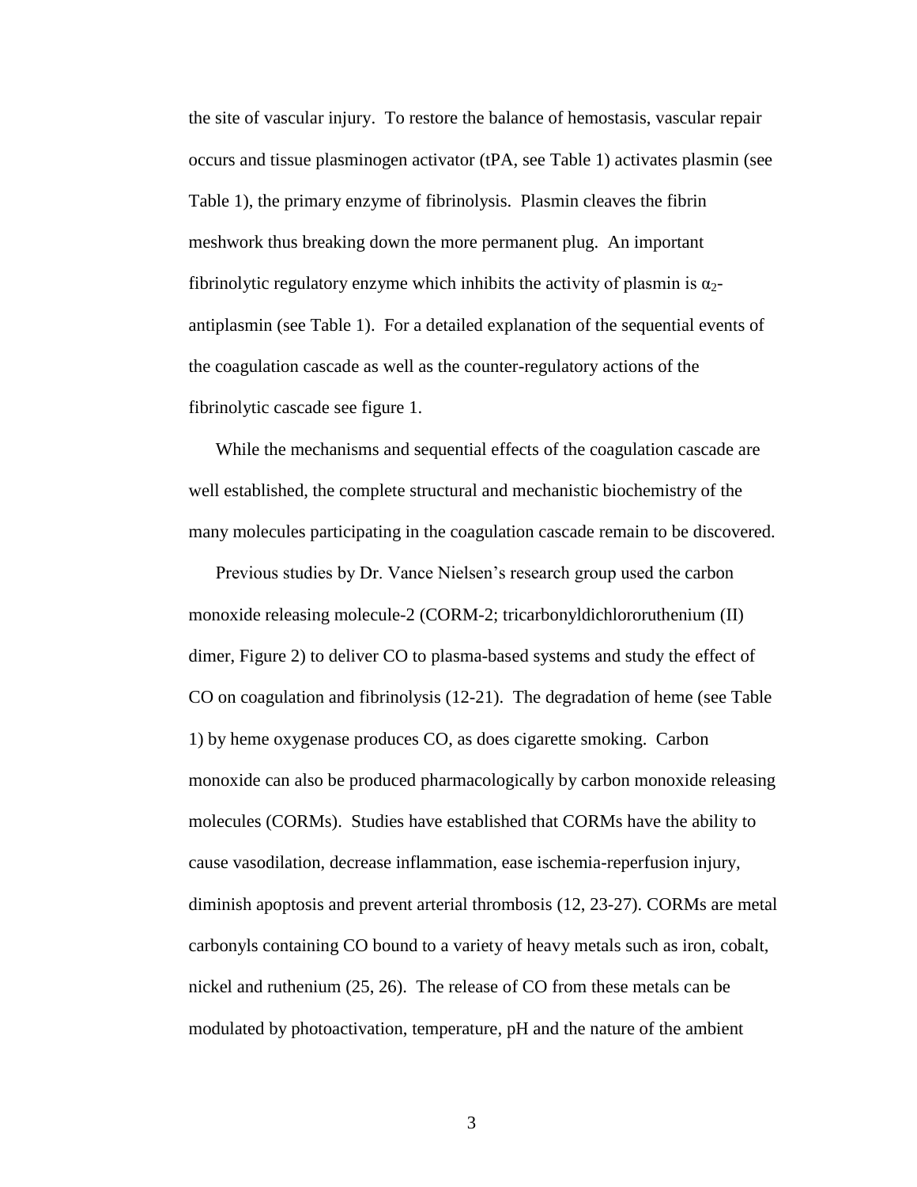the site of vascular injury. To restore the balance of hemostasis, vascular repair occurs and tissue plasminogen activator (tPA, see Table 1) activates plasmin (see Table 1), the primary enzyme of fibrinolysis. Plasmin cleaves the fibrin meshwork thus breaking down the more permanent plug. An important fibrinolytic regulatory enzyme which inhibits the activity of plasmin is $\alpha_2$-antiplasmin (see Table 1). For a detailed explanation of the sequential events of the coagulation cascade as well as the counter-regulatory actions of the fibrinolytic cascade see figure 1.

While the mechanisms and sequential effects of the coagulation cascade are well established, the complete structural and mechanistic biochemistry of the many molecules participating in the coagulation cascade remain to be discovered.

Previous studies by Dr. Vance Nielsen's research group used the carbon monoxide releasing molecule-2 (CORM-2; tricarbonyldichlororuthenium (II) dimer, Figure 2) to deliver CO to plasma-based systems and study the effect of CO on coagulation and fibrinolysis (12-21). The degradation of heme (see Table 1) by heme oxygenase produces CO, as does cigarette smoking. Carbon monoxide can also be produced pharmacologically by carbon monoxide releasing molecules (CORMs). Studies have established that CORMs have the ability to cause vasodilation, decrease inflammation, ease ischemia-reperfusion injury, diminish apoptosis and prevent arterial thrombosis (12, 23-27). CORMs are metal carbonyls containing CO bound to a variety of heavy metals such as iron, cobalt, nickel and ruthenium (25, 26). The release of CO from these metals can be modulated by photoactivation, temperature, pH and the nature of the ambient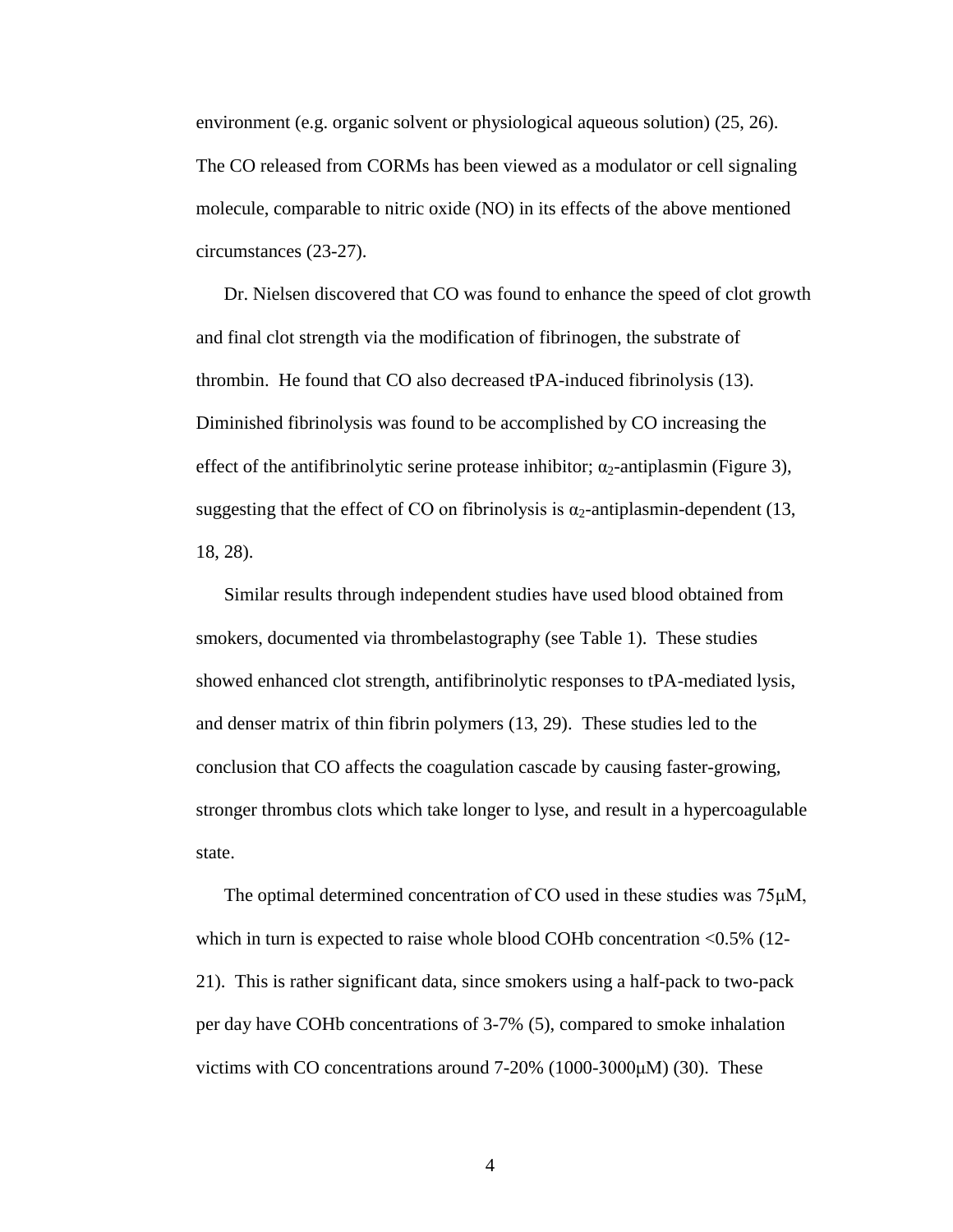environment (e.g. organic solvent or physiological aqueous solution) (25, 26). The CO released from CORMs has been viewed as a modulator or cell signaling molecule, comparable to nitric oxide (NO) in its effects of the above mentioned circumstances (23-27).

Dr. Nielsen discovered that CO was found to enhance the speed of clot growth and final clot strength via the modification of fibrinogen, the substrate of thrombin. He found that CO also decreased tPA-induced fibrinolysis (13). Diminished fibrinolysis was found to be accomplished by CO increasing the effect of the antifibrinolytic serine protease inhibitor; $\alpha_2$-antiplasmin (Figure 3), suggesting that the effect of CO on fibrinolysis is $\alpha_2$-antiplasmin-dependent (13, 18, 28).

Similar results through independent studies have used blood obtained from smokers, documented via thrombelastography (see Table 1). These studies showed enhanced clot strength, antifibrinolytic responses to tPA-mediated lysis, and denser matrix of thin fibrin polymers (13, 29). These studies led to the conclusion that CO affects the coagulation cascade by causing faster-growing, stronger thrombus clots which take longer to lyse, and result in a hypercoagulable state.

The optimal determined concentration of CO used in these studies was 75μM, which in turn is expected to raise whole blood COHb concentration <0.5% (12-21). This is rather significant data, since smokers using a half-pack to two-pack per day have COHb concentrations of 3-7% (5), compared to smoke inhalation victims with CO concentrations around 7-20% (1000-3000μM) (30). These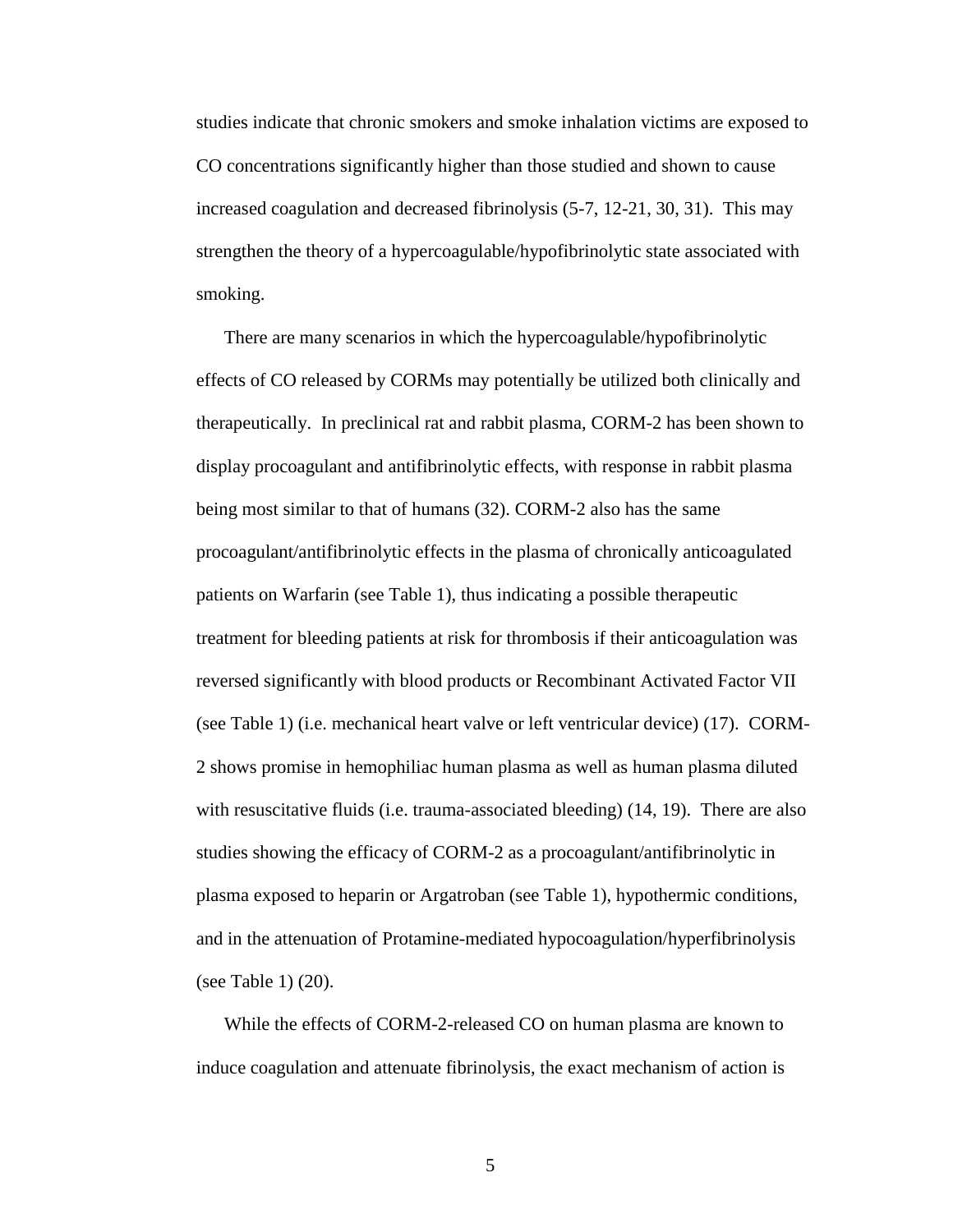studies indicate that chronic smokers and smoke inhalation victims are exposed to CO concentrations significantly higher than those studied and shown to cause increased coagulation and decreased fibrinolysis (5-7, 12-21, 30, 31). This may strengthen the theory of a hypercoagulable/hypofibrinolytic state associated with smoking.

There are many scenarios in which the hypercoagulable/hypofibrinolytic effects of CO released by CORMs may potentially be utilized both clinically and therapeutically. In preclinical rat and rabbit plasma, CORM-2 has been shown to display procoagulant and antifibrinolytic effects, with response in rabbit plasma being most similar to that of humans (32). CORM-2 also has the same procoagulant/antifibrinolytic effects in the plasma of chronically anticoagulated patients on Warfarin (see Table 1), thus indicating a possible therapeutic treatment for bleeding patients at risk for thrombosis if their anticoagulation was reversed significantly with blood products or Recombinant Activated Factor VII (see Table 1) (i.e. mechanical heart valve or left ventricular device) (17). CORM-2 shows promise in hemophiliac human plasma as well as human plasma diluted with resuscitative fluids (i.e. trauma-associated bleeding) (14, 19). There are also studies showing the efficacy of CORM-2 as a procoagulant/antifibrinolytic in plasma exposed to heparin or Argatroban (see Table 1), hypothermic conditions, and in the attenuation of Protamine-mediated hypocoagulation/hyperfibrinolysis (see Table 1) (20).

While the effects of CORM-2-released CO on human plasma are known to induce coagulation and attenuate fibrinolysis, the exact mechanism of action is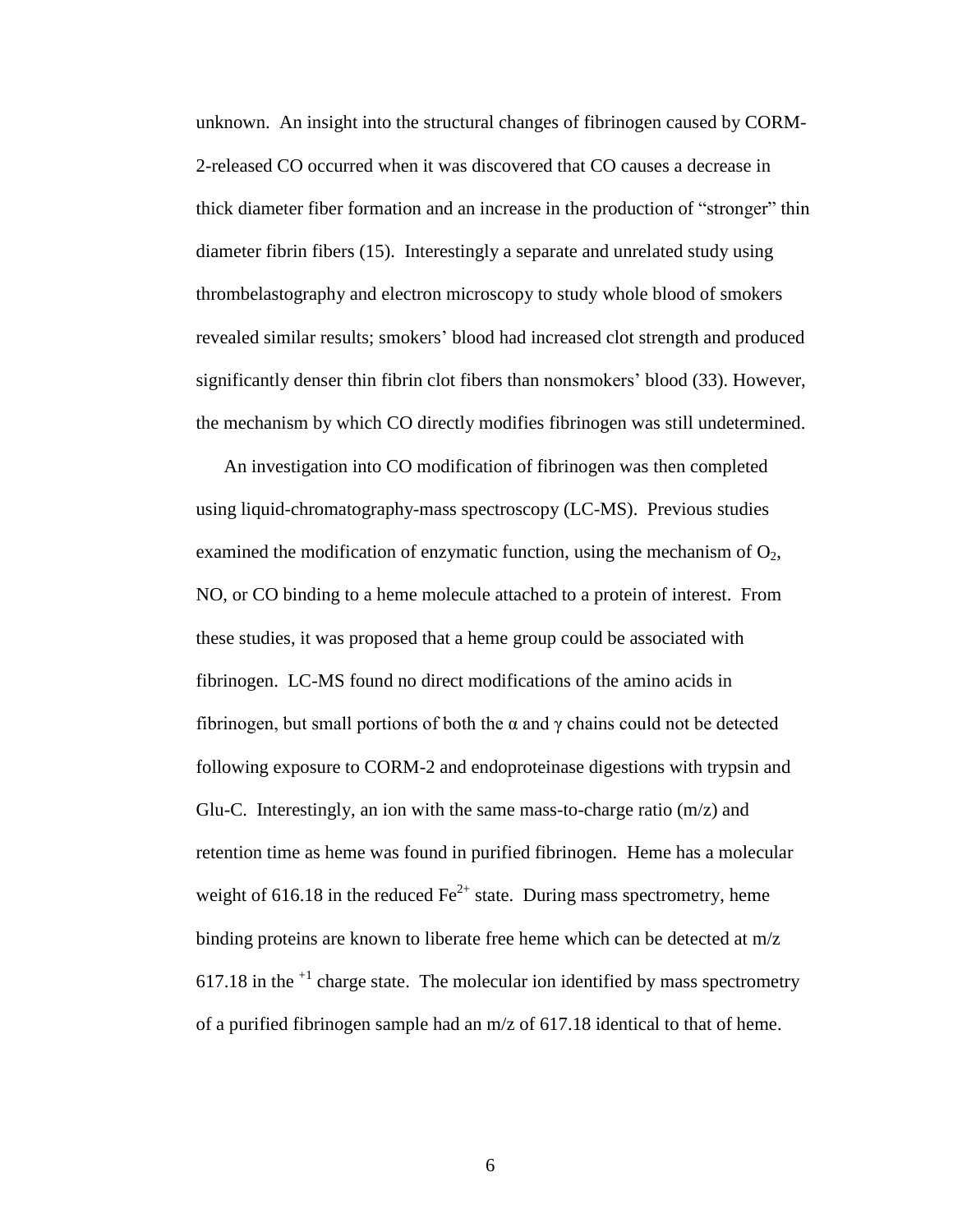unknown. An insight into the structural changes of fibrinogen caused by CORM-2-released CO occurred when it was discovered that CO causes a decrease in thick diameter fiber formation and an increase in the production of "stronger" thin diameter fibrin fibers (15). Interestingly a separate and unrelated study using thrombelastography and electron microscopy to study whole blood of smokers revealed similar results; smokers' blood had increased clot strength and produced significantly denser thin fibrin clot fibers than nonsmokers' blood (33). However, the mechanism by which CO directly modifies fibrinogen was still undetermined.

An investigation into CO modification of fibrinogen was then completed using liquid-chromatography-mass spectroscopy (LC-MS). Previous studies examined the modification of enzymatic function, using the mechanism of $O_2$, NO, or CO binding to a heme molecule attached to a protein of interest. From these studies, it was proposed that a heme group could be associated with fibrinogen. LC-MS found no direct modifications of the amino acids in fibrinogen, but small portions of both the $\alpha$ and $\gamma$ chains could not be detected following exposure to CORM-2 and endoproteinase digestions with trypsin and Glu-C. Interestingly, an ion with the same mass-to-charge ratio (m/z) and retention time as heme was found in purified fibrinogen. Heme has a molecular weight of 616.18 in the reduced $Fe^{2+}$ state. During mass spectrometry, heme binding proteins are known to liberate free heme which can be detected at m/z 617.18 in the $^{+1}$ charge state. The molecular ion identified by mass spectrometry of a purified fibrinogen sample had an m/z of 617.18 identical to that of heme.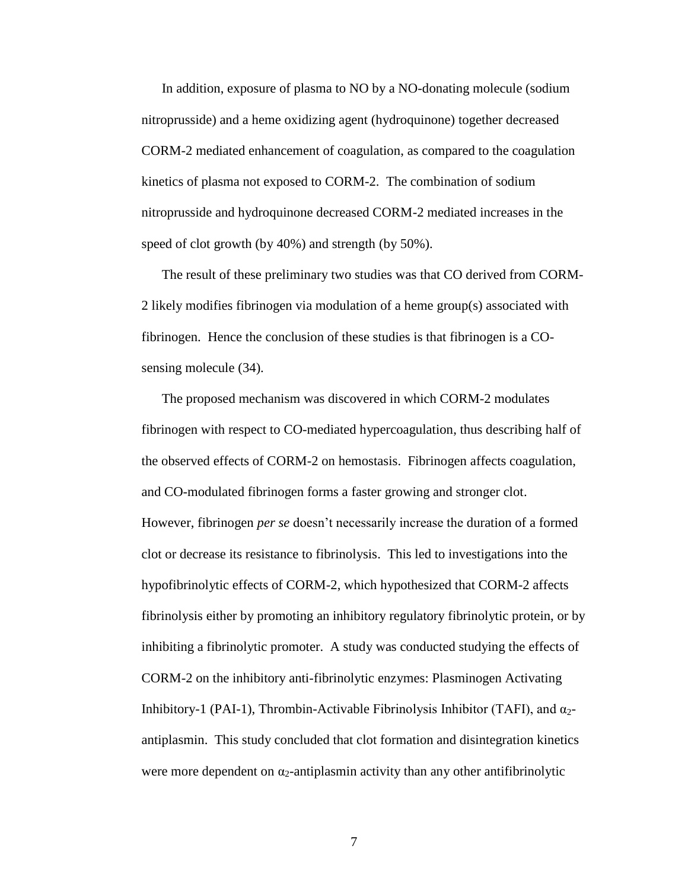In addition, exposure of plasma to NO by a NO-donating molecule (sodium nitroprusside) and a heme oxidizing agent (hydroquinone) together decreased CORM-2 mediated enhancement of coagulation, as compared to the coagulation kinetics of plasma not exposed to CORM-2. The combination of sodium nitroprusside and hydroquinone decreased CORM-2 mediated increases in the speed of clot growth (by 40%) and strength (by 50%).

The result of these preliminary two studies was that CO derived from CORM-2 likely modifies fibrinogen via modulation of a heme group(s) associated with fibrinogen. Hence the conclusion of these studies is that fibrinogen is a CO-sensing molecule (34).

The proposed mechanism was discovered in which CORM-2 modulates fibrinogen with respect to CO-mediated hypercoagulation, thus describing half of the observed effects of CORM-2 on hemostasis. Fibrinogen affects coagulation, and CO-modulated fibrinogen forms a faster growing and stronger clot. However, fibrinogen *per se* doesn't necessarily increase the duration of a formed clot or decrease its resistance to fibrinolysis. This led to investigations into the hypofibrinolytic effects of CORM-2, which hypothesized that CORM-2 affects fibrinolysis either by promoting an inhibitory regulatory fibrinolytic protein, or by inhibiting a fibrinolytic promoter. A study was conducted studying the effects of CORM-2 on the inhibitory anti-fibrinolytic enzymes: Plasminogen Activating Inhibitory-1 (PAI-1), Thrombin-Activable Fibrinolysis Inhibitor (TAFI), and $\alpha_2$-antiplasmin. This study concluded that clot formation and disintegration kinetics were more dependent on $\alpha_2$-antiplasmin activity than any other antifibrinolytic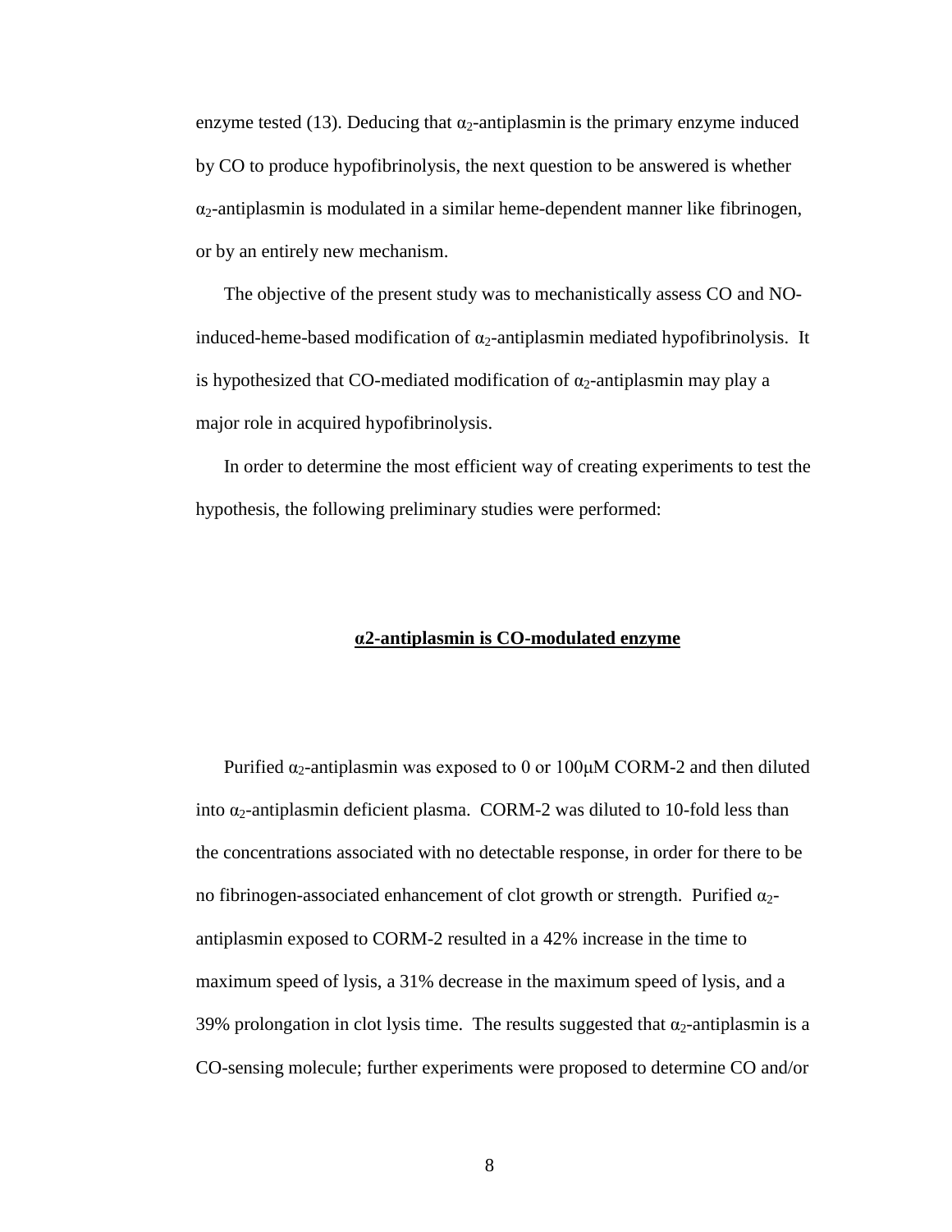enzyme tested (13). Deducing that $\alpha_2$-antiplasmin is the primary enzyme induced by CO to produce hypofibrinolysis, the next question to be answered is whether $\alpha_2$-antiplasmin is modulated in a similar heme-dependent manner like fibrinogen, or by an entirely new mechanism.

The objective of the present study was to mechanistically assess CO and NO-induced-heme-based modification of $\alpha_2$-antiplasmin mediated hypofibrinolysis. It is hypothesized that CO-mediated modification of $\alpha_2$-antiplasmin may play a major role in acquired hypofibrinolysis.

In order to determine the most efficient way of creating experiments to test the hypothesis, the following preliminary studies were performed:

## **α2-antiplasmin is CO-modulated enzyme**

Purified $\alpha_2$-antiplasmin was exposed to 0 or 100μM CORM-2 and then diluted into $\alpha_2$-antiplasmin deficient plasma. CORM-2 was diluted to 10-fold less than the concentrations associated with no detectable response, in order for there to be no fibrinogen-associated enhancement of clot growth or strength. Purified $\alpha_2$-antiplasmin exposed to CORM-2 resulted in a 42% increase in the time to maximum speed of lysis, a 31% decrease in the maximum speed of lysis, and a 39% prolongation in clot lysis time. The results suggested that $\alpha_2$-antiplasmin is a CO-sensing molecule; further experiments were proposed to determine CO and/or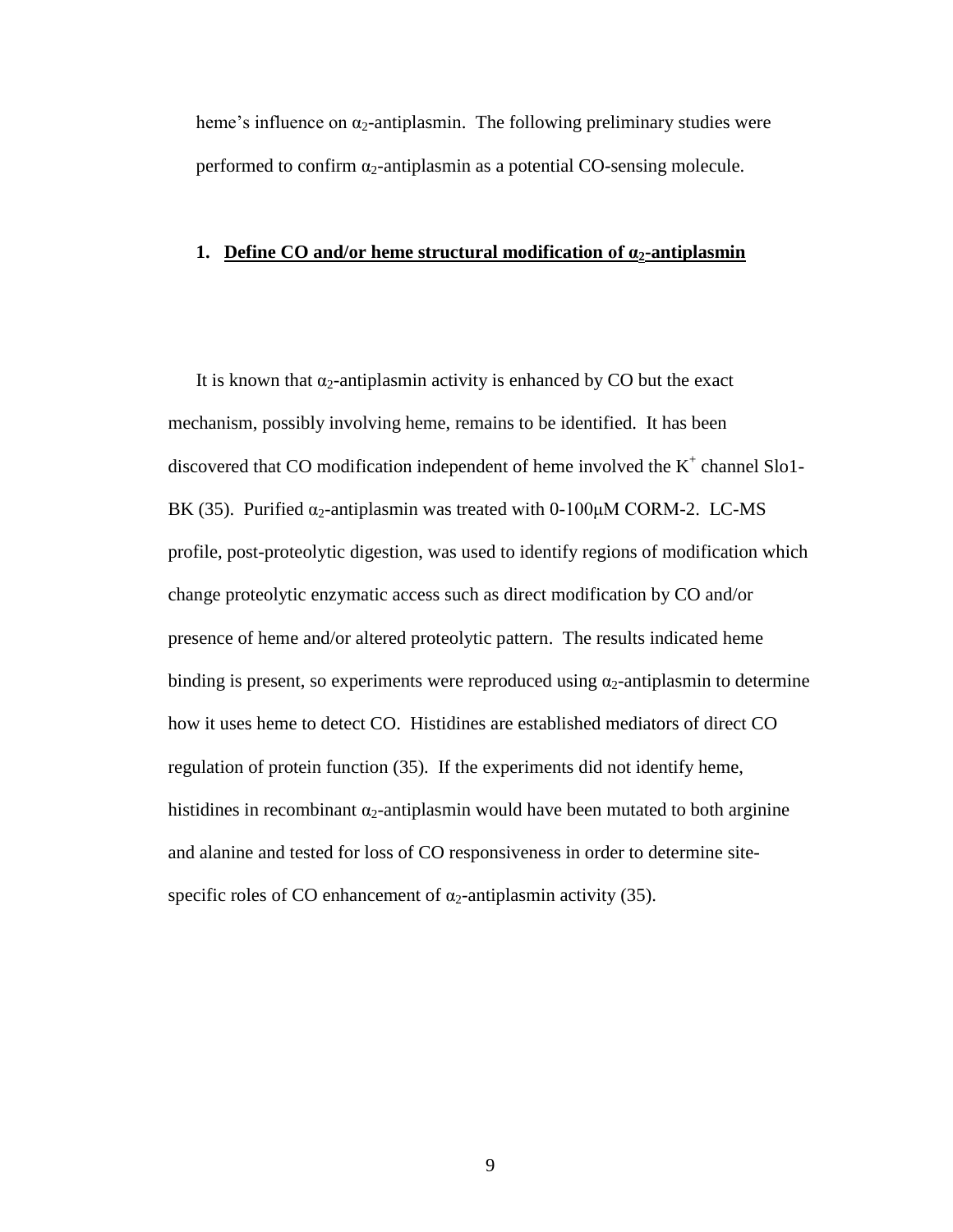heme's influence on $\alpha_2$-antiplasmin. The following preliminary studies were performed to confirm $\alpha_2$-antiplasmin as a potential CO-sensing molecule.

**1. Define CO and/or heme structural modification of $\alpha_2$-antiplasmin**

It is known that $\alpha_2$-antiplasmin activity is enhanced by CO but the exact mechanism, possibly involving heme, remains to be identified. It has been discovered that CO modification independent of heme involved the $K^+$ channel Slo1-BK (35). Purified $\alpha_2$-antiplasmin was treated with 0-100μM CORM-2. LC-MS profile, post-proteolytic digestion, was used to identify regions of modification which change proteolytic enzymatic access such as direct modification by CO and/or presence of heme and/or altered proteolytic pattern. The results indicated heme binding is present, so experiments were reproduced using $\alpha_2$-antiplasmin to determine how it uses heme to detect CO. Histidines are established mediators of direct CO regulation of protein function (35). If the experiments did not identify heme, histidines in recombinant $\alpha_2$-antiplasmin would have been mutated to both arginine and alanine and tested for loss of CO responsiveness in order to determine site-specific roles of CO enhancement of $\alpha_2$-antiplasmin activity (35).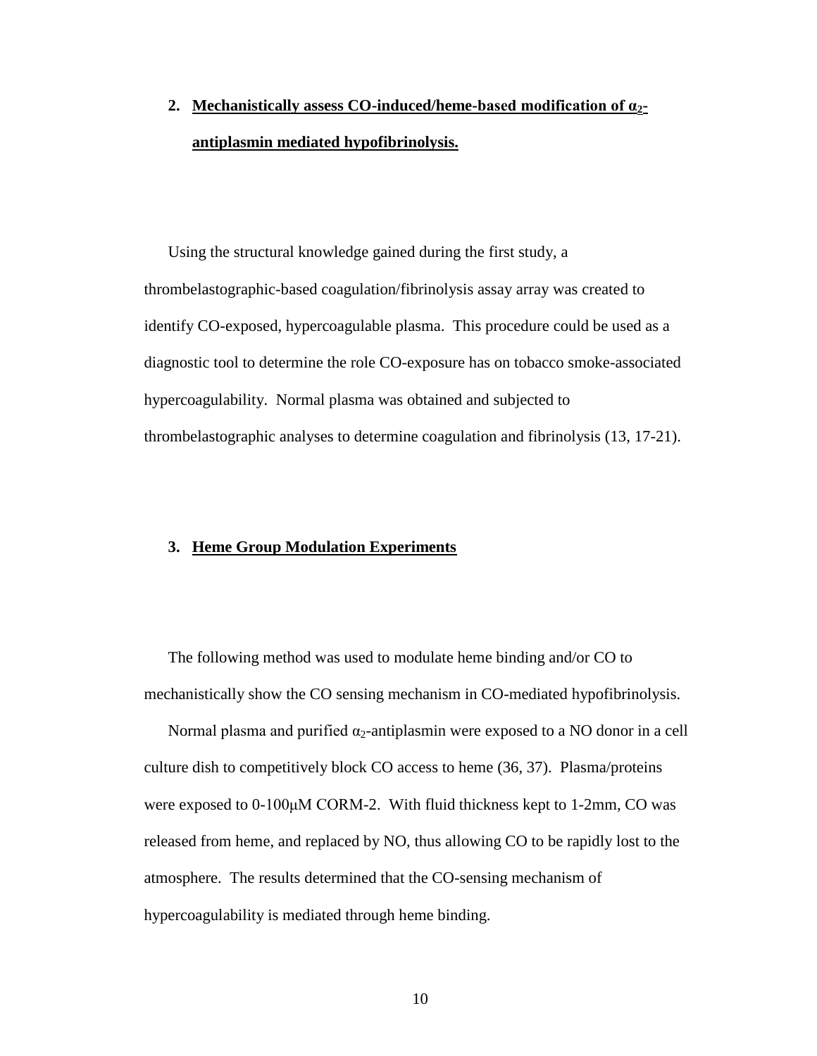2. **Mechanistically assess CO-induced/heme-based modification of $\alpha_2$-antiplasmin mediated hypofibrinolysis.**

Using the structural knowledge gained during the first study, a thrombelastographic-based coagulation/fibrinolysis assay array was created to identify CO-exposed, hypercoagulable plasma. This procedure could be used as a diagnostic tool to determine the role CO-exposure has on tobacco smoke-associated hypercoagulability. Normal plasma was obtained and subjected to thrombelastographic analyses to determine coagulation and fibrinolysis (13, 17-21).

3. **Heme Group Modulation Experiments**

The following method was used to modulate heme binding and/or CO to mechanistically show the CO sensing mechanism in CO-mediated hypofibrinolysis.

Normal plasma and purified $\alpha_2$-antiplasmin were exposed to a NO donor in a cell culture dish to competitively block CO access to heme (36, 37). Plasma/proteins were exposed to 0-100μM CORM-2. With fluid thickness kept to 1-2mm, CO was released from heme, and replaced by NO, thus allowing CO to be rapidly lost to the atmosphere. The results determined that the CO-sensing mechanism of hypercoagulability is mediated through heme binding.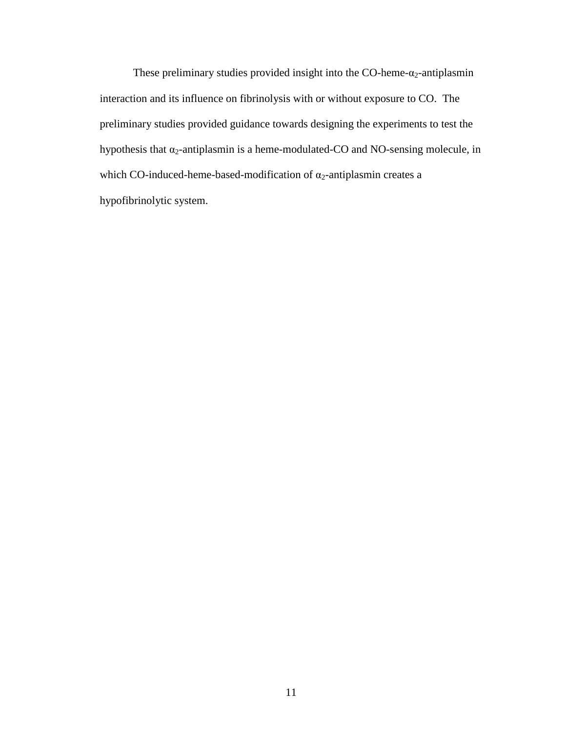These preliminary studies provided insight into the CO-heme-$\alpha_2$-antiplasmin interaction and its influence on fibrinolysis with or without exposure to CO. The preliminary studies provided guidance towards designing the experiments to test the hypothesis that $\alpha_2$-antiplasmin is a heme-modulated-CO and NO-sensing molecule, in which CO-induced-heme-based-modification of $\alpha_2$-antiplasmin creates a hypofibrinolytic system.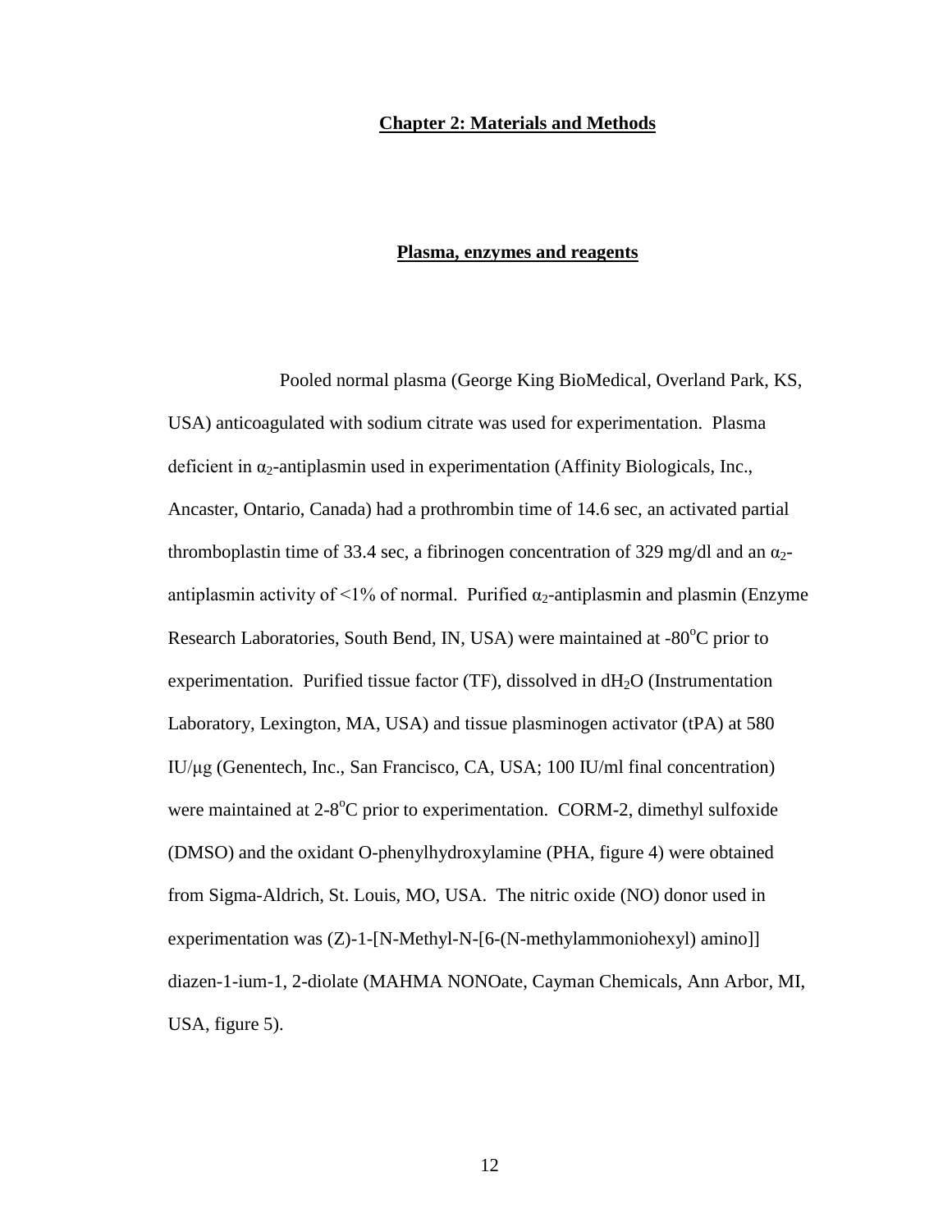# Chapter 2: Materials and Methods

## Plasma, enzymes and reagents

Pooled normal plasma (George King BioMedical, Overland Park, KS, USA) anticoagulated with sodium citrate was used for experimentation. Plasma deficient in $\alpha_2$-antiplasmin used in experimentation (Affinity Biologicals, Inc., Ancaster, Ontario, Canada) had a prothrombin time of 14.6 sec, an activated partial thromboplastin time of 33.4 sec, a fibrinogen concentration of 329 mg/dl and an $\alpha_2$-antiplasmin activity of <1% of normal. Purified $\alpha_2$-antiplasmin and plasmin (Enzyme Research Laboratories, South Bend, IN, USA) were maintained at -80$^{o}$C prior to experimentation. Purified tissue factor (TF), dissolved in $dH_2O$ (Instrumentation Laboratory, Lexington, MA, USA) and tissue plasminogen activator (tPA) at 580 IU/μg (Genentech, Inc., San Francisco, CA, USA; 100 IU/ml final concentration) were maintained at 2-8$^{o}$C prior to experimentation. CORM-2, dimethyl sulfoxide (DMSO) and the oxidant O-phenylhydroxylamine (PHA, figure 4) were obtained from Sigma-Aldrich, St. Louis, MO, USA. The nitric oxide (NO) donor used in experimentation was (Z)-1-[N-Methyl-N-[6-(N-methylammoniohexyl) amino]] diazen-1-ium-1, 2-diolate (MAHMA NONOate, Cayman Chemicals, Ann Arbor, MI, USA, figure 5).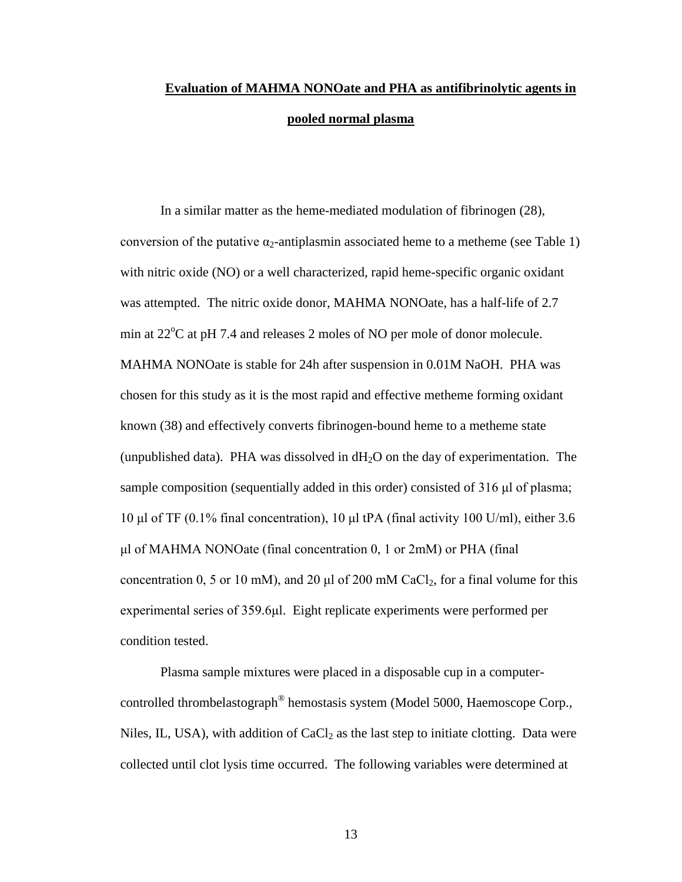## **Evaluation of MAHMA NONOate and PHA as antifibrinolytic agents in pooled normal plasma**

In a similar matter as the heme-mediated modulation of fibrinogen (28), conversion of the putative $\alpha_2$-antiplasmin associated heme to a metheme (see Table 1) with nitric oxide (NO) or a well characterized, rapid heme-specific organic oxidant was attempted. The nitric oxide donor, MAHMA NONOate, has a half-life of 2.7 min at 22°C at pH 7.4 and releases 2 moles of NO per mole of donor molecule. MAHMA NONOate is stable for 24h after suspension in 0.01M NaOH. PHA was chosen for this study as it is the most rapid and effective metheme forming oxidant known (38) and effectively converts fibrinogen-bound heme to a metheme state (unpublished data). PHA was dissolved in $dH_2O$ on the day of experimentation. The sample composition (sequentially added in this order) consisted of 316 μl of plasma; 10 μl of TF (0.1% final concentration), 10 μl tPA (final activity 100 U/ml), either 3.6 μl of MAHMA NONOate (final concentration 0, 1 or 2mM) or PHA (final concentration 0, 5 or 10 mM), and 20 μl of 200 mM $CaCl_2$, for a final volume for this experimental series of 359.6μl. Eight replicate experiments were performed per condition tested.

Plasma sample mixtures were placed in a disposable cup in a computer-controlled thrombelastograph® hemostasis system (Model 5000, Haemoscope Corp., Niles, IL, USA), with addition of $CaCl_2$ as the last step to initiate clotting. Data were collected until clot lysis time occurred. The following variables were determined at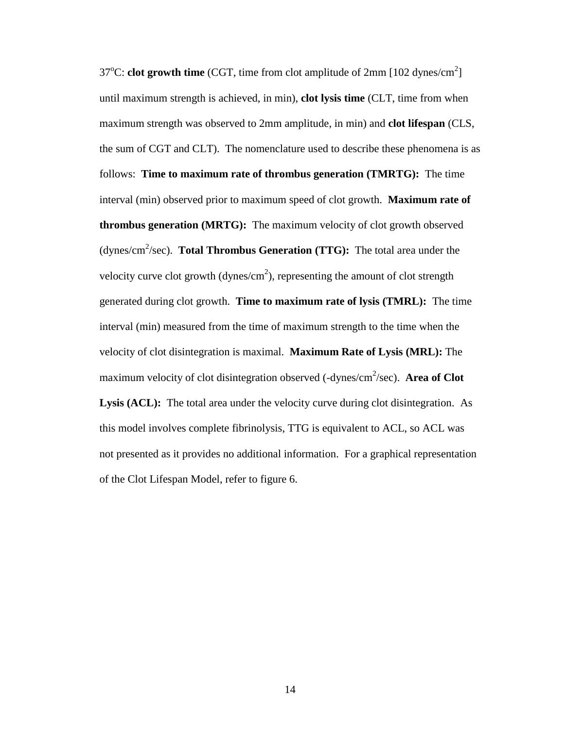$37^oC$: **clot growth time** (CGT, time from clot amplitude of 2mm [102 dynes/$cm^2$] until maximum strength is achieved, in min), **clot lysis time** (CLT, time from when maximum strength was observed to 2mm amplitude, in min) and **clot lifespan** (CLS, the sum of CGT and CLT). The nomenclature used to describe these phenomena is as follows: **Time to maximum rate of thrombus generation (TMRTG):** The time interval (min) observed prior to maximum speed of clot growth. **Maximum rate of thrombus generation (MRTG):** The maximum velocity of clot growth observed (dynes/$cm^2$/sec). **Total Thrombus Generation (TTG):** The total area under the velocity curve clot growth (dynes/$cm^2$), representing the amount of clot strength generated during clot growth. **Time to maximum rate of lysis (TMRL):** The time interval (min) measured from the time of maximum strength to the time when the velocity of clot disintegration is maximal. **Maximum Rate of Lysis (MRL):** The maximum velocity of clot disintegration observed (-dynes/$cm^2$/sec). **Area of Clot Lysis (ACL):** The total area under the velocity curve during clot disintegration. As this model involves complete fibrinolysis, TTG is equivalent to ACL, so ACL was not presented as it provides no additional information. For a graphical representation of the Clot Lifespan Model, refer to figure 6.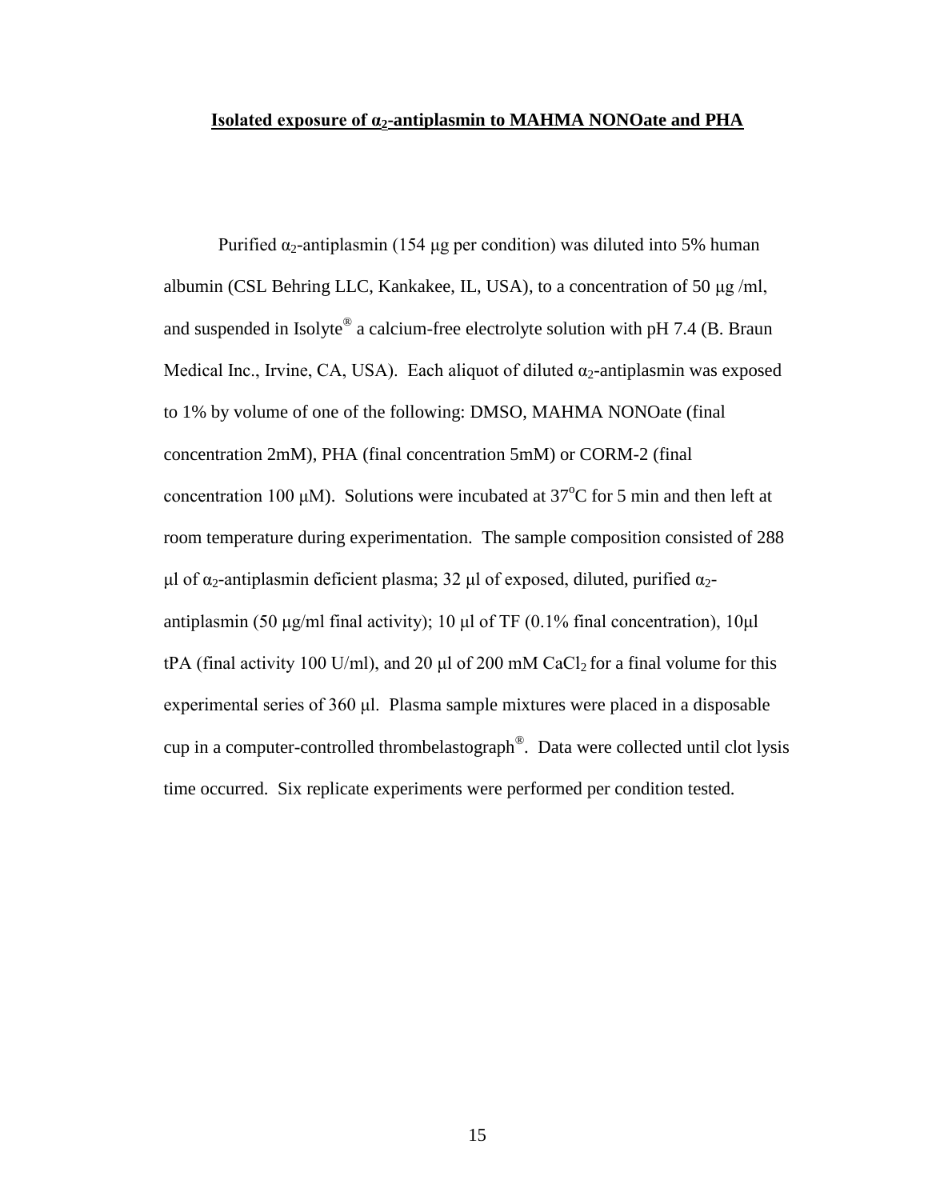## Isolated exposure of $\alpha_2$-antiplasmin to MAHMA NONOate and PHA

Purified $\alpha_2$-antiplasmin (154 μg per condition) was diluted into 5% human albumin (CSL Behring LLC, Kankakee, IL, USA), to a concentration of 50 μg /ml, and suspended in Isolyte® a calcium-free electrolyte solution with pH 7.4 (B. Braun Medical Inc., Irvine, CA, USA). Each aliquot of diluted $\alpha_2$-antiplasmin was exposed to 1% by volume of one of the following: DMSO, MAHMA NONOate (final concentration 2mM), PHA (final concentration 5mM) or CORM-2 (final concentration 100 μM). Solutions were incubated at 37°C for 5 min and then left at room temperature during experimentation. The sample composition consisted of 288 μl of $\alpha_2$-antiplasmin deficient plasma; 32 μl of exposed, diluted, purified $\alpha_2$-antiplasmin (50 μg/ml final activity); 10 μl of TF (0.1% final concentration), 10μl tPA (final activity 100 U/ml), and 20 μl of 200 mM $CaCl_2$ for a final volume for this experimental series of 360 μl. Plasma sample mixtures were placed in a disposable cup in a computer-controlled thrombelastograph®. Data were collected until clot lysis time occurred. Six replicate experiments were performed per condition tested.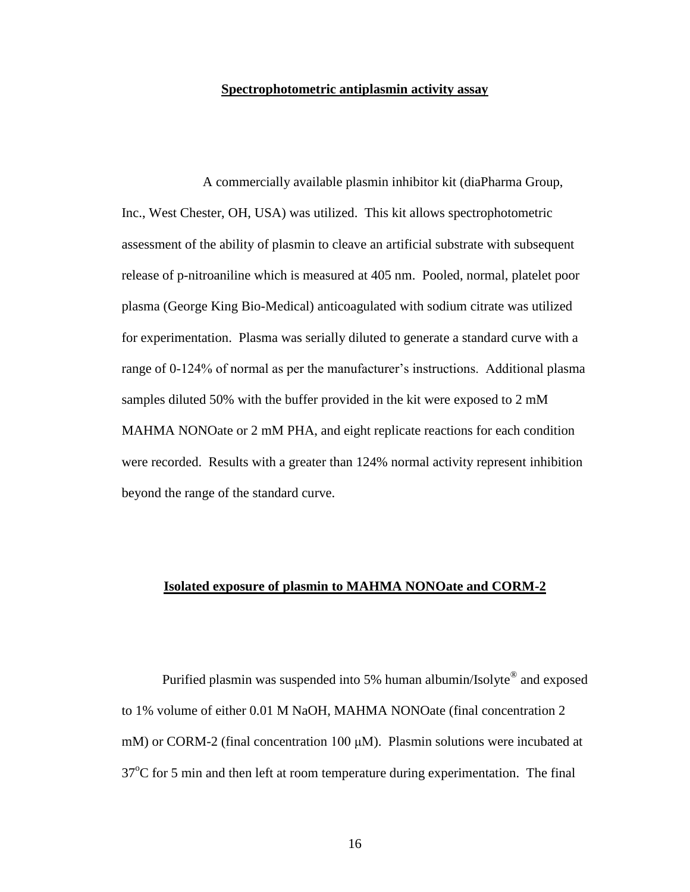**Spectrophotometric antiplasmin activity assay**

A commercially available plasmin inhibitor kit (diaPharma Group, Inc., West Chester, OH, USA) was utilized. This kit allows spectrophotometric assessment of the ability of plasmin to cleave an artificial substrate with subsequent release of p-nitroaniline which is measured at 405 nm. Pooled, normal, platelet poor plasma (George King Bio-Medical) anticoagulated with sodium citrate was utilized for experimentation. Plasma was serially diluted to generate a standard curve with a range of 0-124% of normal as per the manufacturer's instructions. Additional plasma samples diluted 50% with the buffer provided in the kit were exposed to 2 mM MAHMA NONOate or 2 mM PHA, and eight replicate reactions for each condition were recorded. Results with a greater than 124% normal activity represent inhibition beyond the range of the standard curve.

**Isolated exposure of plasmin to MAHMA NONOate and CORM-2**

Purified plasmin was suspended into 5% human albumin/Isolyte® and exposed to 1% volume of either 0.01 M NaOH, MAHMA NONOate (final concentration 2 mM) or CORM-2 (final concentration 100 μM). Plasmin solutions were incubated at $37^{o}$C for 5 min and then left at room temperature during experimentation. The final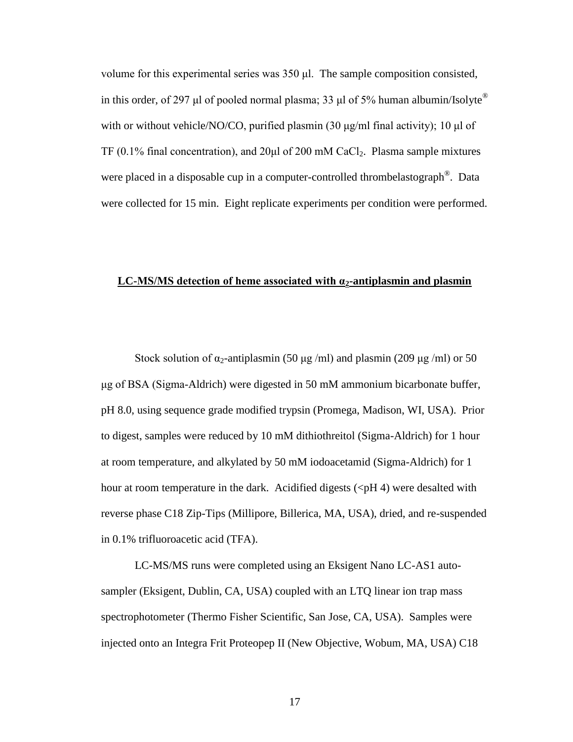volume for this experimental series was 350 μl. The sample composition consisted, in this order, of 297 μl of pooled normal plasma; 33 μl of 5% human albumin/Isolyte® with or without vehicle/NO/CO, purified plasmin (30 μg/ml final activity); 10 μl of TF (0.1% final concentration), and 20μl of 200 mM $CaCl_2$. Plasma sample mixtures were placed in a disposable cup in a computer-controlled thrombelastograph®. Data were collected for 15 min. Eight replicate experiments per condition were performed.

## LC-MS/MS detection of heme associated with $\alpha_2$-antiplasmin and plasmin

Stock solution of $\alpha_2$-antiplasmin (50 μg /ml) and plasmin (209 μg /ml) or 50 μg of BSA (Sigma-Aldrich) were digested in 50 mM ammonium bicarbonate buffer, pH 8.0, using sequence grade modified trypsin (Promega, Madison, WI, USA). Prior to digest, samples were reduced by 10 mM dithiothreitol (Sigma-Aldrich) for 1 hour at room temperature, and alkylated by 50 mM iodoacetamid (Sigma-Aldrich) for 1 hour at room temperature in the dark. Acidified digests (<pH 4) were desalted with reverse phase C18 Zip-Tips (Millipore, Billerica, MA, USA), dried, and re-suspended in 0.1% trifluoroacetic acid (TFA).

LC-MS/MS runs were completed using an Eksigent Nano LC-AS1 auto-sampler (Eksigent, Dublin, CA, USA) coupled with an LTQ linear ion trap mass spectrophotometer (Thermo Fisher Scientific, San Jose, CA, USA). Samples were injected onto an Integra Frit Proteopep II (New Objective, Wobum, MA, USA) C18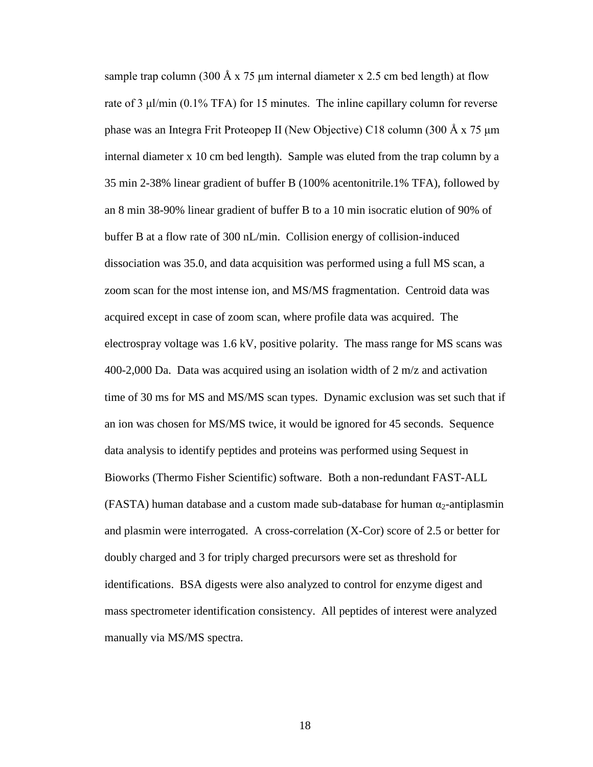sample trap column (300 Å x 75 μm internal diameter x 2.5 cm bed length) at flow rate of 3 μl/min (0.1% TFA) for 15 minutes. The inline capillary column for reverse phase was an Integra Frit Proteopep II (New Objective) C18 column (300 Å x 75 μm internal diameter x 10 cm bed length). Sample was eluted from the trap column by a 35 min 2-38% linear gradient of buffer B (100% acentonitrile.1% TFA), followed by an 8 min 38-90% linear gradient of buffer B to a 10 min isocratic elution of 90% of buffer B at a flow rate of 300 nL/min. Collision energy of collision-induced dissociation was 35.0, and data acquisition was performed using a full MS scan, a zoom scan for the most intense ion, and MS/MS fragmentation. Centroid data was acquired except in case of zoom scan, where profile data was acquired. The electrospray voltage was 1.6 kV, positive polarity. The mass range for MS scans was 400-2,000 Da. Data was acquired using an isolation width of 2 m/z and activation time of 30 ms for MS and MS/MS scan types. Dynamic exclusion was set such that if an ion was chosen for MS/MS twice, it would be ignored for 45 seconds. Sequence data analysis to identify peptides and proteins was performed using Sequest in Bioworks (Thermo Fisher Scientific) software. Both a non-redundant FAST-ALL (FASTA) human database and a custom made sub-database for human $\alpha_2$-antiplasmin and plasmin were interrogated. A cross-correlation (X-Cor) score of 2.5 or better for doubly charged and 3 for triply charged precursors were set as threshold for identifications. BSA digests were also analyzed to control for enzyme digest and mass spectrometer identification consistency. All peptides of interest were analyzed manually via MS/MS spectra.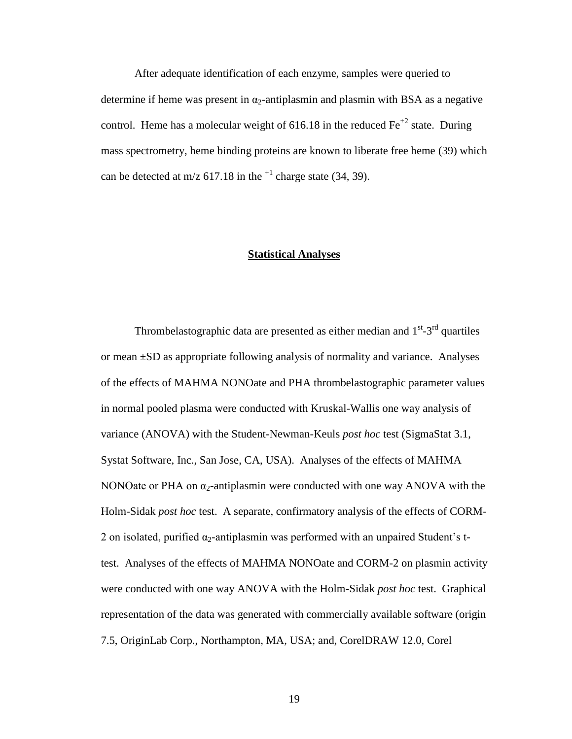After adequate identification of each enzyme, samples were queried to determine if heme was present in $\alpha_2$-antiplasmin and plasmin with BSA as a negative control. Heme has a molecular weight of 616.18 in the reduced $Fe^{+2}$ state. During mass spectrometry, heme binding proteins are known to liberate free heme (39) which can be detected at m/z 617.18 in the $^{+1}$ charge state (34, 39).

## Statistical Analyses

Thrombelastographic data are presented as either median and 1$^{st}$-3$^{rd}$ quartiles or mean ±SD as appropriate following analysis of normality and variance. Analyses of the effects of MAHMA NONOate and PHA thrombelastographic parameter values in normal pooled plasma were conducted with Kruskal-Wallis one way analysis of variance (ANOVA) with the Student-Newman-Keuls *post hoc* test (SigmaStat 3.1, Systat Software, Inc., San Jose, CA, USA). Analyses of the effects of MAHMA NONOate or PHA on $\alpha_2$-antiplasmin were conducted with one way ANOVA with the Holm-Sidak *post hoc* test. A separate, confirmatory analysis of the effects of CORM-2 on isolated, purified $\alpha_2$-antiplasmin was performed with an unpaired Student's t-test. Analyses of the effects of MAHMA NONOate and CORM-2 on plasmin activity were conducted with one way ANOVA with the Holm-Sidak *post hoc* test. Graphical representation of the data was generated with commercially available software (origin 7.5, OriginLab Corp., Northampton, MA, USA; and, CorelDRAW 12.0, Corel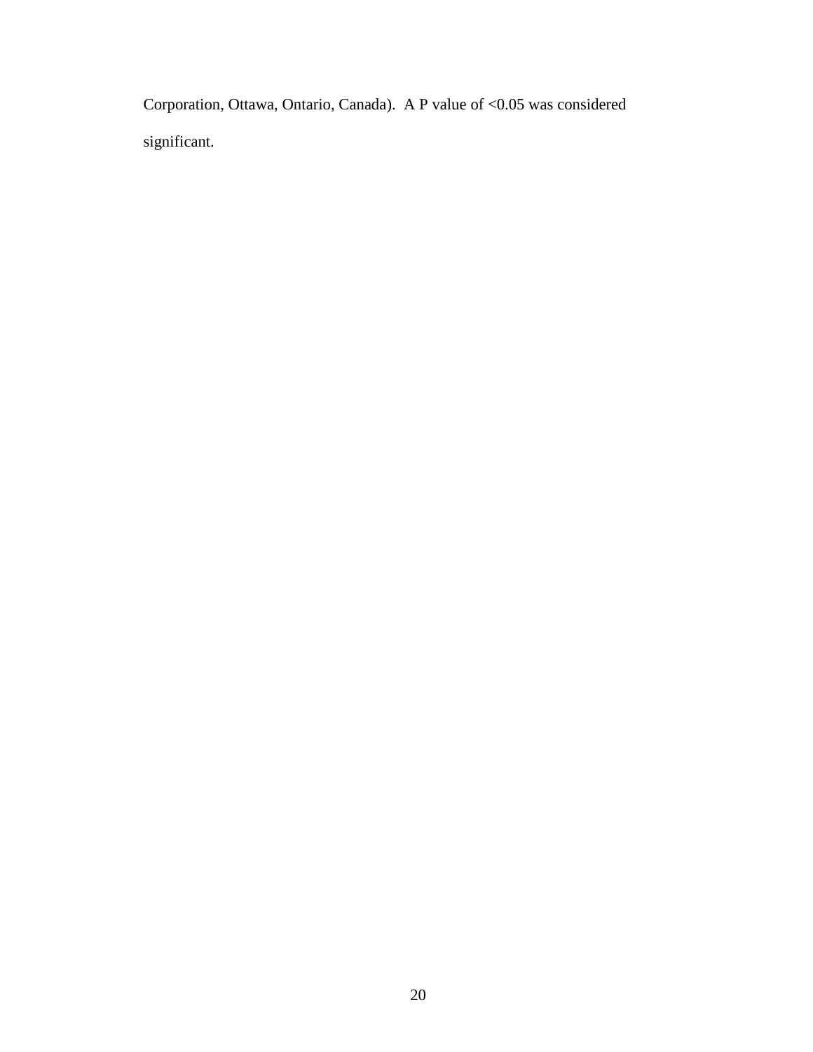Corporation, Ottawa, Ontario, Canada). A P value of $<0.05$ was considered significant.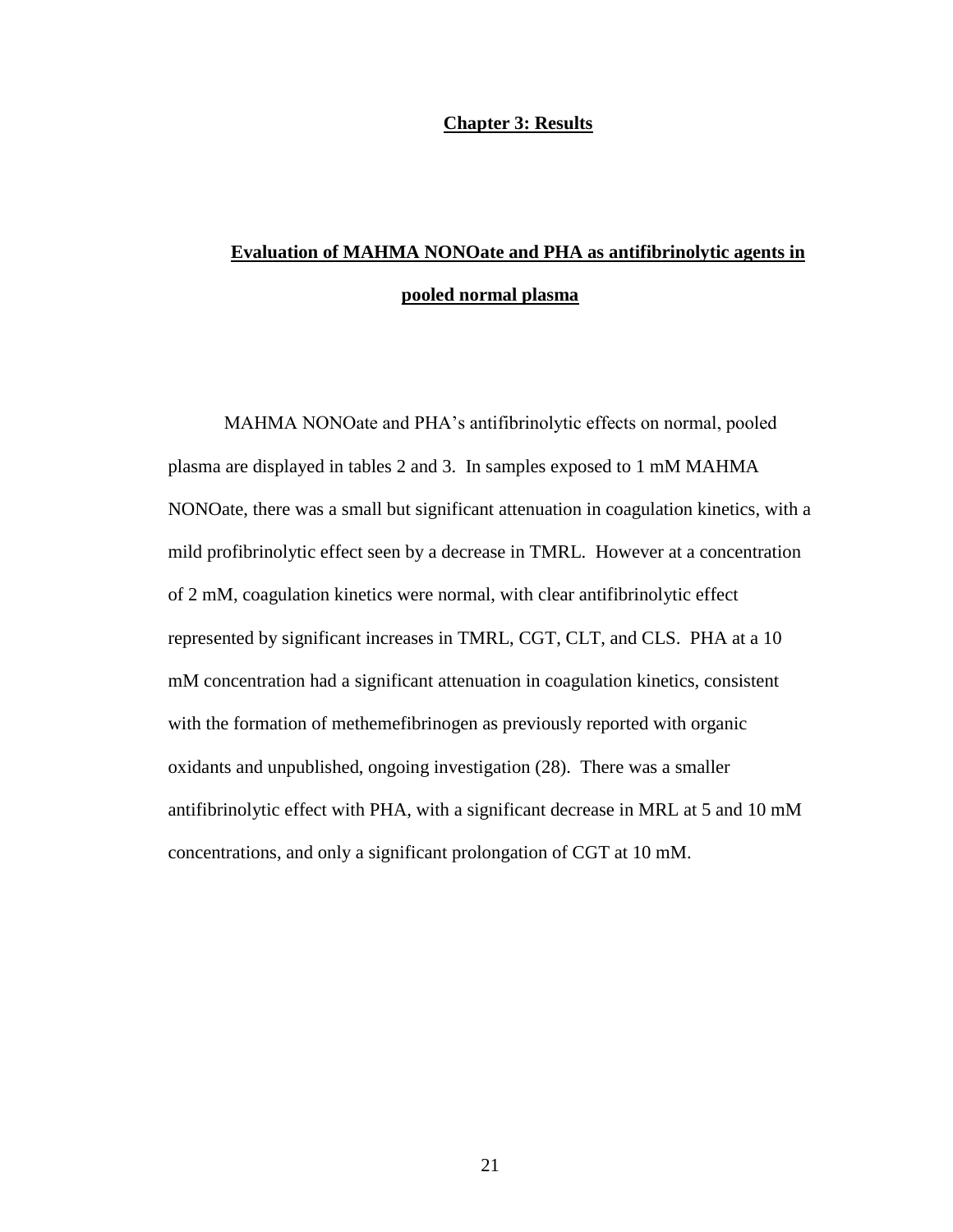# Chapter 3: Results

## Evaluation of MAHMA NONOate and PHA as antifibrinolytic agents in pooled normal plasma

MAHMA NONOate and PHA's antifibrinolytic effects on normal, pooled plasma are displayed in tables 2 and 3. In samples exposed to 1 mM MAHMA NONOate, there was a small but significant attenuation in coagulation kinetics, with a mild profibrinolytic effect seen by a decrease in TMRL. However at a concentration of 2 mM, coagulation kinetics were normal, with clear antifibrinolytic effect represented by significant increases in TMRL, CGT, CLT, and CLS. PHA at a 10 mM concentration had a significant attenuation in coagulation kinetics, consistent with the formation of methemefibrinogen as previously reported with organic oxidants and unpublished, ongoing investigation (28). There was a smaller antifibrinolytic effect with PHA, with a significant decrease in MRL at 5 and 10 mM concentrations, and only a significant prolongation of CGT at 10 mM.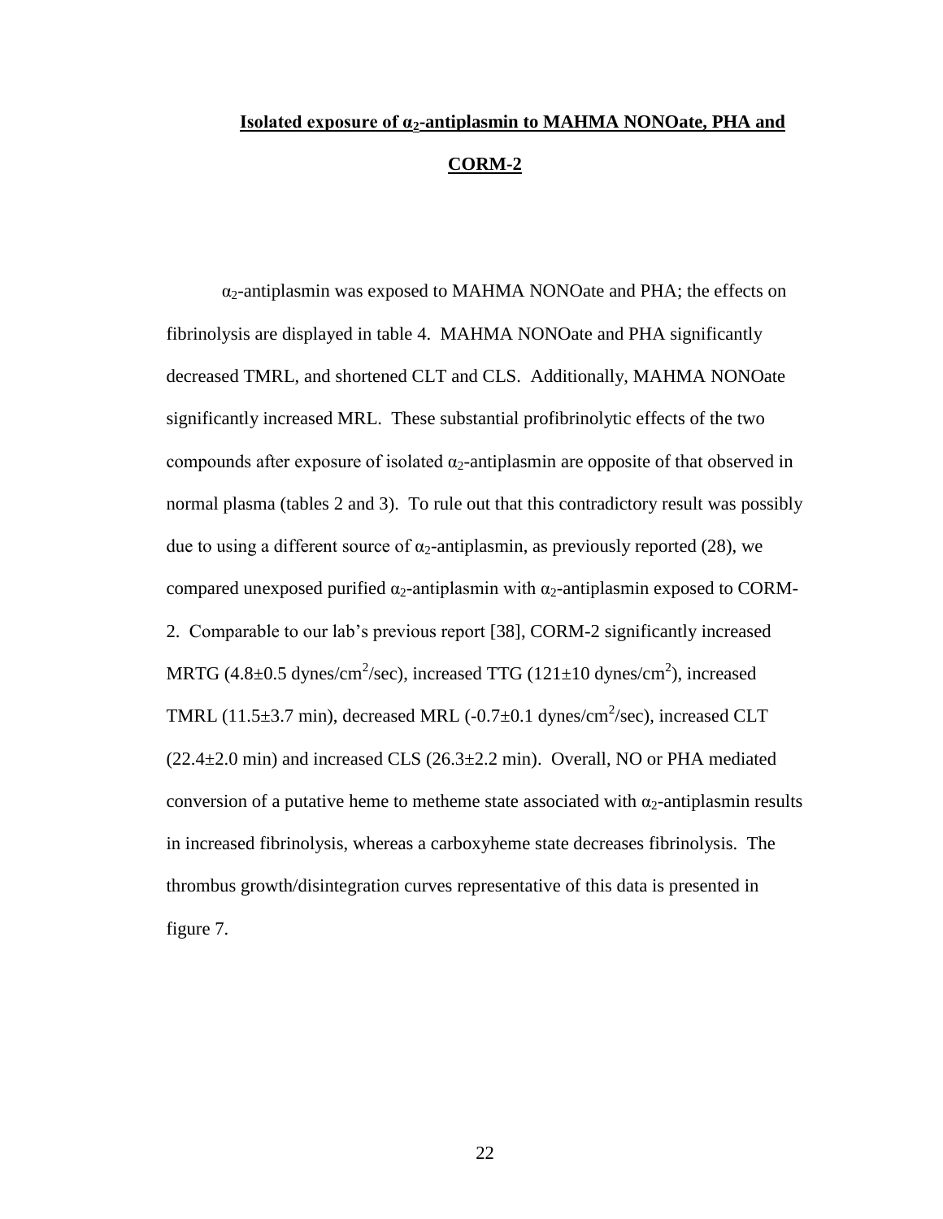## Isolated exposure of $\alpha_2$-antiplasmin to MAHMA NONOate, PHA and CORM-2

$\alpha_2$-antiplasmin was exposed to MAHMA NONOate and PHA; the effects on fibrinolysis are displayed in table 4. MAHMA NONOate and PHA significantly decreased TMRL, and shortened CLT and CLS. Additionally, MAHMA NONOate significantly increased MRL. These substantial profibrinolytic effects of the two compounds after exposure of isolated $\alpha_2$-antiplasmin are opposite of that observed in normal plasma (tables 2 and 3). To rule out that this contradictory result was possibly due to using a different source of $\alpha_2$-antiplasmin, as previously reported (28), we compared unexposed purified $\alpha_2$-antiplasmin with $\alpha_2$-antiplasmin exposed to CORM-2. Comparable to our lab's previous report [38], CORM-2 significantly increased MRTG ($4.8 \pm 0.5$ dynes/cm$^2$/sec), increased TTG ($121 \pm 10$ dynes/cm$^2$), increased TMRL ($11.5 \pm 3.7$ min), decreased MRL ($-0.7 \pm 0.1$ dynes/cm$^2$/sec), increased CLT ($22.4 \pm 2.0$ min) and increased CLS ($26.3 \pm 2.2$ min). Overall, NO or PHA mediated conversion of a putative heme to metheme state associated with $\alpha_2$-antiplasmin results in increased fibrinolysis, whereas a carboxyheme state decreases fibrinolysis. The thrombus growth/disintegration curves representative of this data is presented in figure 7.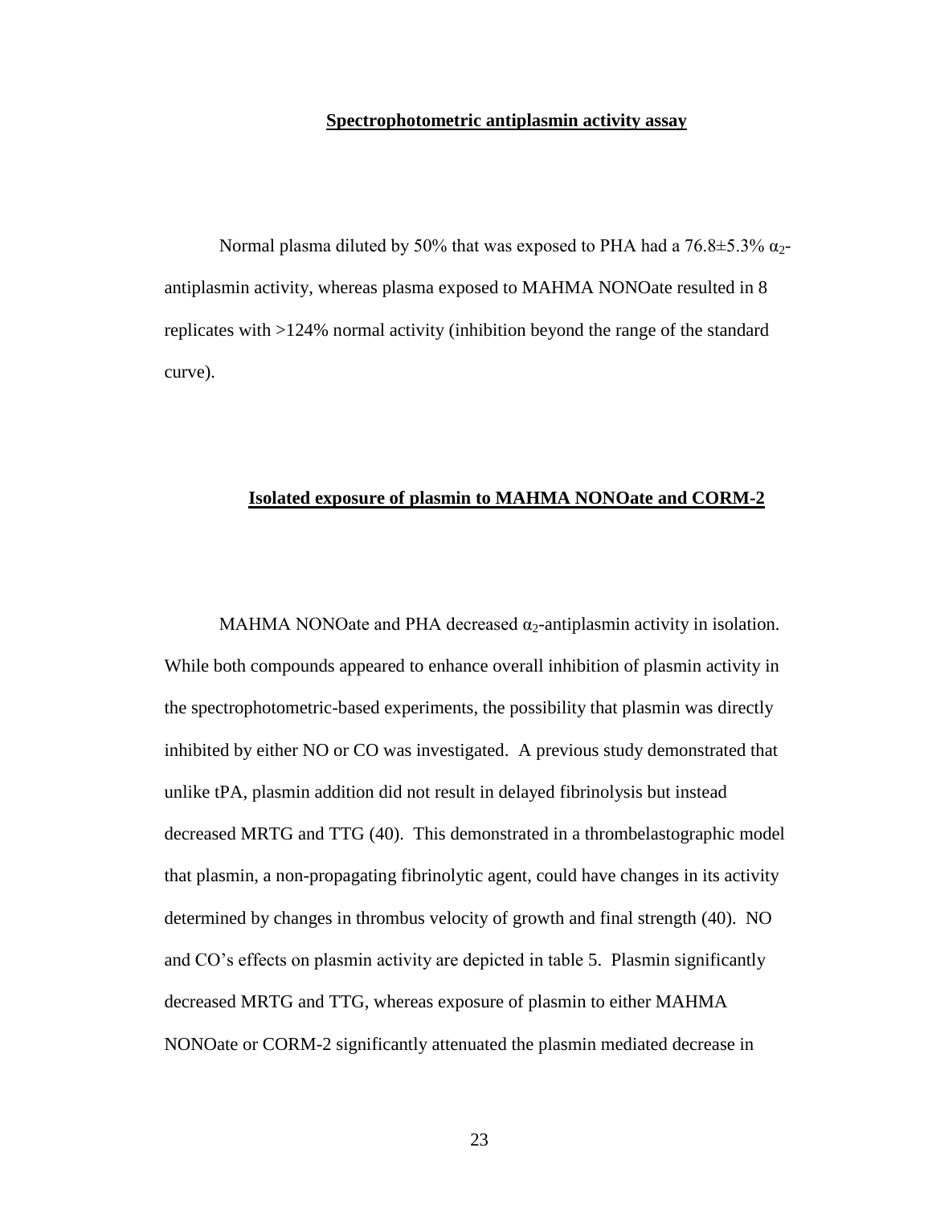## Spectrophotometric antiplasmin activity assay

Normal plasma diluted by 50% that was exposed to PHA had a 76.8±5.3% $\alpha_2$-antiplasmin activity, whereas plasma exposed to MAHMA NONOate resulted in 8 replicates with >124% normal activity (inhibition beyond the range of the standard curve).

## Isolated exposure of plasmin to MAHMA NONOate and CORM-2

MAHMA NONOate and PHA decreased $\alpha_2$-antiplasmin activity in isolation. While both compounds appeared to enhance overall inhibition of plasmin activity in the spectrophotometric-based experiments, the possibility that plasmin was directly inhibited by either NO or CO was investigated. A previous study demonstrated that unlike tPA, plasmin addition did not result in delayed fibrinolysis but instead decreased MRTG and TTG (40). This demonstrated in a thrombelastographic model that plasmin, a non-propagating fibrinolytic agent, could have changes in its activity determined by changes in thrombus velocity of growth and final strength (40). NO and CO's effects on plasmin activity are depicted in table 5. Plasmin significantly decreased MRTG and TTG, whereas exposure of plasmin to either MAHMA NONOate or CORM-2 significantly attenuated the plasmin mediated decrease in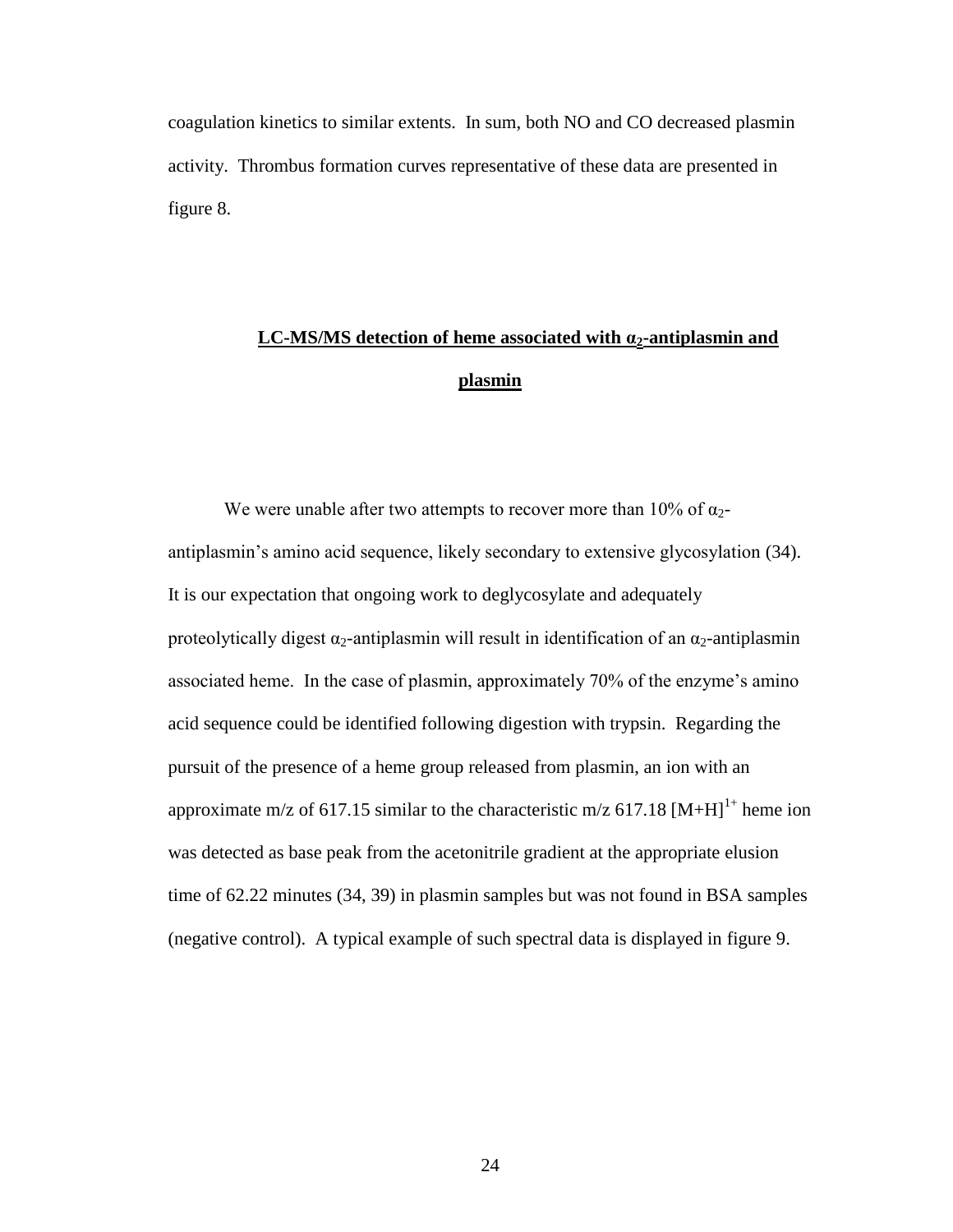coagulation kinetics to similar extents. In sum, both NO and CO decreased plasmin activity. Thrombus formation curves representative of these data are presented in figure 8.

## LC-MS/MS detection of heme associated with $\alpha_2$-antiplasmin and plasmin

We were unable after two attempts to recover more than 10% of $\alpha_2$-antiplasmin's amino acid sequence, likely secondary to extensive glycosylation (34). It is our expectation that ongoing work to deglycosylate and adequately proteolytically digest $\alpha_2$-antiplasmin will result in identification of an $\alpha_2$-antiplasmin associated heme. In the case of plasmin, approximately 70% of the enzyme's amino acid sequence could be identified following digestion with trypsin. Regarding the pursuit of the presence of a heme group released from plasmin, an ion with an approximate m/z of 617.15 similar to the characteristic m/z 617.18 $[M+H]^{1+}$ heme ion was detected as base peak from the acetonitrile gradient at the appropriate elusion time of 62.22 minutes (34, 39) in plasmin samples but was not found in BSA samples (negative control). A typical example of such spectral data is displayed in figure 9.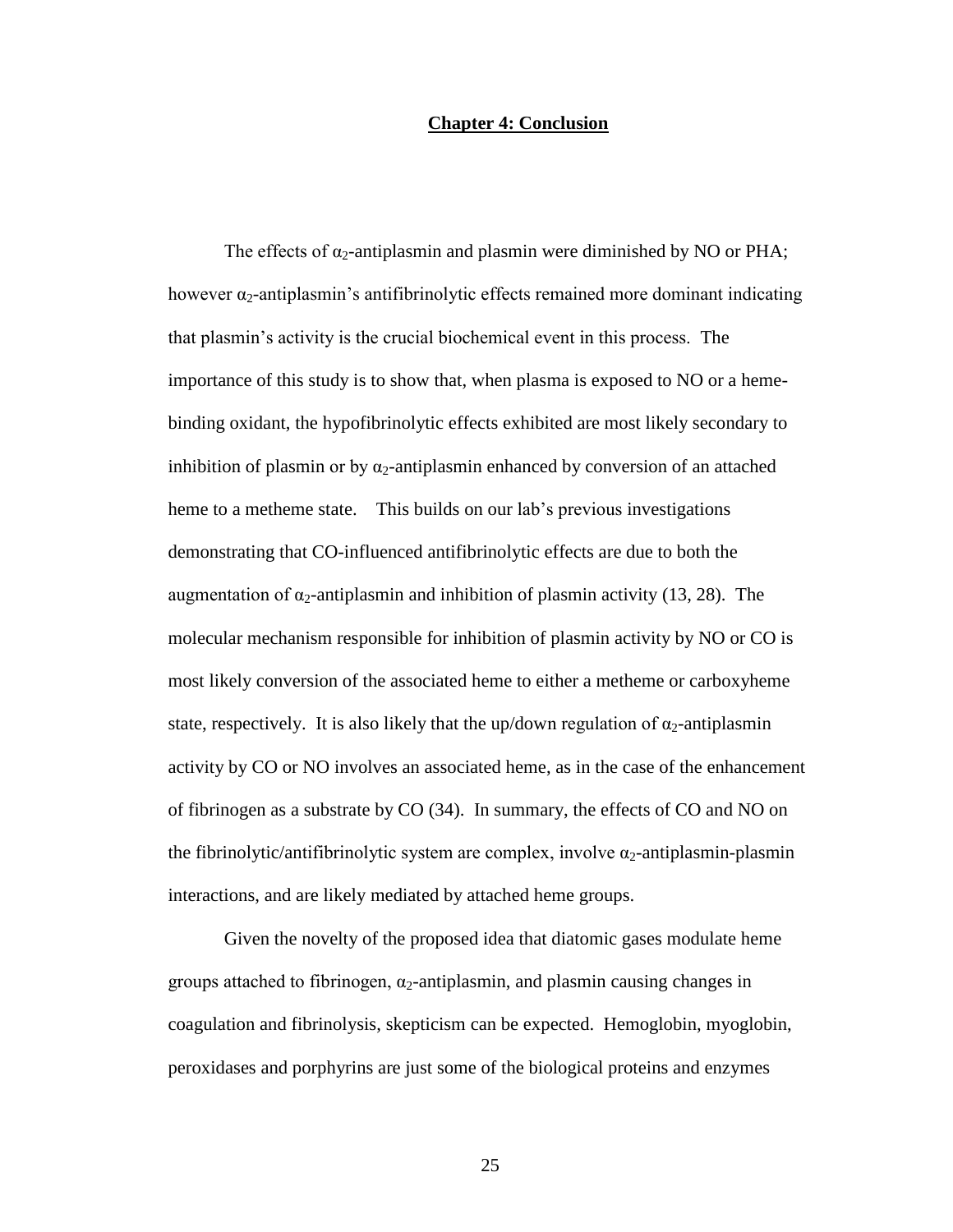# Chapter 4: Conclusion

The effects of $\alpha_2$-antiplasmin and plasmin were diminished by NO or PHA; however $\alpha_2$-antiplasmin's antifibrinolytic effects remained more dominant indicating that plasmin's activity is the crucial biochemical event in this process. The importance of this study is to show that, when plasma is exposed to NO or a heme-binding oxidant, the hypofibrinolytic effects exhibited are most likely secondary to inhibition of plasmin or by $\alpha_2$-antiplasmin enhanced by conversion of an attached heme to a metheme state. This builds on our lab's previous investigations demonstrating that CO-influenced antifibrinolytic effects are due to both the augmentation of $\alpha_2$-antiplasmin and inhibition of plasmin activity (13, 28). The molecular mechanism responsible for inhibition of plasmin activity by NO or CO is most likely conversion of the associated heme to either a metheme or carboxyheme state, respectively. It is also likely that the up/down regulation of $\alpha_2$-antiplasmin activity by CO or NO involves an associated heme, as in the case of the enhancement of fibrinogen as a substrate by CO (34). In summary, the effects of CO and NO on the fibrinolytic/antifibrinolytic system are complex, involve $\alpha_2$-antiplasmin-plasmin interactions, and are likely mediated by attached heme groups.

Given the novelty of the proposed idea that diatomic gases modulate heme groups attached to fibrinogen, $\alpha_2$-antiplasmin, and plasmin causing changes in coagulation and fibrinolysis, skepticism can be expected. Hemoglobin, myoglobin, peroxidases and porphyrins are just some of the biological proteins and enzymes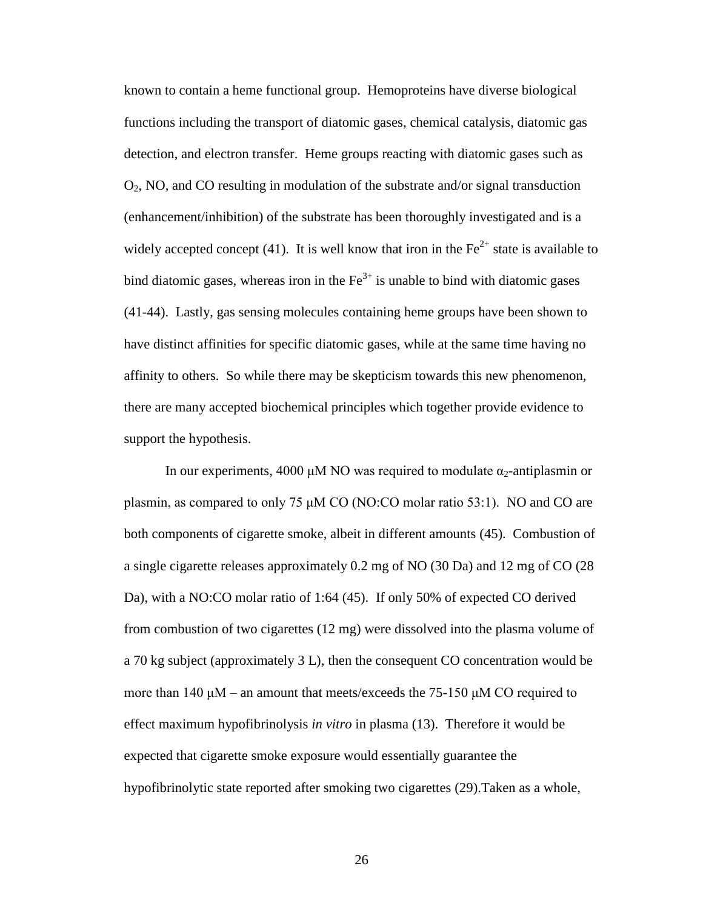known to contain a heme functional group. Hemoproteins have diverse biological functions including the transport of diatomic gases, chemical catalysis, diatomic gas detection, and electron transfer. Heme groups reacting with diatomic gases such as $O_2$, NO, and CO resulting in modulation of the substrate and/or signal transduction (enhancement/inhibition) of the substrate has been thoroughly investigated and is a widely accepted concept (41). It is well know that iron in the $Fe^{2+}$ state is available to bind diatomic gases, whereas iron in the $Fe^{3+}$ is unable to bind with diatomic gases (41-44). Lastly, gas sensing molecules containing heme groups have been shown to have distinct affinities for specific diatomic gases, while at the same time having no affinity to others. So while there may be skepticism towards this new phenomenon, there are many accepted biochemical principles which together provide evidence to support the hypothesis.

In our experiments, 4000 μM NO was required to modulate $\alpha_2$-antiplasmin or plasmin, as compared to only 75 μM CO (NO:CO molar ratio 53:1). NO and CO are both components of cigarette smoke, albeit in different amounts (45). Combustion of a single cigarette releases approximately 0.2 mg of NO (30 Da) and 12 mg of CO (28 Da), with a NO:CO molar ratio of 1:64 (45). If only 50% of expected CO derived from combustion of two cigarettes (12 mg) were dissolved into the plasma volume of a 70 kg subject (approximately 3 L), then the consequent CO concentration would be more than 140 μM – an amount that meets/exceeds the 75-150 μM CO required to effect maximum hypofibrinolysis *in vitro* in plasma (13). Therefore it would be expected that cigarette smoke exposure would essentially guarantee the hypofibrinolytic state reported after smoking two cigarettes (29).Taken as a whole,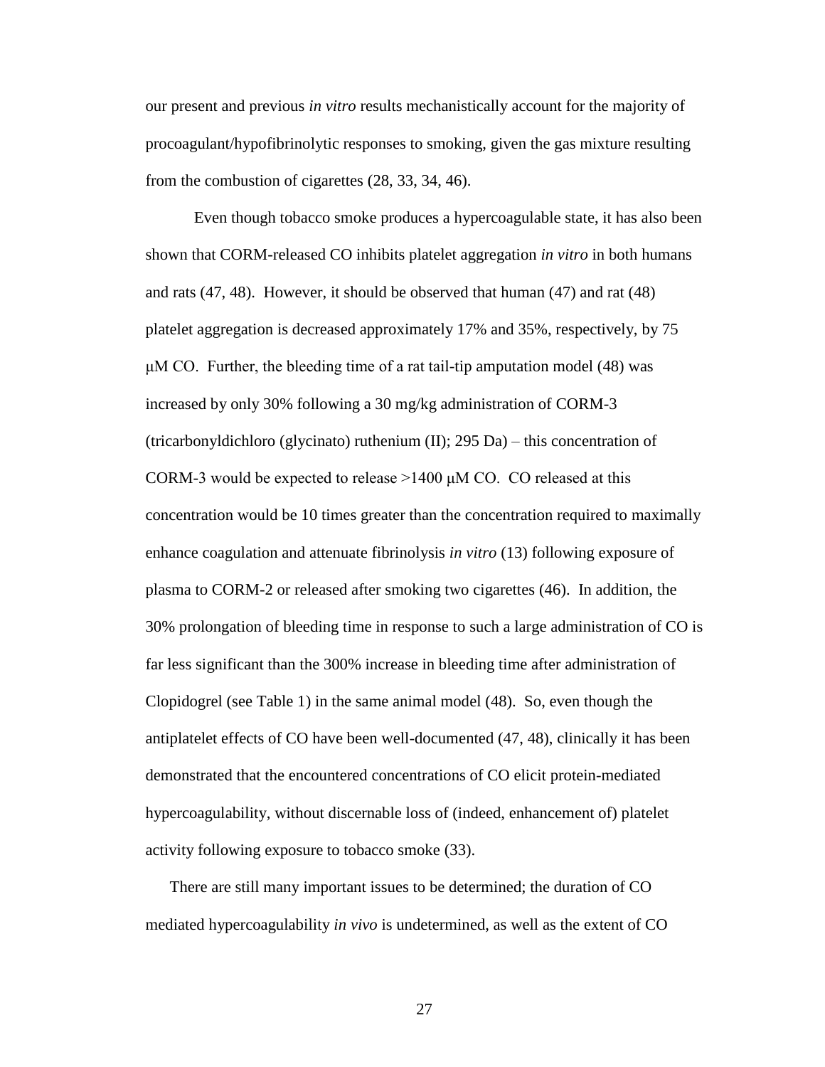our present and previous *in vitro* results mechanistically account for the majority of procoagulant/hypofibrinolytic responses to smoking, given the gas mixture resulting from the combustion of cigarettes (28, 33, 34, 46).

Even though tobacco smoke produces a hypercoagulable state, it has also been shown that CORM-released CO inhibits platelet aggregation *in vitro* in both humans and rats (47, 48). However, it should be observed that human (47) and rat (48) platelet aggregation is decreased approximately 17% and 35%, respectively, by 75 μM CO. Further, the bleeding time of a rat tail-tip amputation model (48) was increased by only 30% following a 30 mg/kg administration of CORM-3 (tricarbonyldichloro (glycinato) ruthenium (II); 295 Da) – this concentration of CORM-3 would be expected to release >1400 μM CO. CO released at this concentration would be 10 times greater than the concentration required to maximally enhance coagulation and attenuate fibrinolysis *in vitro* (13) following exposure of plasma to CORM-2 or released after smoking two cigarettes (46). In addition, the 30% prolongation of bleeding time in response to such a large administration of CO is far less significant than the 300% increase in bleeding time after administration of Clopidogrel (see Table 1) in the same animal model (48). So, even though the antiplatelet effects of CO have been well-documented (47, 48), clinically it has been demonstrated that the encountered concentrations of CO elicit protein-mediated hypercoagulability, without discernable loss of (indeed, enhancement of) platelet activity following exposure to tobacco smoke (33).

There are still many important issues to be determined; the duration of CO mediated hypercoagulability *in vivo* is undetermined, as well as the extent of CO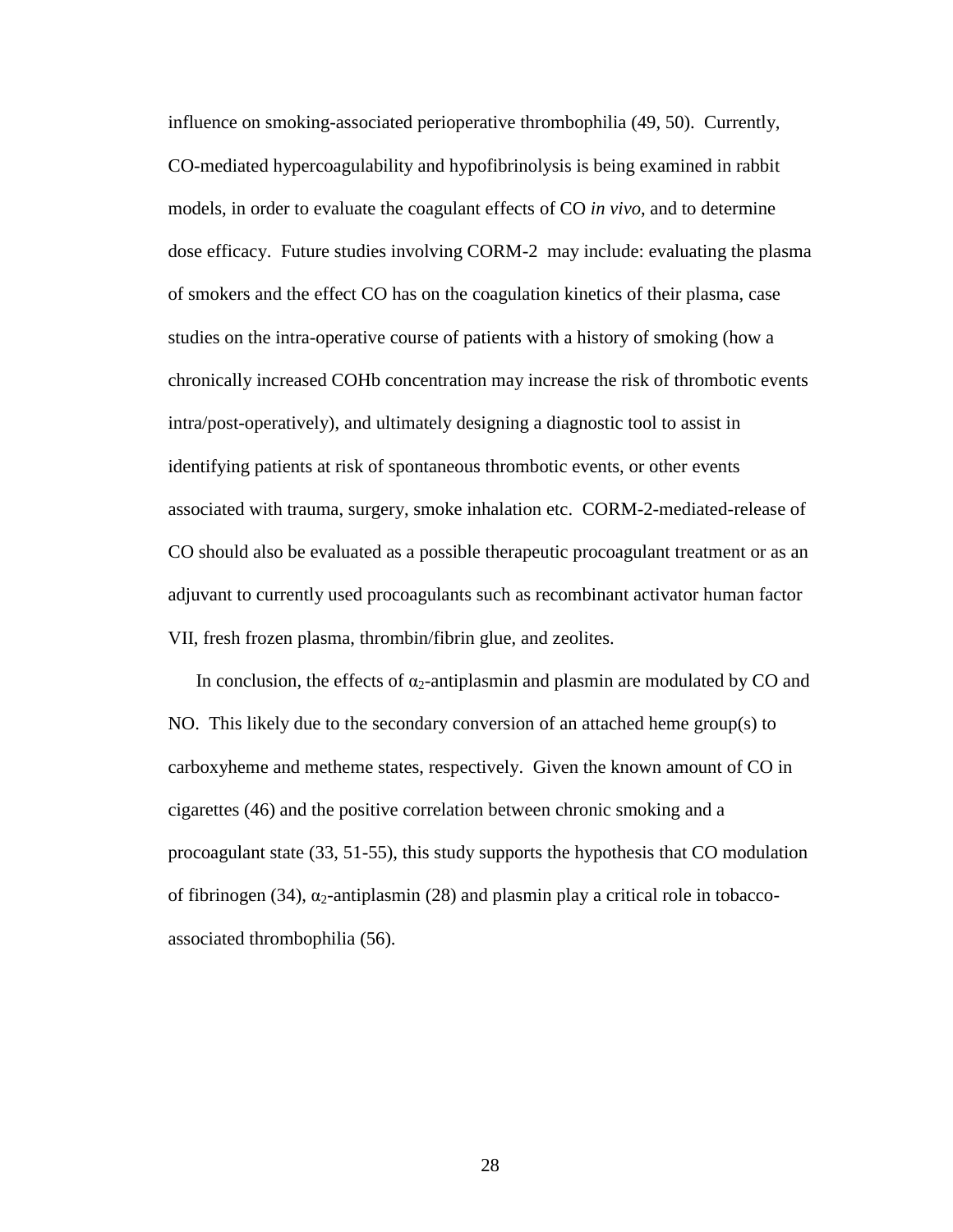influence on smoking-associated perioperative thrombophilia (49, 50). Currently, CO-mediated hypercoagulability and hypofibrinolysis is being examined in rabbit models, in order to evaluate the coagulant effects of CO *in vivo*, and to determine dose efficacy. Future studies involving CORM-2 may include: evaluating the plasma of smokers and the effect CO has on the coagulation kinetics of their plasma, case studies on the intra-operative course of patients with a history of smoking (how a chronically increased COHb concentration may increase the risk of thrombotic events intra/post-operatively), and ultimately designing a diagnostic tool to assist in identifying patients at risk of spontaneous thrombotic events, or other events associated with trauma, surgery, smoke inhalation etc. CORM-2-mediated-release of CO should also be evaluated as a possible therapeutic procoagulant treatment or as an adjuvant to currently used procoagulants such as recombinant activator human factor VII, fresh frozen plasma, thrombin/fibrin glue, and zeolites.

In conclusion, the effects of $\alpha_2$-antiplasmin and plasmin are modulated by CO and NO. This likely due to the secondary conversion of an attached heme group(s) to carboxyheme and metheme states, respectively. Given the known amount of CO in cigarettes (46) and the positive correlation between chronic smoking and a procoagulant state (33, 51-55), this study supports the hypothesis that CO modulation of fibrinogen (34), $\alpha_2$-antiplasmin (28) and plasmin play a critical role in tobacco-associated thrombophilia (56).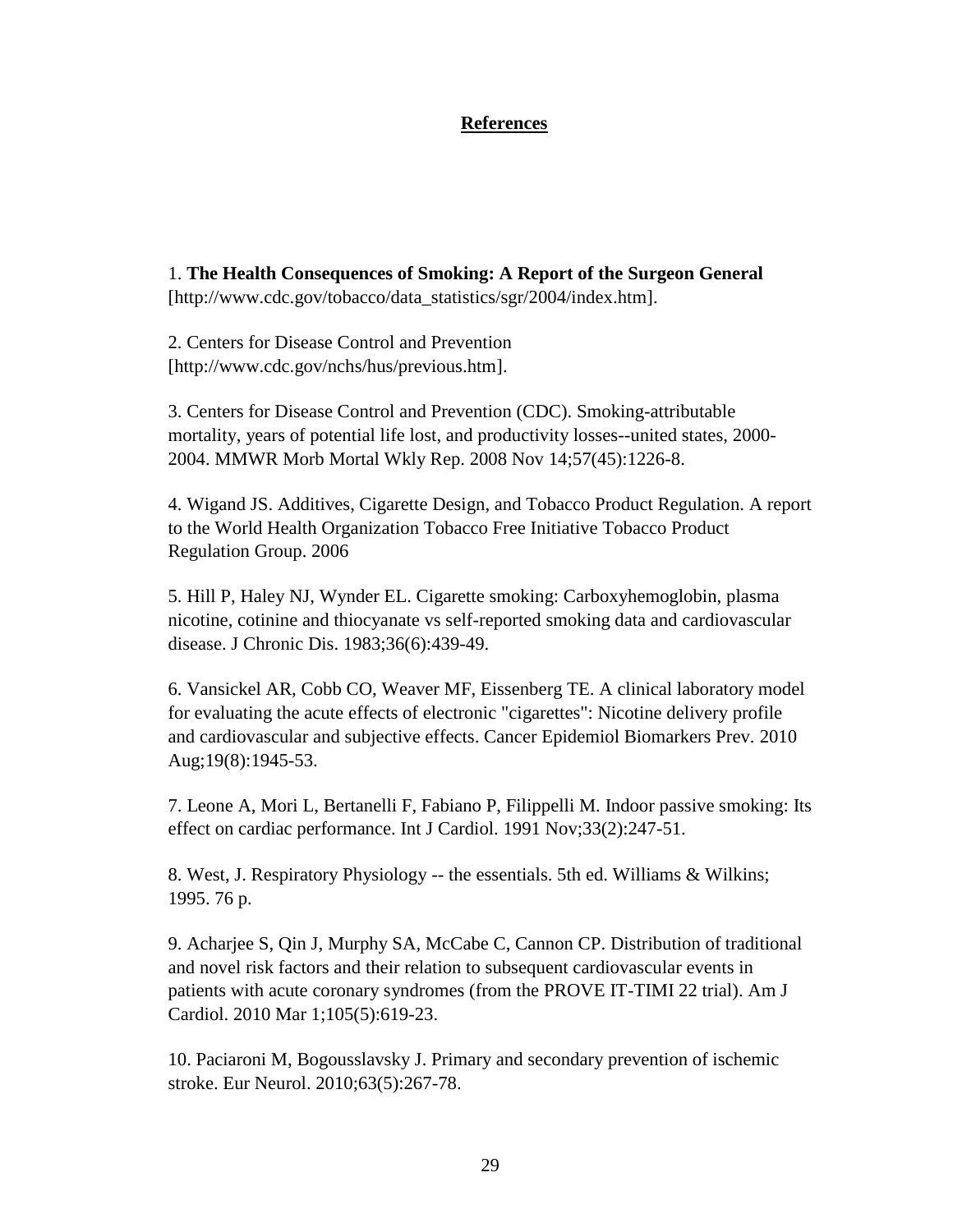## References

1. **The Health Consequences of Smoking: A Report of the Surgeon General** [http://www.cdc.gov/tobacco/data_statistics/sgr/2004/index.htm].

2. Centers for Disease Control and Prevention [http://www.cdc.gov/nchs/hus/previous.htm].

3. Centers for Disease Control and Prevention (CDC). Smoking-attributable mortality, years of potential life lost, and productivity losses--united states, 2000-2004. MMWR Morb Mortal Wkly Rep. 2008 Nov 14;57(45):1226-8.

4. Wigand JS. Additives, Cigarette Design, and Tobacco Product Regulation. A report to the World Health Organization Tobacco Free Initiative Tobacco Product Regulation Group. 2006

5. Hill P, Haley NJ, Wynder EL. Cigarette smoking: Carboxyhemoglobin, plasma nicotine, cotinine and thiocyanate vs self-reported smoking data and cardiovascular disease. J Chronic Dis. 1983;36(6):439-49.

6. Vansickel AR, Cobb CO, Weaver MF, Eissenberg TE. A clinical laboratory model for evaluating the acute effects of electronic "cigarettes": Nicotine delivery profile and cardiovascular and subjective effects. Cancer Epidemiol Biomarkers Prev. 2010 Aug;19(8):1945-53.

7. Leone A, Mori L, Bertanelli F, Fabiano P, Filippelli M. Indoor passive smoking: Its effect on cardiac performance. Int J Cardiol. 1991 Nov;33(2):247-51.

8. West, J. Respiratory Physiology -- the essentials. 5th ed. Williams & Wilkins; 1995. 76 p.

9. Acharjee S, Qin J, Murphy SA, McCabe C, Cannon CP. Distribution of traditional and novel risk factors and their relation to subsequent cardiovascular events in patients with acute coronary syndromes (from the PROVE IT-TIMI 22 trial). Am J Cardiol. 2010 Mar 1;105(5):619-23.

10. Paciaroni M, Bogousslavsky J. Primary and secondary prevention of ischemic stroke. Eur Neurol. 2010;63(5):267-78.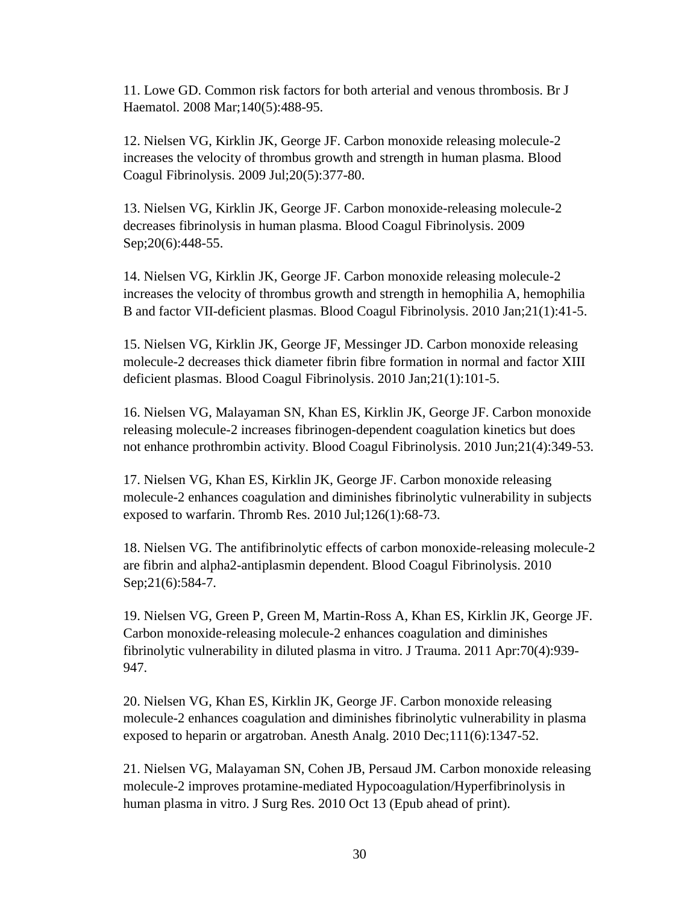11. Lowe GD. Common risk factors for both arterial and venous thrombosis. Br J Haematol. 2008 Mar;140(5):488-95.

12. Nielsen VG, Kirklin JK, George JF. Carbon monoxide releasing molecule-2 increases the velocity of thrombus growth and strength in human plasma. Blood Coagul Fibrinolysis. 2009 Jul;20(5):377-80.

13. Nielsen VG, Kirklin JK, George JF. Carbon monoxide-releasing molecule-2 decreases fibrinolysis in human plasma. Blood Coagul Fibrinolysis. 2009 Sep;20(6):448-55.

14. Nielsen VG, Kirklin JK, George JF. Carbon monoxide releasing molecule-2 increases the velocity of thrombus growth and strength in hemophilia A, hemophilia B and factor VII-deficient plasmas. Blood Coagul Fibrinolysis. 2010 Jan;21(1):41-5.

15. Nielsen VG, Kirklin JK, George JF, Messinger JD. Carbon monoxide releasing molecule-2 decreases thick diameter fibrin fibre formation in normal and factor XIII deficient plasmas. Blood Coagul Fibrinolysis. 2010 Jan;21(1):101-5.

16. Nielsen VG, Malayaman SN, Khan ES, Kirklin JK, George JF. Carbon monoxide releasing molecule-2 increases fibrinogen-dependent coagulation kinetics but does not enhance prothrombin activity. Blood Coagul Fibrinolysis. 2010 Jun;21(4):349-53.

17. Nielsen VG, Khan ES, Kirklin JK, George JF. Carbon monoxide releasing molecule-2 enhances coagulation and diminishes fibrinolytic vulnerability in subjects exposed to warfarin. Thromb Res. 2010 Jul;126(1):68-73.

18. Nielsen VG. The antifibrinolytic effects of carbon monoxide-releasing molecule-2 are fibrin and alpha2-antiplasmin dependent. Blood Coagul Fibrinolysis. 2010 Sep;21(6):584-7.

19. Nielsen VG, Green P, Green M, Martin-Ross A, Khan ES, Kirklin JK, George JF. Carbon monoxide-releasing molecule-2 enhances coagulation and diminishes fibrinolytic vulnerability in diluted plasma in vitro. J Trauma. 2011 Apr:70(4):939-947.

20. Nielsen VG, Khan ES, Kirklin JK, George JF. Carbon monoxide releasing molecule-2 enhances coagulation and diminishes fibrinolytic vulnerability in plasma exposed to heparin or argatroban. Anesth Analg. 2010 Dec;111(6):1347-52.

21. Nielsen VG, Malayaman SN, Cohen JB, Persaud JM. Carbon monoxide releasing molecule-2 improves protamine-mediated Hypocoagulation/Hyperfibrinolysis in human plasma in vitro. J Surg Res. 2010 Oct 13 (Epub ahead of print).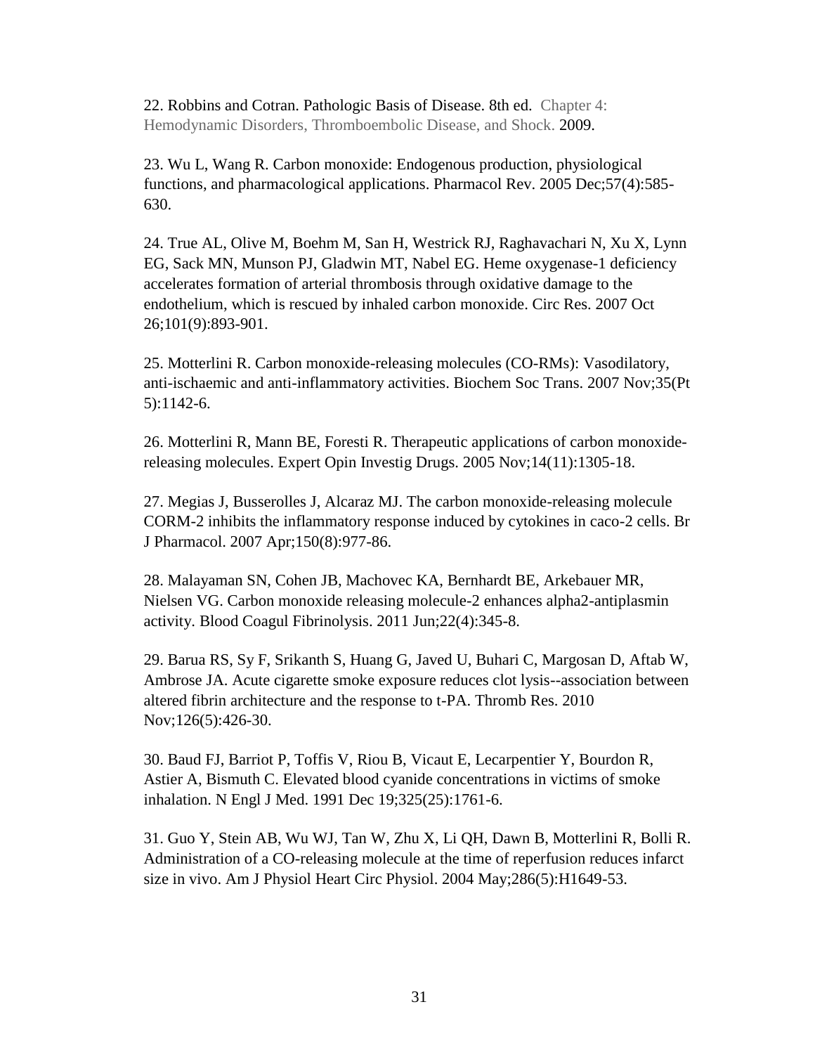22. Robbins and Cotran. Pathologic Basis of Disease. 8th ed. Chapter 4: Hemodynamic Disorders, Thromboembolic Disease, and Shock. 2009.

23. Wu L, Wang R. Carbon monoxide: Endogenous production, physiological functions, and pharmacological applications. Pharmacol Rev. 2005 Dec;57(4):585-630.

24. True AL, Olive M, Boehm M, San H, Westrick RJ, Raghavachari N, Xu X, Lynn EG, Sack MN, Munson PJ, Gladwin MT, Nabel EG. Heme oxygenase-1 deficiency accelerates formation of arterial thrombosis through oxidative damage to the endothelium, which is rescued by inhaled carbon monoxide. Circ Res. 2007 Oct 26;101(9):893-901.

25. Motterlini R. Carbon monoxide-releasing molecules (CO-RMs): Vasodilatory, anti-ischaemic and anti-inflammatory activities. Biochem Soc Trans. 2007 Nov;35(Pt 5):1142-6.

26. Motterlini R, Mann BE, Foresti R. Therapeutic applications of carbon monoxide-releasing molecules. Expert Opin Investig Drugs. 2005 Nov;14(11):1305-18.

27. Megias J, Busserolles J, Alcaraz MJ. The carbon monoxide-releasing molecule CORM-2 inhibits the inflammatory response induced by cytokines in caco-2 cells. Br J Pharmacol. 2007 Apr;150(8):977-86.

28. Malayaman SN, Cohen JB, Machovec KA, Bernhardt BE, Arkebauer MR, Nielsen VG. Carbon monoxide releasing molecule-2 enhances alpha2-antiplasmin activity. Blood Coagul Fibrinolysis. 2011 Jun;22(4):345-8.

29. Barua RS, Sy F, Srikanth S, Huang G, Javed U, Buhari C, Margosan D, Aftab W, Ambrose JA. Acute cigarette smoke exposure reduces clot lysis--association between altered fibrin architecture and the response to t-PA. Thromb Res. 2010 Nov;126(5):426-30.

30. Baud FJ, Barriot P, Toffis V, Riou B, Vicaut E, Lecarpentier Y, Bourdon R, Astier A, Bismuth C. Elevated blood cyanide concentrations in victims of smoke inhalation. N Engl J Med. 1991 Dec 19;325(25):1761-6.

31. Guo Y, Stein AB, Wu WJ, Tan W, Zhu X, Li QH, Dawn B, Motterlini R, Bolli R. Administration of a CO-releasing molecule at the time of reperfusion reduces infarct size in vivo. Am J Physiol Heart Circ Physiol. 2004 May;286(5):H1649-53.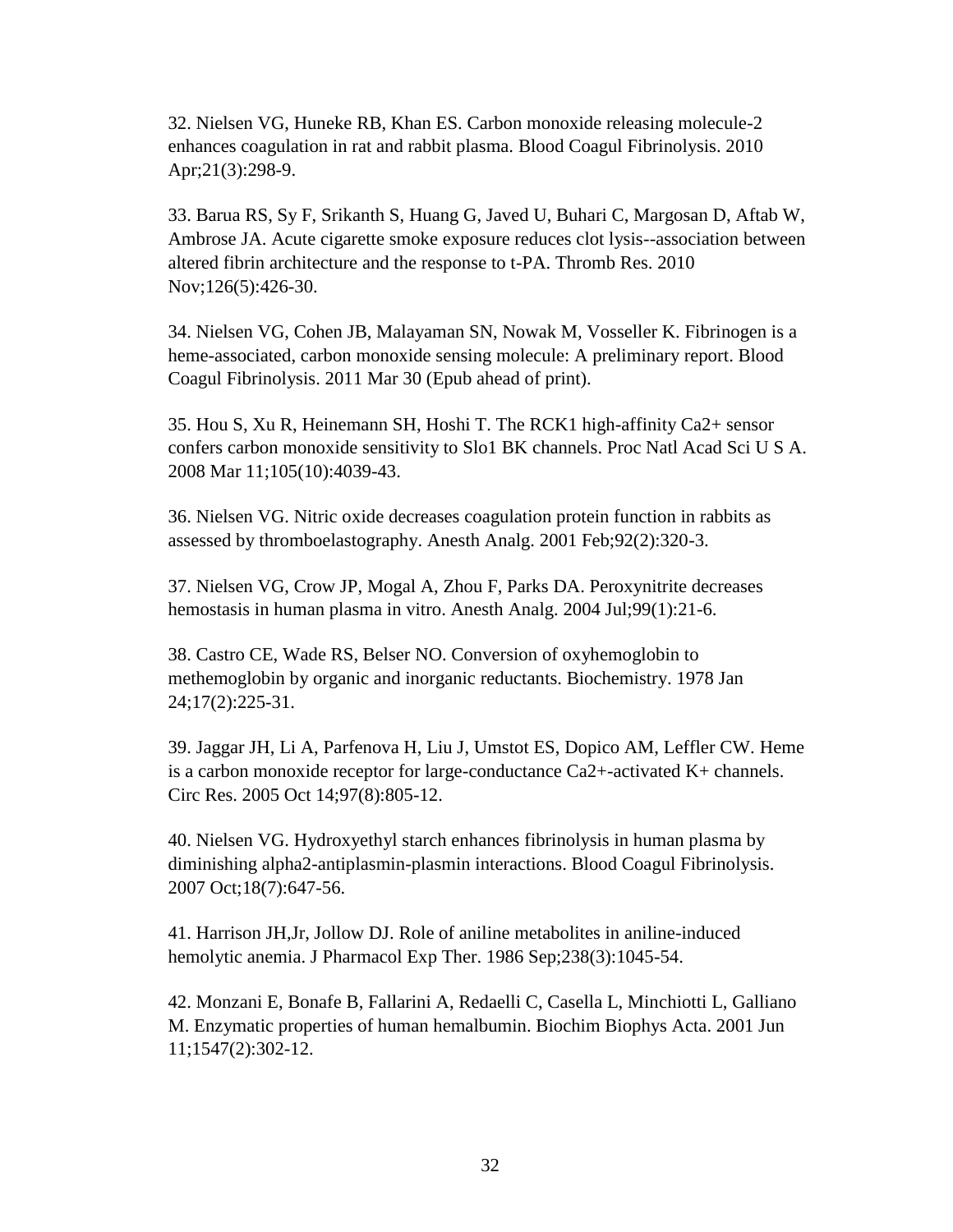32. Nielsen VG, Huneke RB, Khan ES. Carbon monoxide releasing molecule-2 enhances coagulation in rat and rabbit plasma. Blood Coagul Fibrinolysis. 2010 Apr;21(3):298-9.

33. Barua RS, Sy F, Srikanth S, Huang G, Javed U, Buhari C, Margosan D, Aftab W, Ambrose JA. Acute cigarette smoke exposure reduces clot lysis--association between altered fibrin architecture and the response to t-PA. Thromb Res. 2010 Nov;126(5):426-30.

34. Nielsen VG, Cohen JB, Malayaman SN, Nowak M, Vosseller K. Fibrinogen is a heme-associated, carbon monoxide sensing molecule: A preliminary report. Blood Coagul Fibrinolysis. 2011 Mar 30 (Epub ahead of print).

35. Hou S, Xu R, Heinemann SH, Hoshi T. The RCK1 high-affinity $Ca^{2+}$ sensor confers carbon monoxide sensitivity to Slo1 BK channels. Proc Natl Acad Sci U S A. 2008 Mar 11;105(10):4039-43.

36. Nielsen VG. Nitric oxide decreases coagulation protein function in rabbits as assessed by thromboelastography. Anesth Analg. 2001 Feb;92(2):320-3.

37. Nielsen VG, Crow JP, Mogal A, Zhou F, Parks DA. Peroxynitrite decreases hemostasis in human plasma in vitro. Anesth Analg. 2004 Jul;99(1):21-6.

38. Castro CE, Wade RS, Belser NO. Conversion of oxyhemoglobin to methemoglobin by organic and inorganic reductants. Biochemistry. 1978 Jan 24;17(2):225-31.

39. Jaggar JH, Li A, Parfenova H, Liu J, Umstot ES, Dopico AM, Leffler CW. Heme is a carbon monoxide receptor for large-conductance $Ca^{2+}$-activated $K^{+}$ channels. Circ Res. 2005 Oct 14;97(8):805-12.

40. Nielsen VG. Hydroxyethyl starch enhances fibrinolysis in human plasma by diminishing alpha2-antiplasmin-plasmin interactions. Blood Coagul Fibrinolysis. 2007 Oct;18(7):647-56.

41. Harrison JH,Jr, Jollow DJ. Role of aniline metabolites in aniline-induced hemolytic anemia. J Pharmacol Exp Ther. 1986 Sep;238(3):1045-54.

42. Monzani E, Bonafe B, Fallarini A, Redaelli C, Casella L, Minchiotti L, Galliano M. Enzymatic properties of human hemalbumin. Biochim Biophys Acta. 2001 Jun 11;1547(2):302-12.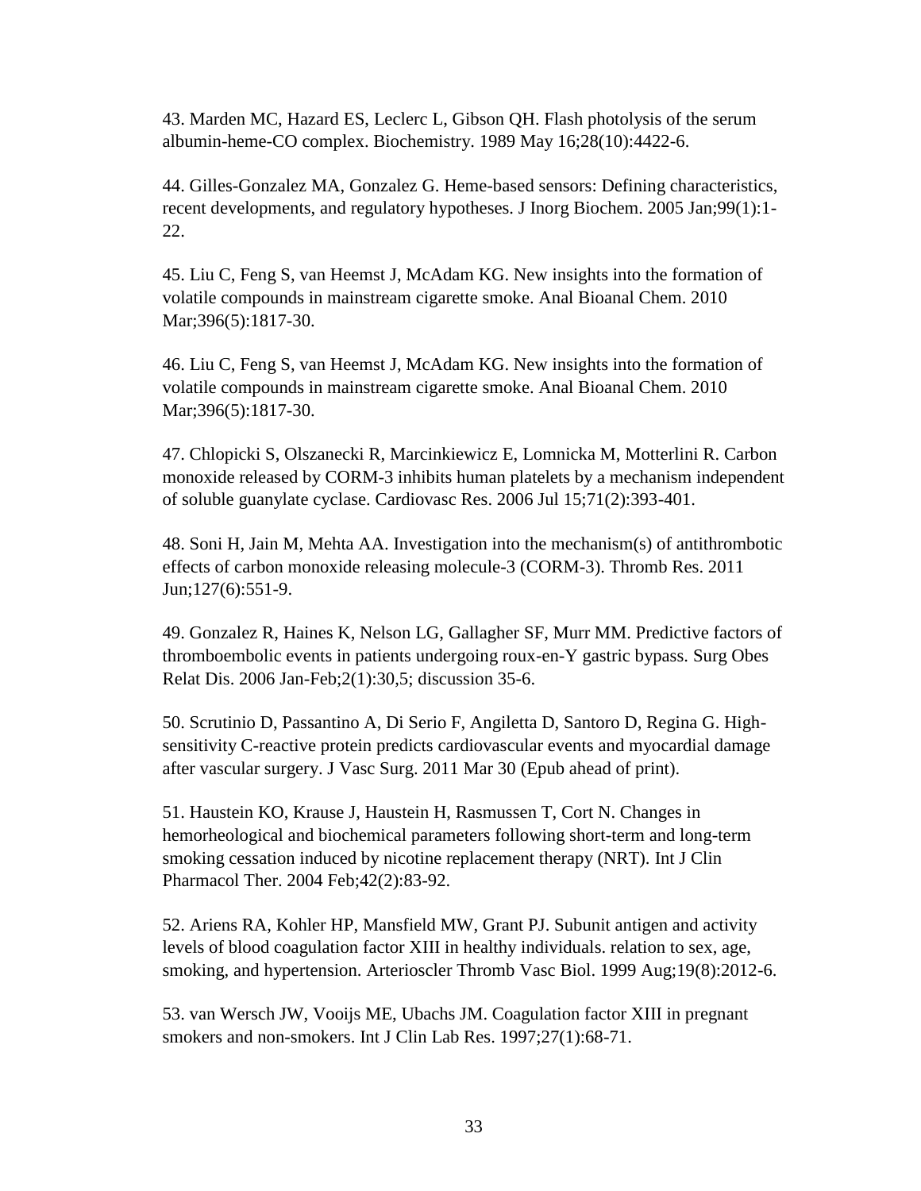43. Marden MC, Hazard ES, Leclerc L, Gibson QH. Flash photolysis of the serum albumin-heme-CO complex. Biochemistry. 1989 May 16;28(10):4422-6.

44. Gilles-Gonzalez MA, Gonzalez G. Heme-based sensors: Defining characteristics, recent developments, and regulatory hypotheses. J Inorg Biochem. 2005 Jan;99(1):1-22.

45. Liu C, Feng S, van Heemst J, McAdam KG. New insights into the formation of volatile compounds in mainstream cigarette smoke. Anal Bioanal Chem. 2010 Mar;396(5):1817-30.

46. Liu C, Feng S, van Heemst J, McAdam KG. New insights into the formation of volatile compounds in mainstream cigarette smoke. Anal Bioanal Chem. 2010 Mar;396(5):1817-30.

47. Chlopicki S, Olszanecki R, Marcinkiewicz E, Lomnicka M, Motterlini R. Carbon monoxide released by CORM-3 inhibits human platelets by a mechanism independent of soluble guanylate cyclase. Cardiovasc Res. 2006 Jul 15;71(2):393-401.

48. Soni H, Jain M, Mehta AA. Investigation into the mechanism(s) of antithrombotic effects of carbon monoxide releasing molecule-3 (CORM-3). Thromb Res. 2011 Jun;127(6):551-9.

49. Gonzalez R, Haines K, Nelson LG, Gallagher SF, Murr MM. Predictive factors of thromboembolic events in patients undergoing roux-en-Y gastric bypass. Surg Obes Relat Dis. 2006 Jan-Feb;2(1):30,5; discussion 35-6.

50. Scrutinio D, Passantino A, Di Serio F, Angiletta D, Santoro D, Regina G. High-sensitivity C-reactive protein predicts cardiovascular events and myocardial damage after vascular surgery. J Vasc Surg. 2011 Mar 30 (Epub ahead of print).

51. Haustein KO, Krause J, Haustein H, Rasmussen T, Cort N. Changes in hemorheological and biochemical parameters following short-term and long-term smoking cessation induced by nicotine replacement therapy (NRT). Int J Clin Pharmacol Ther. 2004 Feb;42(2):83-92.

52. Ariens RA, Kohler HP, Mansfield MW, Grant PJ. Subunit antigen and activity levels of blood coagulation factor XIII in healthy individuals. relation to sex, age, smoking, and hypertension. Arterioscler Thromb Vasc Biol. 1999 Aug;19(8):2012-6.

53. van Wersch JW, Vooijs ME, Ubachs JM. Coagulation factor XIII in pregnant smokers and non-smokers. Int J Clin Lab Res. 1997;27(1):68-71.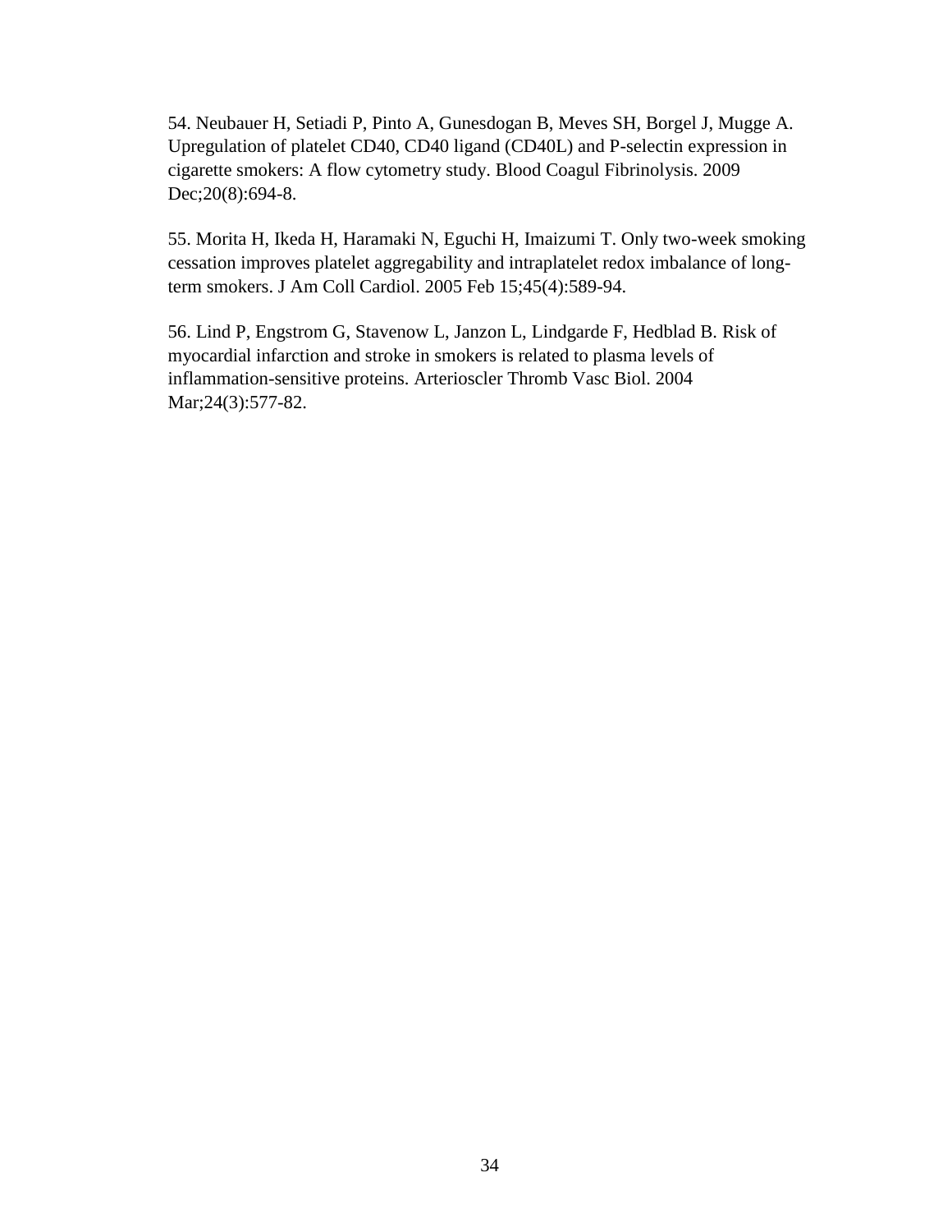54. Neubauer H, Setiadi P, Pinto A, Gunesdogan B, Meves SH, Borgel J, Mugge A. Upregulation of platelet CD40, CD40 ligand (CD40L) and P-selectin expression in cigarette smokers: A flow cytometry study. Blood Coagul Fibrinolysis. 2009 Dec;20(8):694-8.

55. Morita H, Ikeda H, Haramaki N, Eguchi H, Imaizumi T. Only two-week smoking cessation improves platelet aggregability and intraplatelet redox imbalance of long-term smokers. J Am Coll Cardiol. 2005 Feb 15;45(4):589-94.

56. Lind P, Engstrom G, Stavenow L, Janzon L, Lindgarde F, Hedblad B. Risk of myocardial infarction and stroke in smokers is related to plasma levels of inflammation-sensitive proteins. Arterioscler Thromb Vasc Biol. 2004 Mar;24(3):577-82.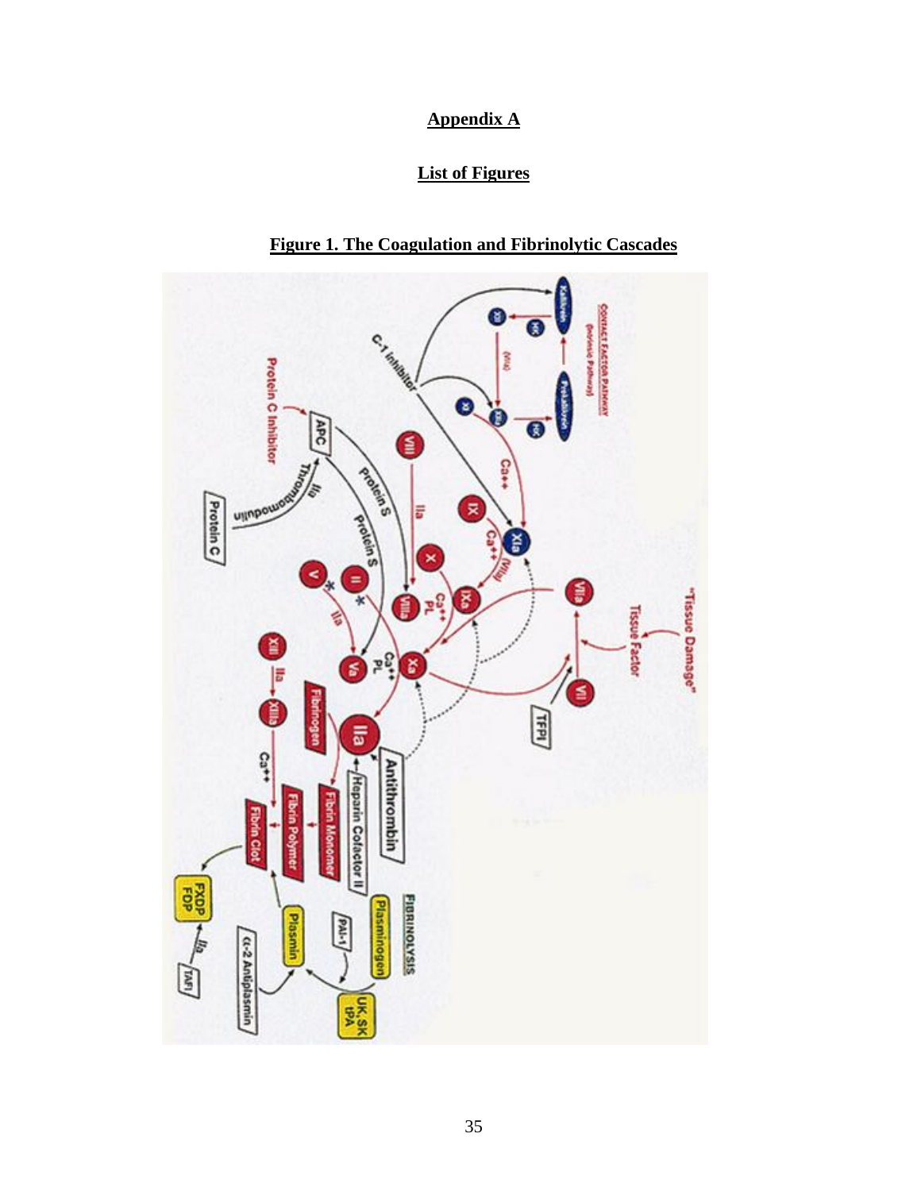# Appendix A

## List of Figures

### Figure 1. The Coagulation and Fibrinolytic Cascades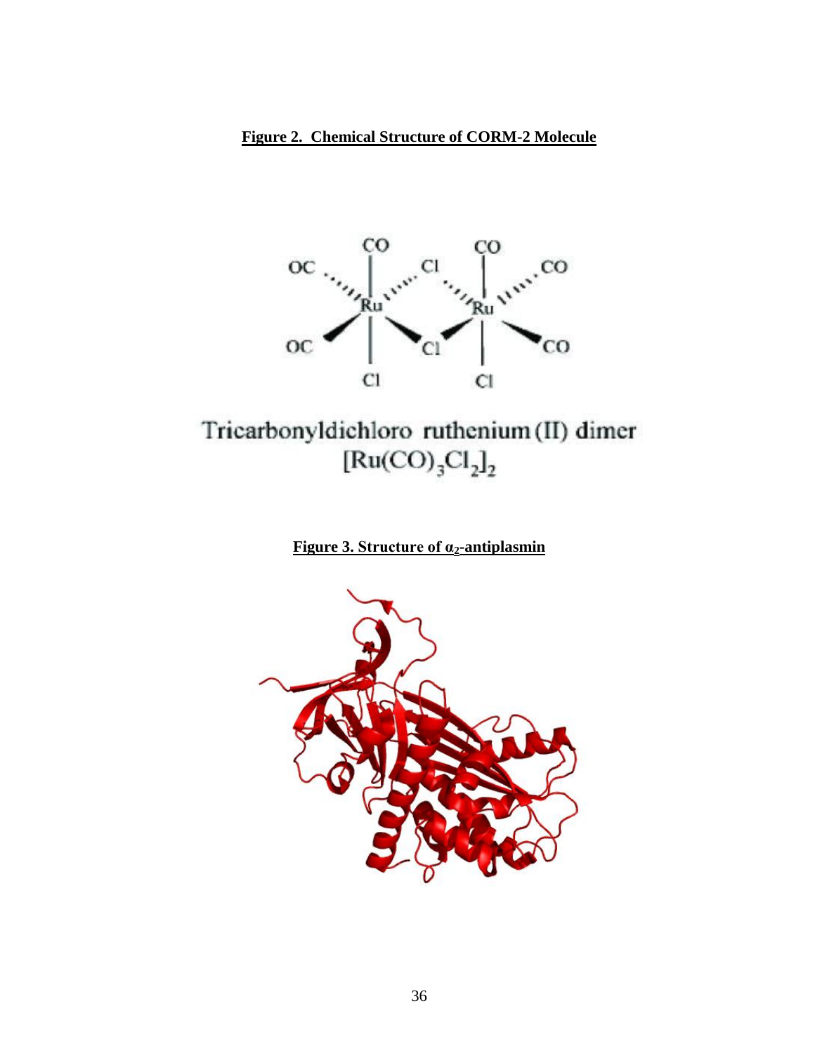**Figure 2. Chemical Structure of CORM-2 Molecule**

Tricarbonyldichloro ruthenium (II) dimer

$[Ru(CO)_3Cl_2]_2$

**Figure 3. Structure of $\alpha_2$-antiplasmin**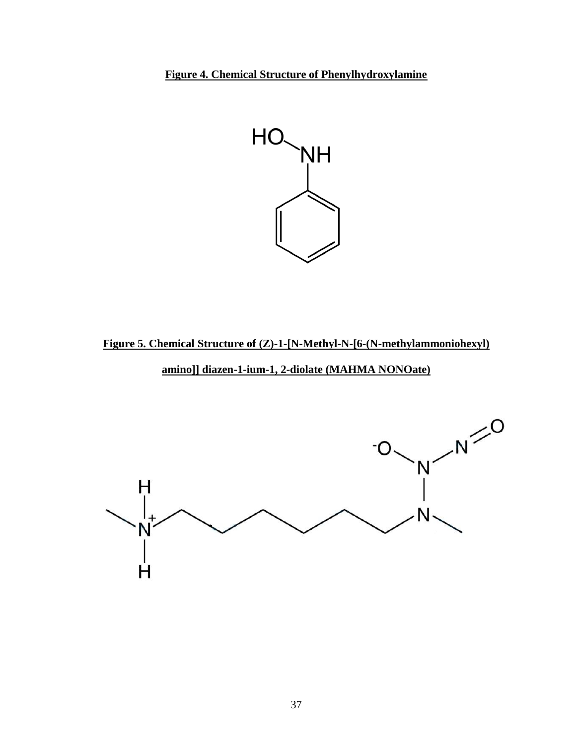**Figure 4. Chemical Structure of Phenylhydroxylamine**

**Figure 5. Chemical Structure of (Z)-1-[N-Methyl-N-[6-(N-methylammoniohexyl) amino]] diazen-1-ium-1, 2-diolate (MAHMA NONOate)**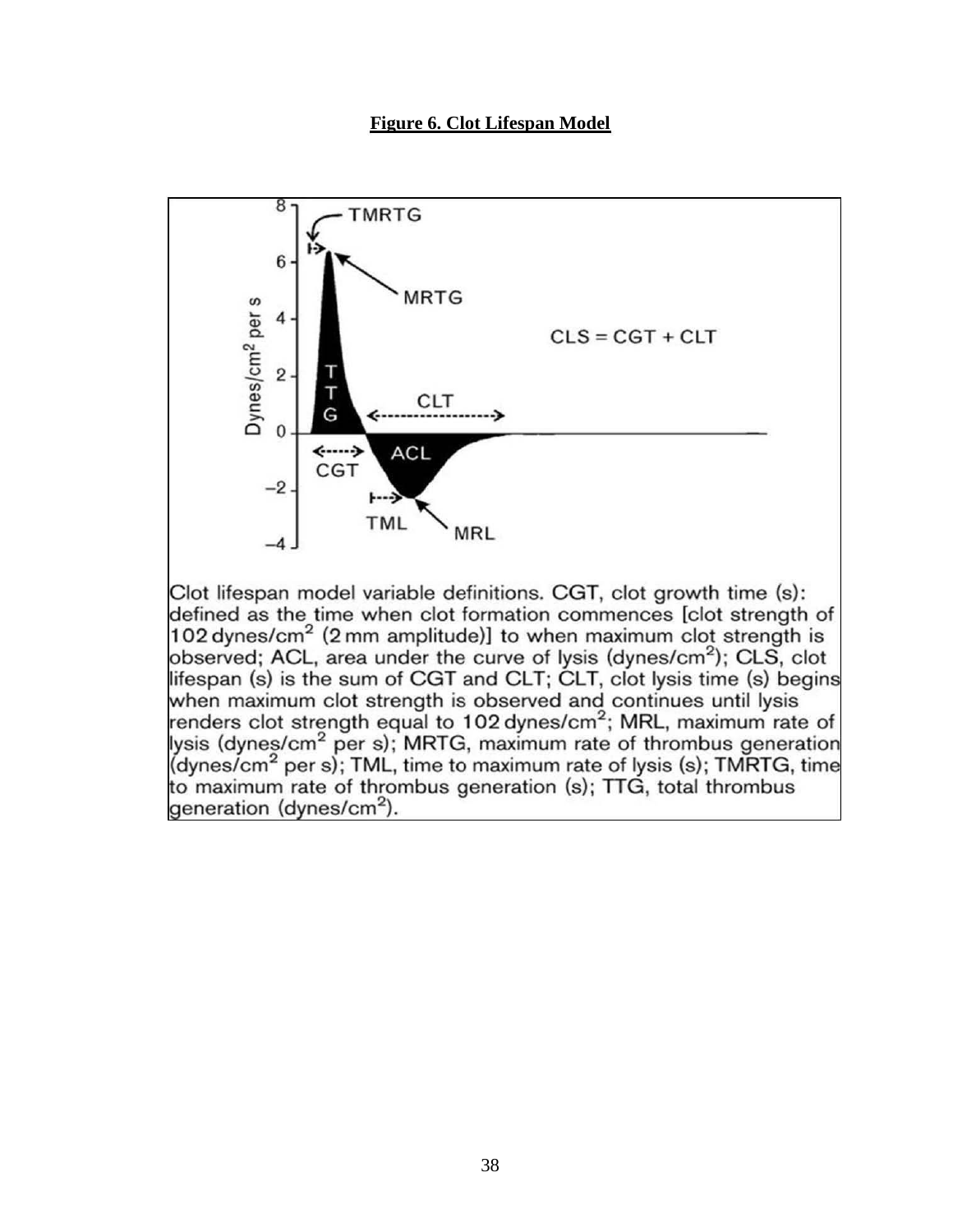**Figure 6. Clot Lifespan Model**

Clot lifespan model variable definitions. CGT, clot growth time (s): defined as the time when clot formation commences [clot strength of 102 dynes/cm$^2$ (2 mm amplitude)] to when maximum clot strength is observed; ACL, area under the curve of lysis (dynes/cm$^2$); CLS, clot lifespan (s) is the sum of CGT and CLT; CLT, clot lysis time (s) begins when maximum clot strength is observed and continues until lysis renders clot strength equal to 102 dynes/cm$^2$; MRL, maximum rate of lysis (dynes/cm$^2$ per s); MRTG, maximum rate of thrombus generation (dynes/cm$^2$ per s); TML, time to maximum rate of lysis (s); TMRTG, time to maximum rate of thrombus generation (s); TTG, total thrombus generation (dynes/cm$^2$).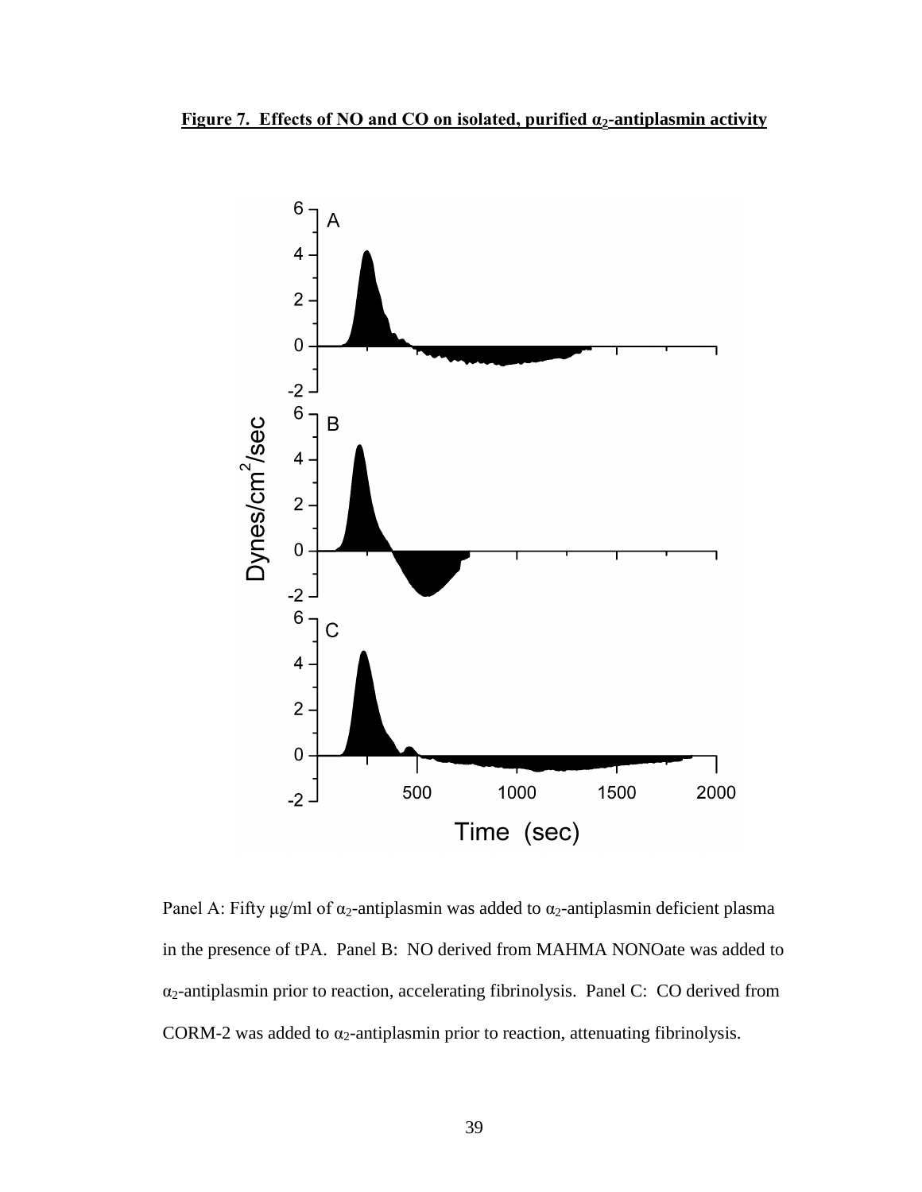**Figure 7. Effects of NO and CO on isolated, purified $\alpha_2$-antiplasmin activity**

Panel A: Fifty μg/ml of $\alpha_2$-antiplasmin was added to $\alpha_2$-antiplasmin deficient plasma in the presence of tPA. Panel B: NO derived from MAHMA NONOate was added to $\alpha_2$-antiplasmin prior to reaction, accelerating fibrinolysis. Panel C: CO derived from CORM-2 was added to $\alpha_2$-antiplasmin prior to reaction, attenuating fibrinolysis.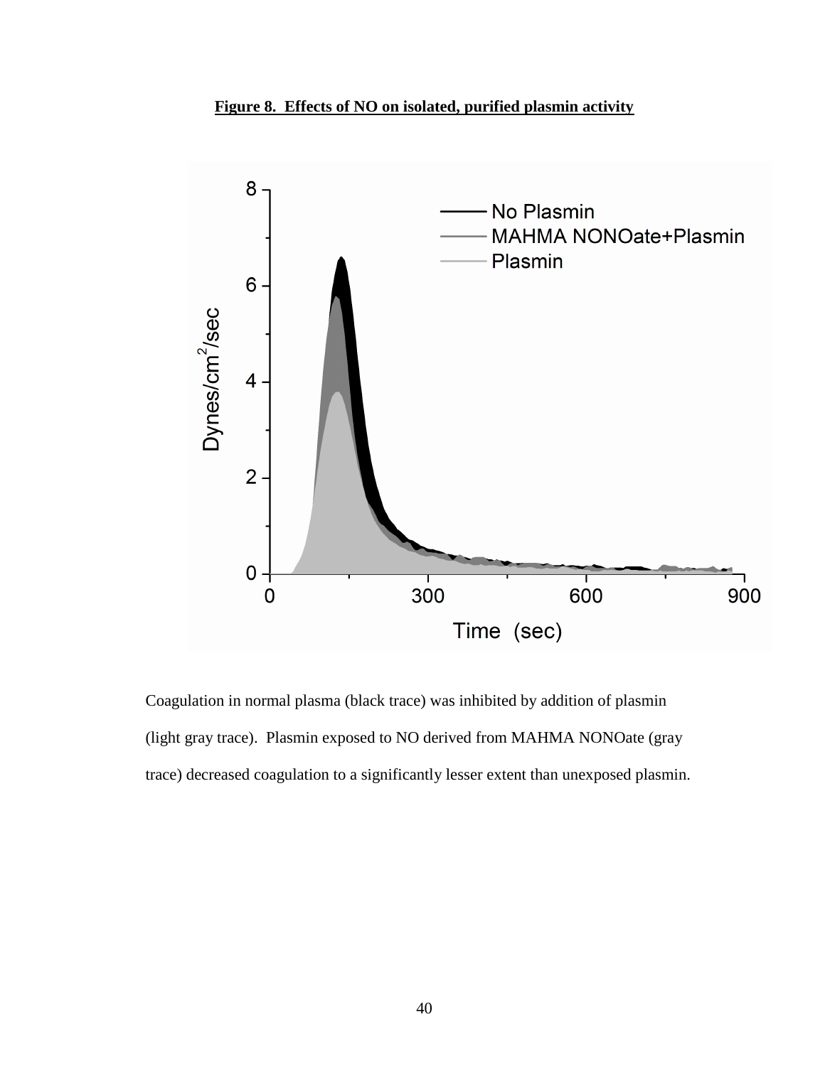**Figure 8. Effects of NO on isolated, purified plasmin activity**

Coagulation in normal plasma (black trace) was inhibited by addition of plasmin (light gray trace). Plasmin exposed to NO derived from MAHMA NONOate (gray trace) decreased coagulation to a significantly lesser extent than unexposed plasmin.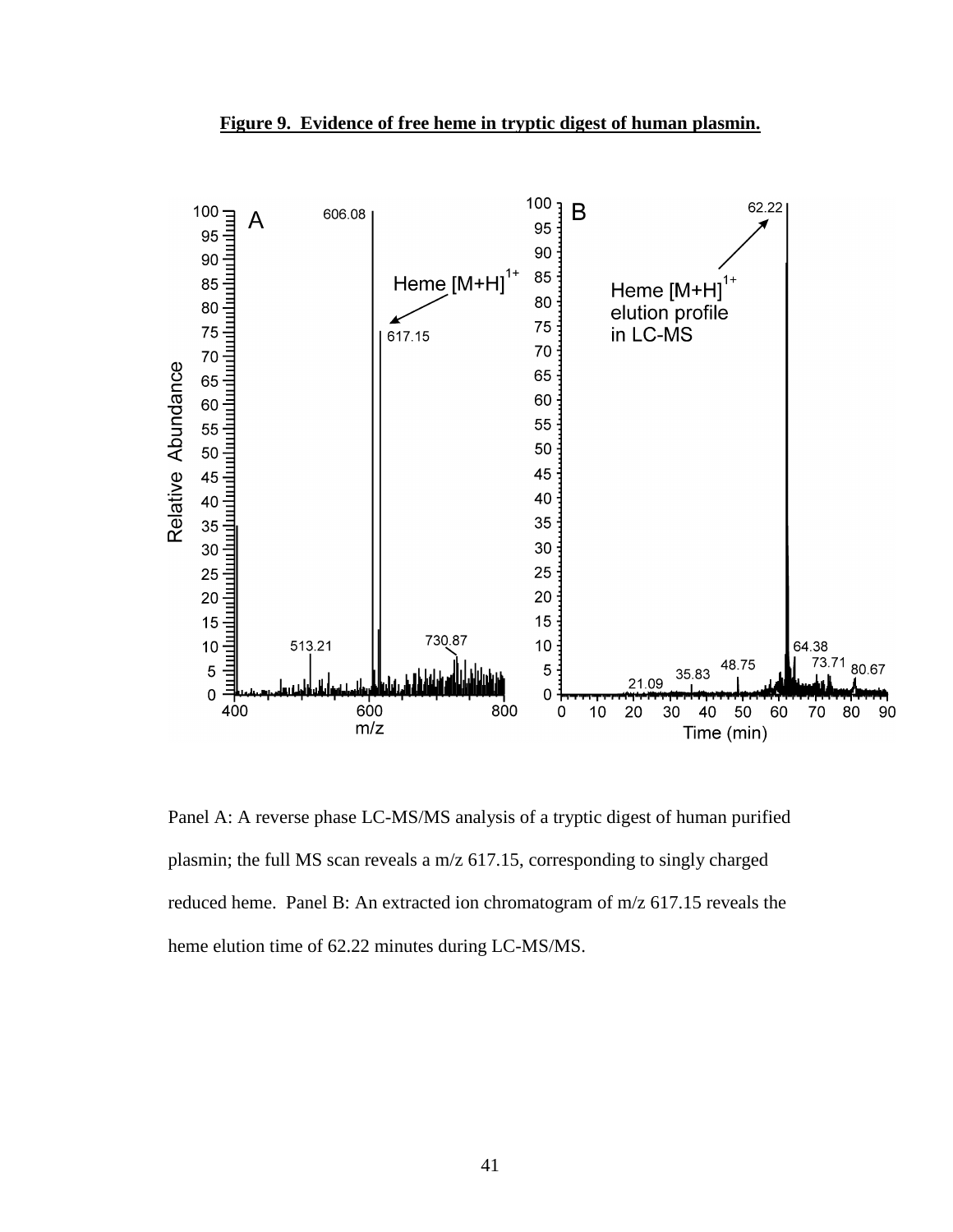**Figure 9. Evidence of free heme in tryptic digest of human plasmin.**

Panel A: A reverse phase LC-MS/MS analysis of a tryptic digest of human purified plasmin; the full MS scan reveals a m/z 617.15, corresponding to singly charged reduced heme. Panel B: An extracted ion chromatogram of m/z 617.15 reveals the heme elution time of 62.22 minutes during LC-MS/MS.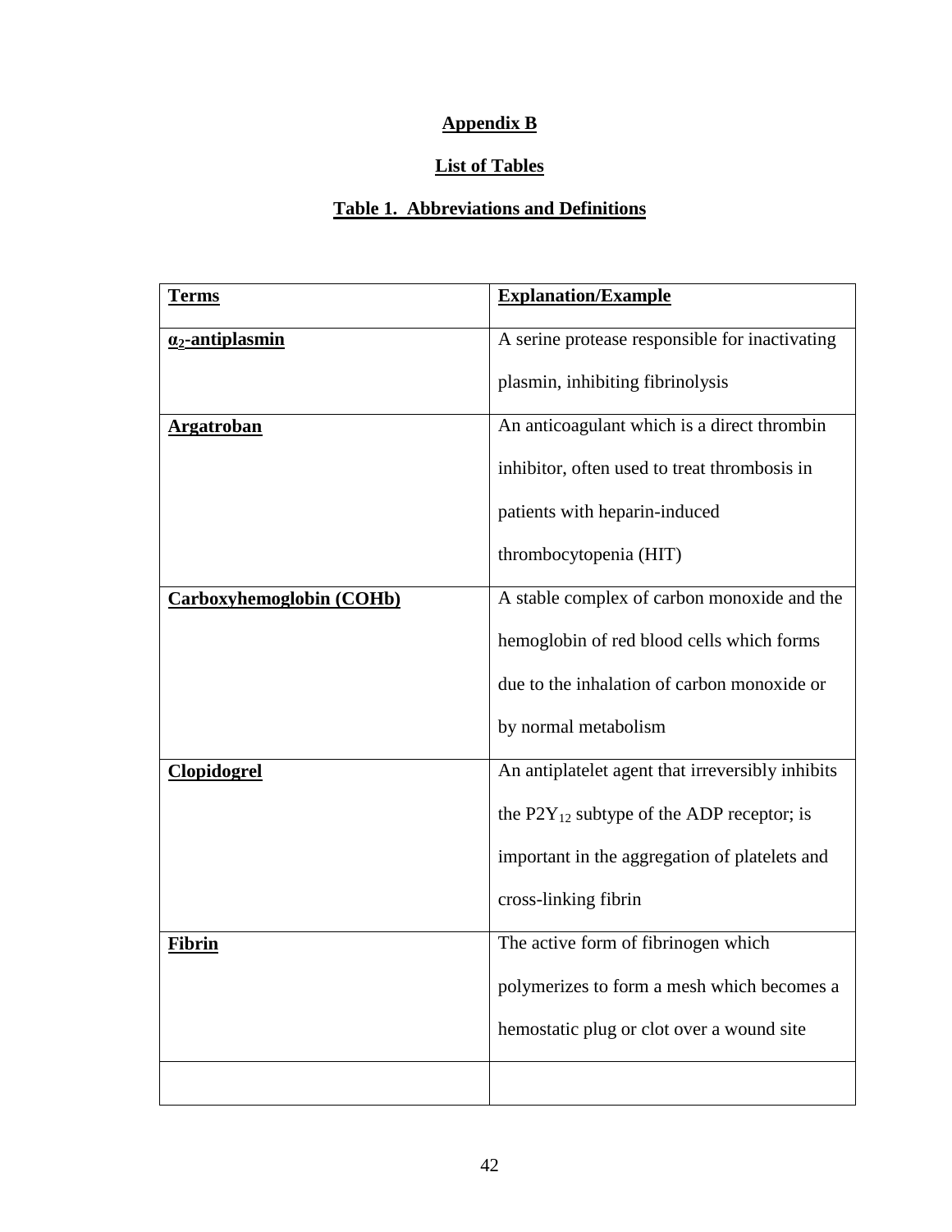**Appendix B**

**List of Tables**

**Table 1. Abbreviations and Definitions**

| **Terms** | **Explanation/Example** |
|---|---|
| **$\alpha_2$-antiplasmin** | A serine protease responsible for inactivating plasmin, inhibiting fibrinolysis |
| **Argatroban** | An anticoagulant which is a direct thrombin inhibitor, often used to treat thrombosis in patients with heparin-induced thrombocytopenia (HIT) |
| **Carboxyhemoglobin (COHb)** | A stable complex of carbon monoxide and the hemoglobin of red blood cells which forms due to the inhalation of carbon monoxide or by normal metabolism |
| **Clopidogrel** | An antiplatelet agent that irreversibly inhibits the $P2Y_{12}$ subtype of the ADP receptor; is important in the aggregation of platelets and cross-linking fibrin |
| **Fibrin** | The active form of fibrinogen which polymerizes to form a mesh which becomes a hemostatic plug or clot over a wound site |
| | |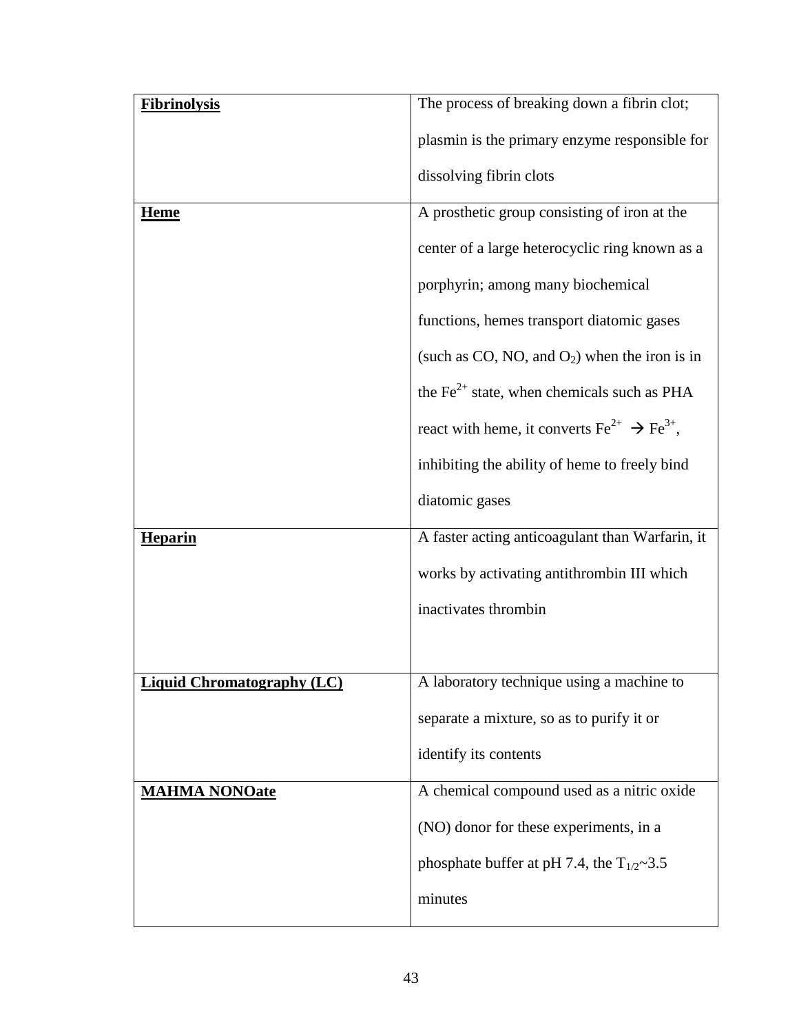| | |
|---|---|
| **Fibrinolysis** | The process of breaking down a fibrin clot; plasmin is the primary enzyme responsible for dissolving fibrin clots |
| **Heme** | A prosthetic group consisting of iron at the center of a large heterocyclic ring known as a porphyrin; among many biochemical functions, hemes transport diatomic gases (such as CO, NO, and $O_2$) when the iron is in the $Fe^{2+}$ state, when chemicals such as PHA react with heme, it converts $Fe^{2+} \rightarrow Fe^{3+}$, inhibiting the ability of heme to freely bind diatomic gases |
| **Heparin** | A faster acting anticoagulant than Warfarin, it works by activating antithrombin III which inactivates thrombin |
| **Liquid Chromatography (LC)** | A laboratory technique using a machine to separate a mixture, so as to purify it or identify its contents |
| **MAHMA NONOate** | A chemical compound used as a nitric oxide (NO) donor for these experiments, in a phosphate buffer at pH 7.4, the $T_{1/2}$~3.5 minutes |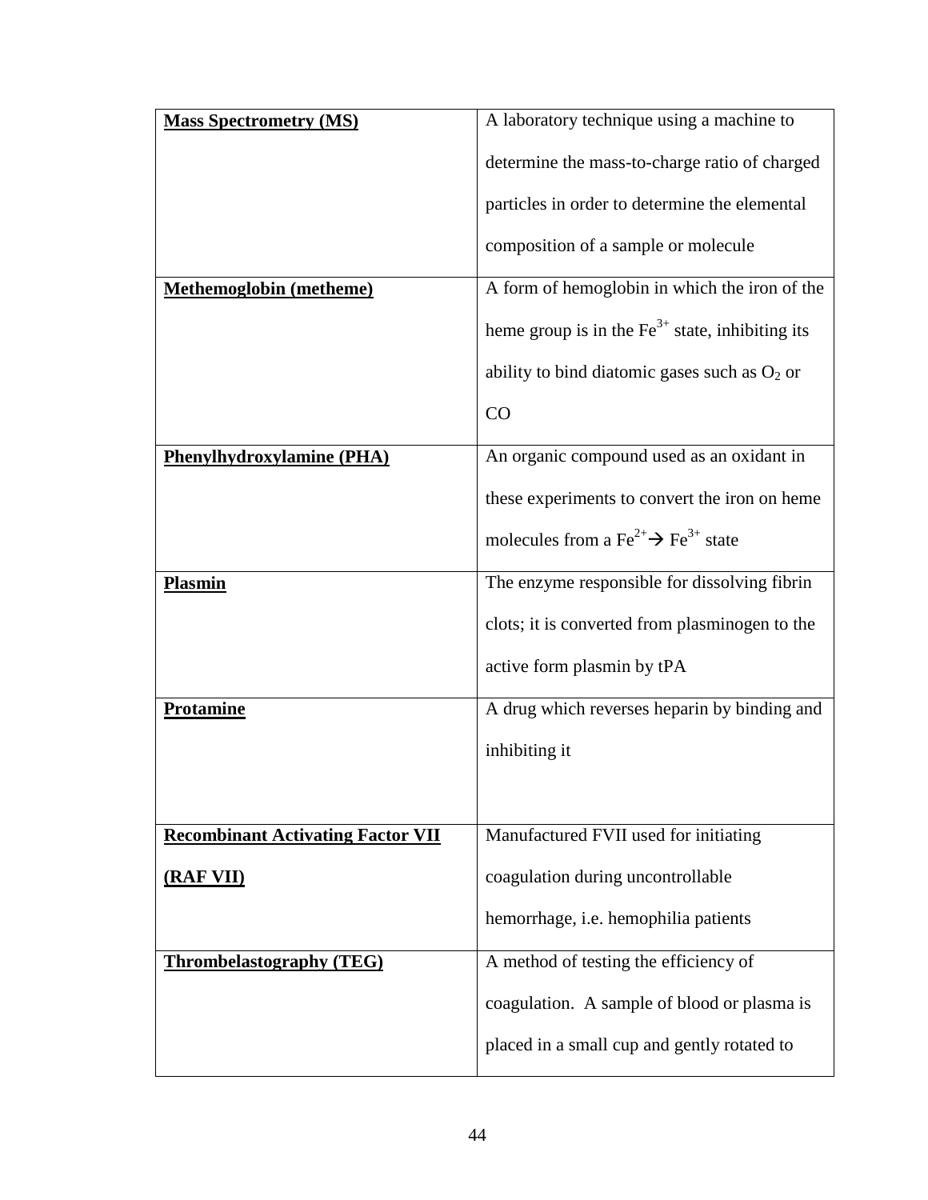| | |
|---|---|
| **Mass Spectrometry (MS)** | A laboratory technique using a machine to determine the mass-to-charge ratio of charged particles in order to determine the elemental composition of a sample or molecule |
| **Methemoglobin (metheme)** | A form of hemoglobin in which the iron of the heme group is in the $Fe^{3+}$ state, inhibiting its ability to bind diatomic gases such as $O_2$ or CO |
| **Phenylhydroxylamine (PHA)** | An organic compound used as an oxidant in these experiments to convert the iron on heme molecules from a $Fe^{2+} \rightarrow Fe^{3+}$ state |
| **Plasmin** | The enzyme responsible for dissolving fibrin clots; it is converted from plasminogen to the active form plasmin by tPA |
| **Protamine** | A drug which reverses heparin by binding and inhibiting it |
| **Recombinant Activating Factor VII (RAF VII)** | Manufactured FVII used for initiating coagulation during uncontrollable hemorrhage, i.e. hemophilia patients |
| **Thrombelastography (TEG)** | A method of testing the efficiency of coagulation. A sample of blood or plasma is placed in a small cup and gently rotated to |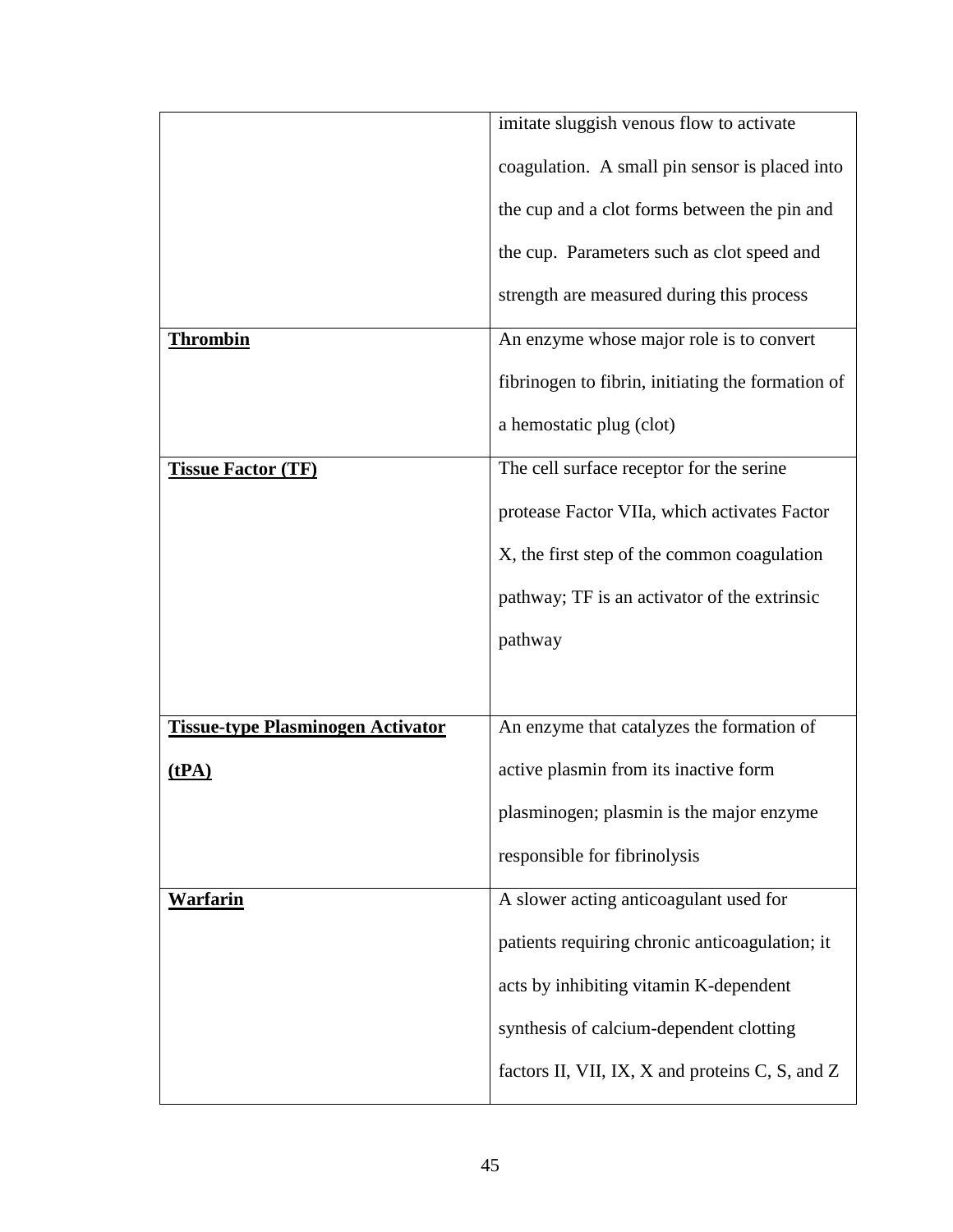| | |
|---|---|
| | imitate sluggish venous flow to activate coagulation. A small pin sensor is placed into the cup and a clot forms between the pin and the cup. Parameters such as clot speed and strength are measured during this process |
| **Thrombin** | An enzyme whose major role is to convert fibrinogen to fibrin, initiating the formation of a hemostatic plug (clot) |
| **Tissue Factor (TF)** | The cell surface receptor for the serine protease Factor VIIa, which activates Factor X, the first step of the common coagulation pathway; TF is an activator of the extrinsic pathway |
| **Tissue-type Plasminogen Activator (tPA)** | An enzyme that catalyzes the formation of active plasmin from its inactive form plasminogen; plasmin is the major enzyme responsible for fibrinolysis |
| **Warfarin** | A slower acting anticoagulant used for patients requiring chronic anticoagulation; it acts by inhibiting vitamin K-dependent synthesis of calcium-dependent clotting factors II, VII, IX, X and proteins C, S, and Z |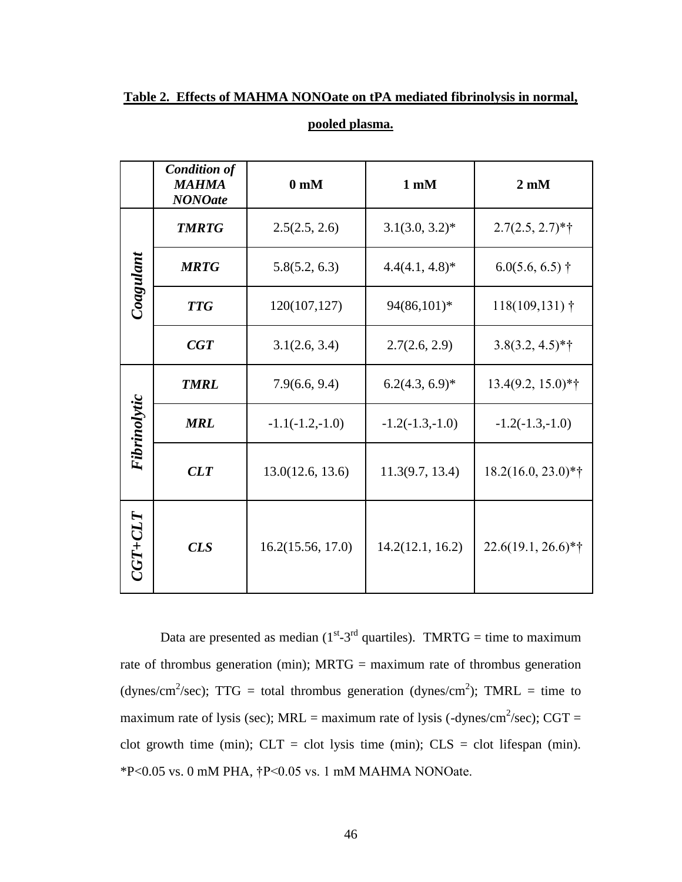**Table 2. Effects of MAHMA NONOate on tPA mediated fibrinolysis in normal, pooled plasma.**

| | *Condition of MAHMA NONOate* | **0 mM** | **1 mM** | **2 mM** |
|---|---|---|---|---|
| ***Coagulant*** | ***TMRTG*** | 2.5(2.5, 2.6) | 3.1(3.0, 3.2)* | 2.7(2.5, 2.7)*† |
| | ***MRTG*** | 5.8(5.2, 6.3) | 4.4(4.1, 4.8)* | 6.0(5.6, 6.5) † |
| | ***TTG*** | 120(107,127) | 94(86,101)* | 118(109,131) † |
| | ***CGT*** | 3.1(2.6, 3.4) | 2.7(2.6, 2.9) | 3.8(3.2, 4.5)*† |
| ***Fibrinolytic*** | ***TMRL*** | 7.9(6.6, 9.4) | 6.2(4.3, 6.9)* | 13.4(9.2, 15.0)*† |
| | ***MRL*** | -1.1(-1.2,-1.0) | -1.2(-1.3,-1.0) | -1.2(-1.3,-1.0) |
| | ***CLT*** | 13.0(12.6, 13.6) | 11.3(9.7, 13.4) | 18.2(16.0, 23.0)*† |
| ***CGT+CLT*** | ***CLS*** | 16.2(15.56, 17.0) | 14.2(12.1, 16.2) | 22.6(19.1, 26.6)*† |

Data are presented as median ($1^{st}$-$3^{rd}$ quartiles). TMRTG = time to maximum rate of thrombus generation (min); MRTG = maximum rate of thrombus generation (dynes/$cm^2$/sec); TTG = total thrombus generation (dynes/$cm^2$); TMRL = time to maximum rate of lysis (sec); MRL = maximum rate of lysis (-dynes/$cm^2$/sec); CGT = clot growth time (min); CLT = clot lysis time (min); CLS = clot lifespan (min). *$P<0.05$ vs. 0 mM PHA, †$P<0.05$ vs. 1 mM MAHMA NONOate.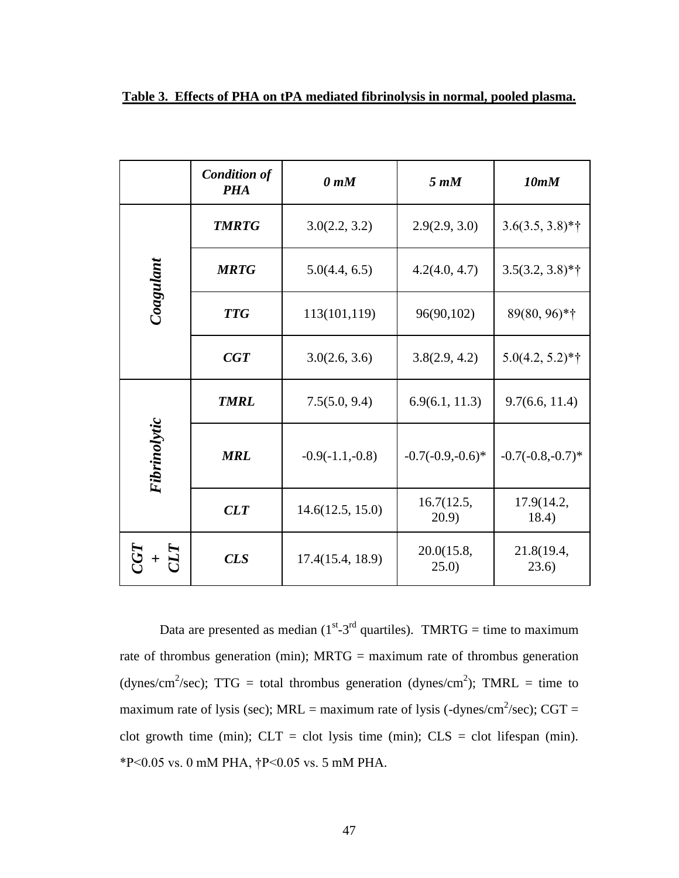**Table 3. Effects of PHA on tPA mediated fibrinolysis in normal, pooled plasma.**

| | ***Condition of PHA*** | ***0 mM*** | ***5 mM*** | ***10mM*** |
|---|---|---|---|---|
| ***Coagulant*** | ***TMRTG*** | 3.0(2.2, 3.2) | 2.9(2.9, 3.0) | 3.6(3.5, 3.8)*† |
| | ***MRTG*** | 5.0(4.4, 6.5) | 4.2(4.0, 4.7) | 3.5(3.2, 3.8)*† |
| | ***TTG*** | 113(101,119) | 96(90,102) | 89(80, 96)*† |
| | ***CGT*** | 3.0(2.6, 3.6) | 3.8(2.9, 4.2) | 5.0(4.2, 5.2)*† |
| ***Fibrinolytic*** | ***TMRL*** | 7.5(5.0, 9.4) | 6.9(6.1, 11.3) | 9.7(6.6, 11.4) |
| | ***MRL*** | -0.9(-1.1,-0.8) | -0.7(-0.9,-0.6)* | -0.7(-0.8,-0.7)* |
| | ***CLT*** | 14.6(12.5, 15.0) | 16.7(12.5, 20.9) | 17.9(14.2, 18.4) |
| ***CGT + CLT*** | ***CLS*** | 17.4(15.4, 18.9) | 20.0(15.8, 25.0) | 21.8(19.4, 23.6) |

Data are presented as median ($1^{st}$-$3^{rd}$ quartiles). TMRTG = time to maximum rate of thrombus generation (min); MRTG = maximum rate of thrombus generation (dynes/cm$^2$/sec); TTG = total thrombus generation (dynes/cm$^2$); TMRL = time to maximum rate of lysis (sec); MRL = maximum rate of lysis (-dynes/cm$^2$/sec); CGT = clot growth time (min); CLT = clot lysis time (min); CLS = clot lifespan (min). *P<0.05 vs. 0 mM PHA, †P<0.05 vs. 5 mM PHA.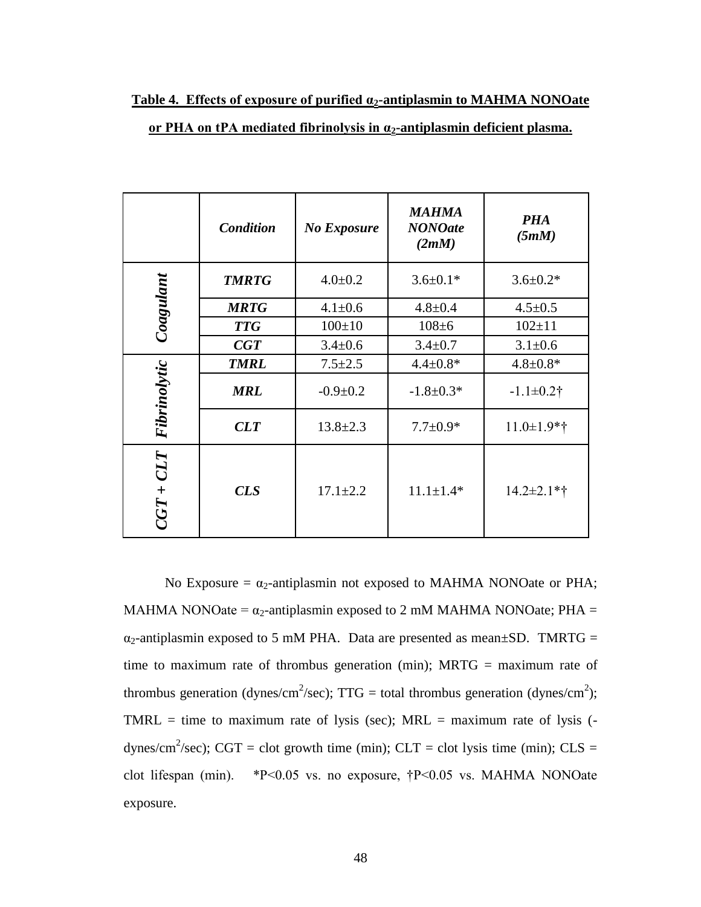**Table 4. Effects of exposure of purified $\alpha_2$-antiplasmin to MAHMA NONOate or PHA on tPA mediated fibrinolysis in $\alpha_2$-antiplasmin deficient plasma.**

| | ***Condition*** | ***No Exposure*** | ***MAHMA NONOate (2mM)*** | ***PHA (5mM)*** |
|---|---|---|---|---|
| ***Coagulant*** | ***TMRTG*** | 4.0±0.2 | 3.6±0.1* | 3.6±0.2* |
| | ***MRTG*** | 4.1±0.6 | 4.8±0.4 | 4.5±0.5 |
| | ***TTG*** | 100±10 | 108±6 | 102±11 |
| | ***CGT*** | 3.4±0.6 | 3.4±0.7 | 3.1±0.6 |
| ***Fibrinolytic*** | ***TMRL*** | 7.5±2.5 | 4.4±0.8* | 4.8±0.8* |
| | ***MRL*** | -0.9±0.2 | -1.8±0.3* | -1.1±0.2† |
| | ***CLT*** | 13.8±2.3 | 7.7±0.9* | 11.0±1.9*† |
| ***CGT + CLT*** | ***CLS*** | 17.1±2.2 | 11.1±1.4* | 14.2±2.1*† |

No Exposure = $\alpha_2$-antiplasmin not exposed to MAHMA NONOate or PHA; MAHMA NONOate = $\alpha_2$-antiplasmin exposed to 2 mM MAHMA NONOate; PHA = $\alpha_2$-antiplasmin exposed to 5 mM PHA. Data are presented as mean±SD. TMRTG = time to maximum rate of thrombus generation (min); MRTG = maximum rate of thrombus generation (dynes/cm$^2$/sec); TTG = total thrombus generation (dynes/cm$^2$); TMRL = time to maximum rate of lysis (sec); MRL = maximum rate of lysis (-dynes/cm$^2$/sec); CGT = clot growth time (min); CLT = clot lysis time (min); CLS = clot lifespan (min). *$P<0.05$ vs. no exposure, †$P<0.05$ vs. MAHMA NONOate exposure.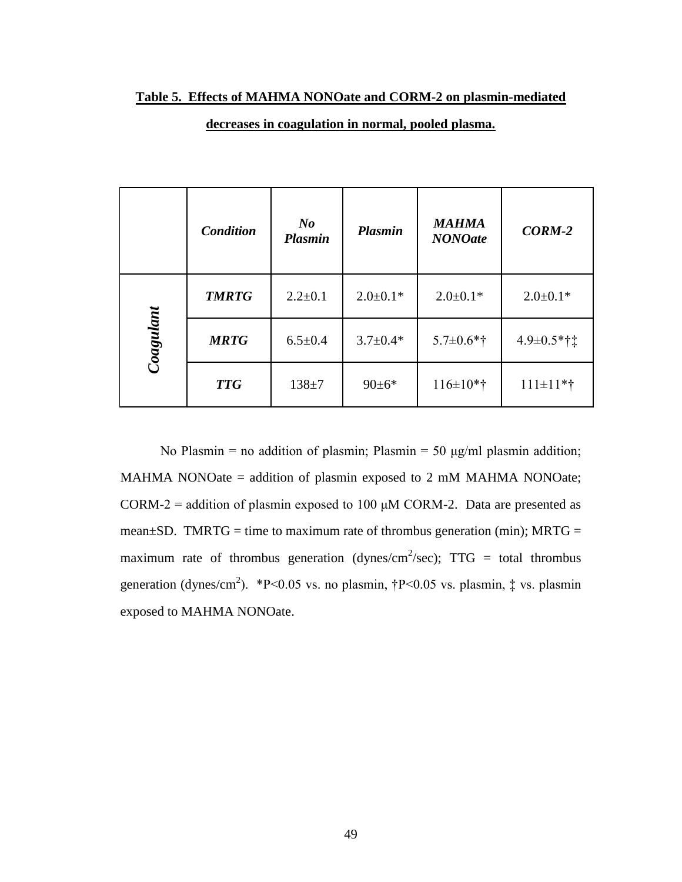**Table 5. Effects of MAHMA NONOate and CORM-2 on plasmin-mediated decreases in coagulation in normal, pooled plasma.**

| | ***Condition*** | ***No Plasmin*** | ***Plasmin*** | ***MAHMA NONOate*** | ***CORM-2*** |
|---|---|---|---|---|---|
| ***Coagulant*** | ***TMRTG*** | 2.2±0.1 | 2.0±0.1* | 2.0±0.1* | 2.0±0.1* |
| | ***MRTG*** | 6.5±0.4 | 3.7±0.4* | 5.7±0.6*† | 4.9±0.5*†‡ |
| | ***TTG*** | 138±7 | 90±6* | 116±10*† | 111±11*† |

No Plasmin = no addition of plasmin; Plasmin = 50 μg/ml plasmin addition; MAHMA NONOate = addition of plasmin exposed to 2 mM MAHMA NONOate; CORM-2 = addition of plasmin exposed to 100 μM CORM-2. Data are presented as mean±SD. TMRTG = time to maximum rate of thrombus generation (min); MRTG = maximum rate of thrombus generation (dynes/cm$^2$/sec); TTG = total thrombus generation (dynes/cm$^2$). *P<0.05 vs. no plasmin, †P<0.05 vs. plasmin, ‡ vs. plasmin exposed to MAHMA NONOate.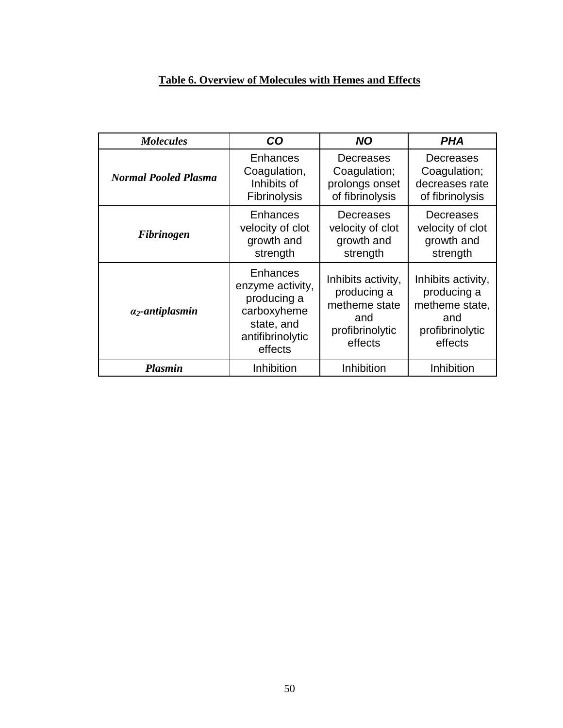**Table 6. Overview of Molecules with Hemes and Effects**

| ***Molecules*** | ***CO*** | ***NO*** | ***PHA*** |
|---|---|---|---|
| ***Normal Pooled Plasma*** | Enhances Coagulation, Inhibits of Fibrinolysis | Decreases Coagulation; prolongs onset of fibrinolysis | Decreases Coagulation; decreases rate of fibrinolysis |
| ***Fibrinogen*** | Enhances velocity of clot growth and strength | Decreases velocity of clot growth and strength | Decreases velocity of clot growth and strength |
| ***$\alpha_2$-antiplasmin*** | Enhances enzyme activity, producing a carboxyheme state, and antifibrinolytic effects | Inhibits activity, producing a metheme state and profibrinolytic effects | Inhibits activity, producing a metheme state, and profibrinolytic effects |
| ***Plasmin*** | Inhibition | Inhibition | Inhibition |